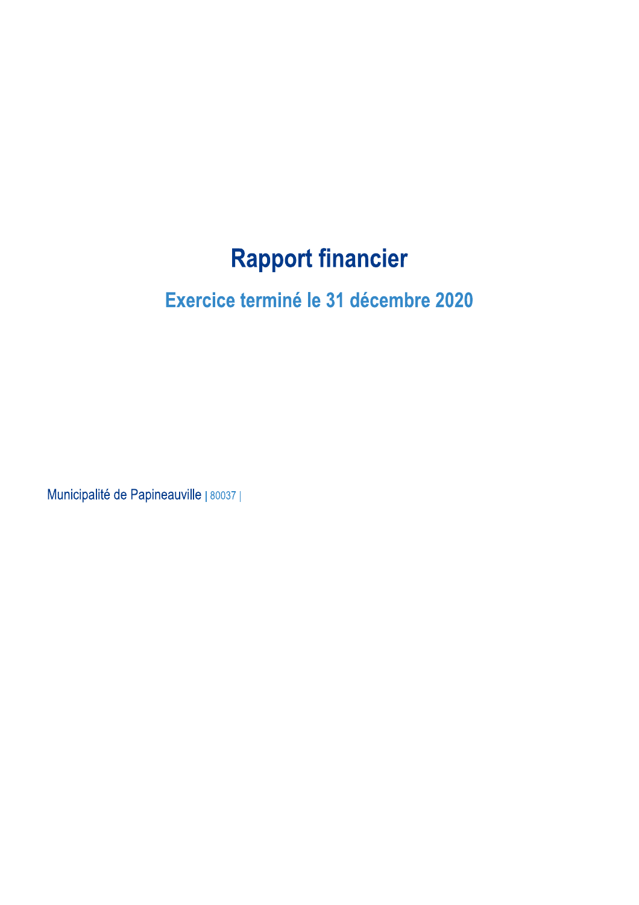# Rapport financier

## Exercice terminé le 31 décembre 2020

Municipalité de Papineauville | 80037 |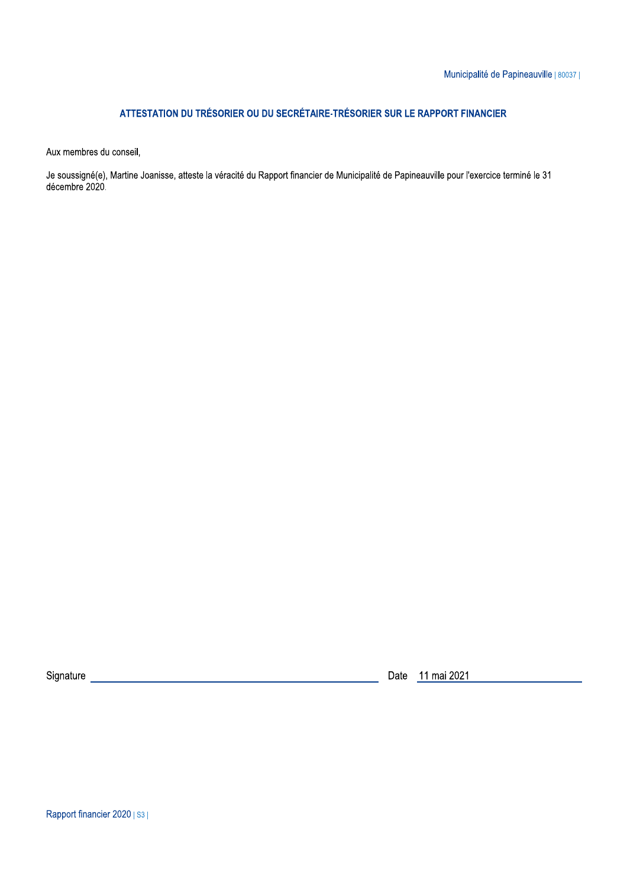## ATTESTATION DU TRÉSORIER OU DU SECRÉTAIRE-TRÉSORIER SUR LE RAPPORT FINANCIER

Aux membres du conseil,

Je soussigné(e), Martine Joanisse, atteste la véracité du Rapport financier de Municipalité de Papineauville pour l'exercice terminé le 31 décembre 2020.

Signature \_\_\_\_\_\_\_\_\_\_\_\_\_\_\_\_\_\_\_\_\_\_\_\_\_\_\_\_\_\_\_\_\_\_\_\_\_\_\_\_ Date 11 mai 2021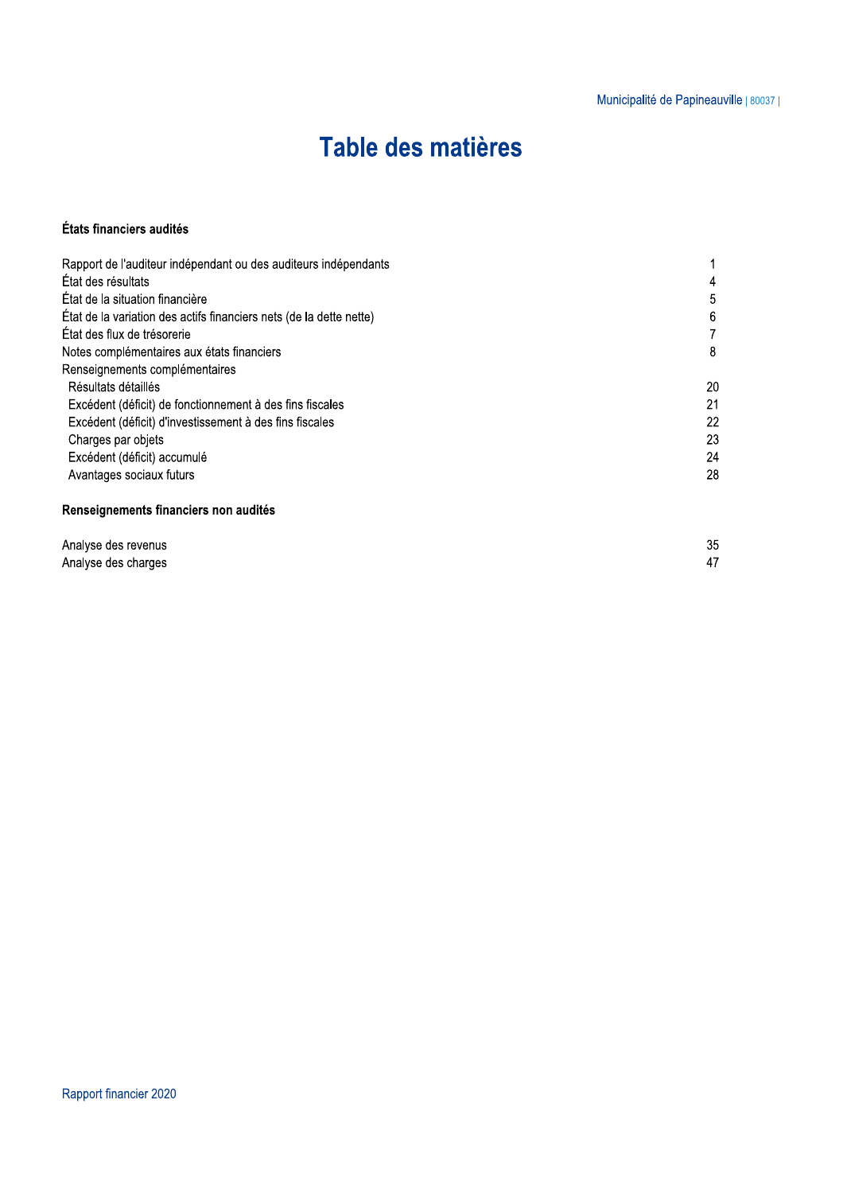# Table des matières

**États financiers audités**

| | |
|---|---|
| Rapport de l'auditeur indépendant ou des auditeurs indépendants | 1 |
| État des résultats | 4 |
| État de la situation financière | 5 |
| État de la variation des actifs financiers nets (de la dette nette) | 6 |
| État des flux de trésorerie | 7 |
| Notes complémentaires aux états financiers | 8 |
| Renseignements complémentaires | |
| Résultats détaillés | 20 |
| Excédent (déficit) de fonctionnement à des fins fiscales | 21 |
| Excédent (déficit) d'investissement à des fins fiscales | 22 |
| Charges par objets | 23 |
| Excédent (déficit) accumulé | 24 |
| Avantages sociaux futurs | 28 |

**Renseignements financiers non audités**

| | |
|---|---|
| Analyse des revenus | 35 |
| Analyse des charges | 47 |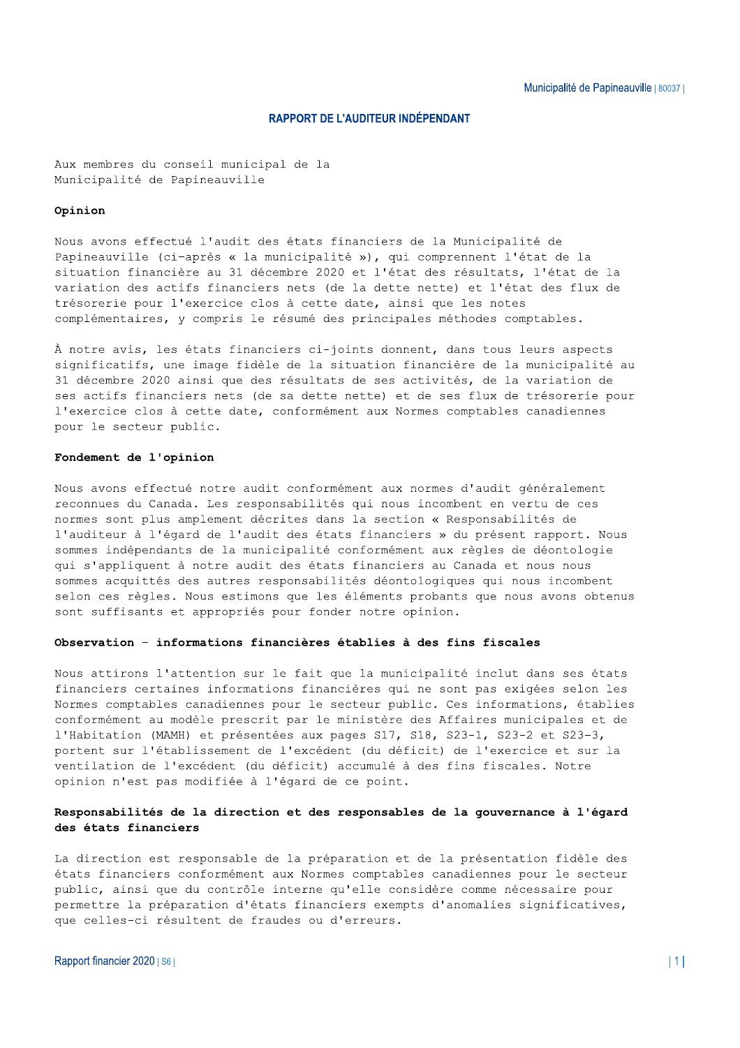## RAPPORT DE L'AUDITEUR INDÉPENDANT

Aux membres du conseil municipal de la
Municipalité de Papineauville

**Opinion**

Nous avons effectué l'audit des états financiers de la Municipalité de Papineauville (ci-après « la municipalité »), qui comprennent l'état de la situation financière au 31 décembre 2020 et l'état des résultats, l'état de la variation des actifs financiers nets (de la dette nette) et l'état des flux de trésorerie pour l'exercice clos à cette date, ainsi que les notes complémentaires, y compris le résumé des principales méthodes comptables.

À notre avis, les états financiers ci-joints donnent, dans tous leurs aspects significatifs, une image fidèle de la situation financière de la municipalité au 31 décembre 2020 ainsi que des résultats de ses activités, de la variation de ses actifs financiers nets (de sa dette nette) et de ses flux de trésorerie pour l'exercice clos à cette date, conformément aux Normes comptables canadiennes pour le secteur public.

**Fondement de l'opinion**

Nous avons effectué notre audit conformément aux normes d'audit généralement reconnues du Canada. Les responsabilités qui nous incombent en vertu de ces normes sont plus amplement décrites dans la section « Responsabilités de l'auditeur à l'égard de l'audit des états financiers » du présent rapport. Nous sommes indépendants de la municipalité conformément aux règles de déontologie qui s'appliquent à notre audit des états financiers au Canada et nous nous sommes acquittés des autres responsabilités déontologiques qui nous incombent selon ces règles. Nous estimons que les éléments probants que nous avons obtenus sont suffisants et appropriés pour fonder notre opinion.

**Observation - informations financières établies à des fins fiscales**

Nous attirons l'attention sur le fait que la municipalité inclut dans ses états financiers certaines informations financières qui ne sont pas exigées selon les Normes comptables canadiennes pour le secteur public. Ces informations, établies conformément au modèle prescrit par le ministère des Affaires municipales et de l'Habitation (MAMH) et présentées aux pages S17, S18, S23-1, S23-2 et S23-3, portent sur l'établissement de l'excédent (du déficit) de l'exercice et sur la ventilation de l'excédent (du déficit) accumulé à des fins fiscales. Notre opinion n'est pas modifiée à l'égard de ce point.

**Responsabilités de la direction et des responsables de la gouvernance à l'égard des états financiers**

La direction est responsable de la préparation et de la présentation fidèle des états financiers conformément aux Normes comptables canadiennes pour le secteur public, ainsi que du contrôle interne qu'elle considère comme nécessaire pour permettre la préparation d'états financiers exempts d'anomalies significatives, que celles-ci résultent de fraudes ou d'erreurs.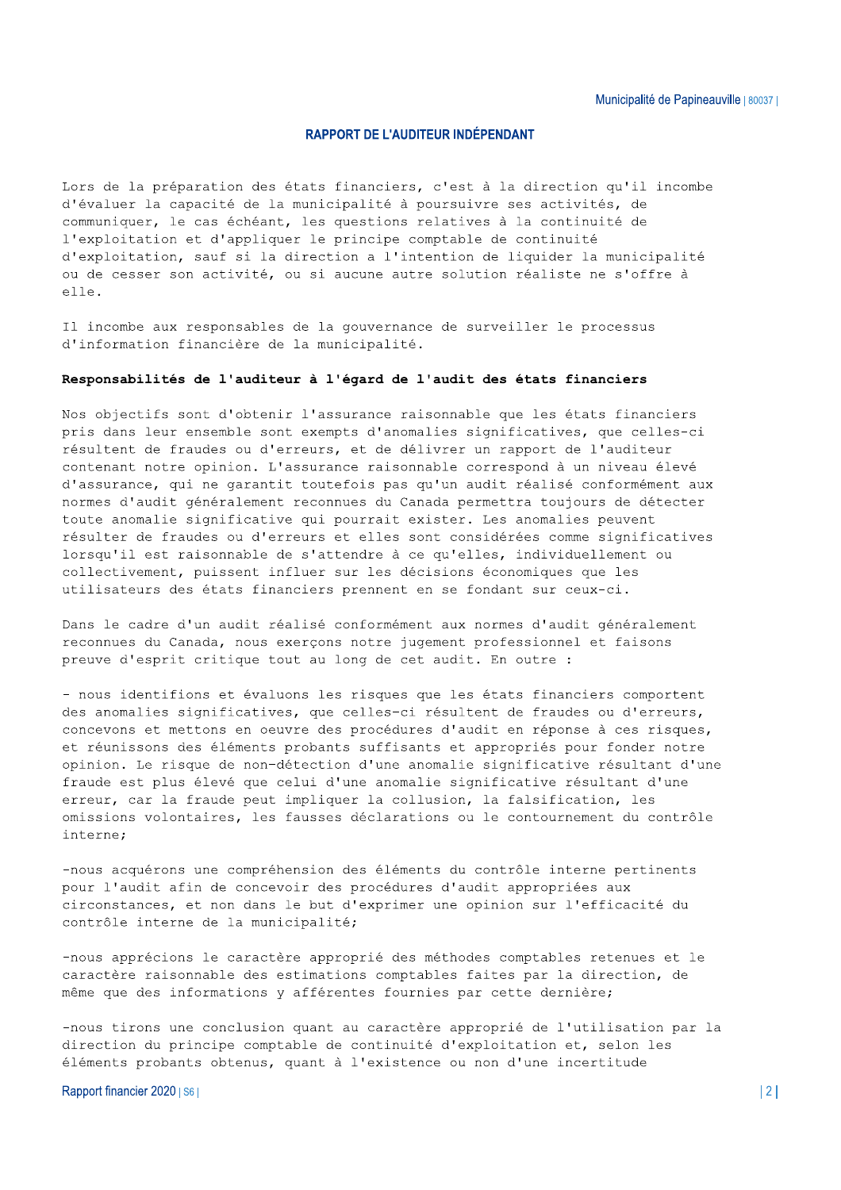## RAPPORT DE L'AUDITEUR INDÉPENDANT

Lors de la préparation des états financiers, c'est à la direction qu'il incombe d'évaluer la capacité de la municipalité à poursuivre ses activités, de communiquer, le cas échéant, les questions relatives à la continuité de l'exploitation et d'appliquer le principe comptable de continuité d'exploitation, sauf si la direction a l'intention de liquider la municipalité ou de cesser son activité, ou si aucune autre solution réaliste ne s'offre à elle.

Il incombe aux responsables de la gouvernance de surveiller le processus d'information financière de la municipalité.

**Responsabilités de l'auditeur à l'égard de l'audit des états financiers**

Nos objectifs sont d'obtenir l'assurance raisonnable que les états financiers pris dans leur ensemble sont exempts d'anomalies significatives, que celles-ci résultent de fraudes ou d'erreurs, et de délivrer un rapport de l'auditeur contenant notre opinion. L'assurance raisonnable correspond à un niveau élevé d'assurance, qui ne garantit toutefois pas qu'un audit réalisé conformément aux normes d'audit généralement reconnues du Canada permettra toujours de détecter toute anomalie significative qui pourrait exister. Les anomalies peuvent résulter de fraudes ou d'erreurs et elles sont considérées comme significatives lorsqu'il est raisonnable de s'attendre à ce qu'elles, individuellement ou collectivement, puissent influer sur les décisions économiques que les utilisateurs des états financiers prennent en se fondant sur ceux-ci.

Dans le cadre d'un audit réalisé conformément aux normes d'audit généralement reconnues du Canada, nous exerçons notre jugement professionnel et faisons preuve d'esprit critique tout au long de cet audit. En outre :

- nous identifions et évaluons les risques que les états financiers comportent des anomalies significatives, que celles-ci résultent de fraudes ou d'erreurs, concevons et mettons en oeuvre des procédures d'audit en réponse à ces risques, et réunissons des éléments probants suffisants et appropriés pour fonder notre opinion. Le risque de non-détection d'une anomalie significative résultant d'une fraude est plus élevé que celui d'une anomalie significative résultant d'une erreur, car la fraude peut impliquer la collusion, la falsification, les omissions volontaires, les fausses déclarations ou le contournement du contrôle interne;

- nous acquérons une compréhension des éléments du contrôle interne pertinents pour l'audit afin de concevoir des procédures d'audit appropriées aux circonstances, et non dans le but d'exprimer une opinion sur l'efficacité du contrôle interne de la municipalité;

- nous apprécions le caractère approprié des méthodes comptables retenues et le caractère raisonnable des estimations comptables faites par la direction, de même que des informations y afférentes fournies par cette dernière;

- nous tirons une conclusion quant au caractère approprié de l'utilisation par la direction du principe comptable de continuité d'exploitation et, selon les éléments probants obtenus, quant à l'existence ou non d'une incertitude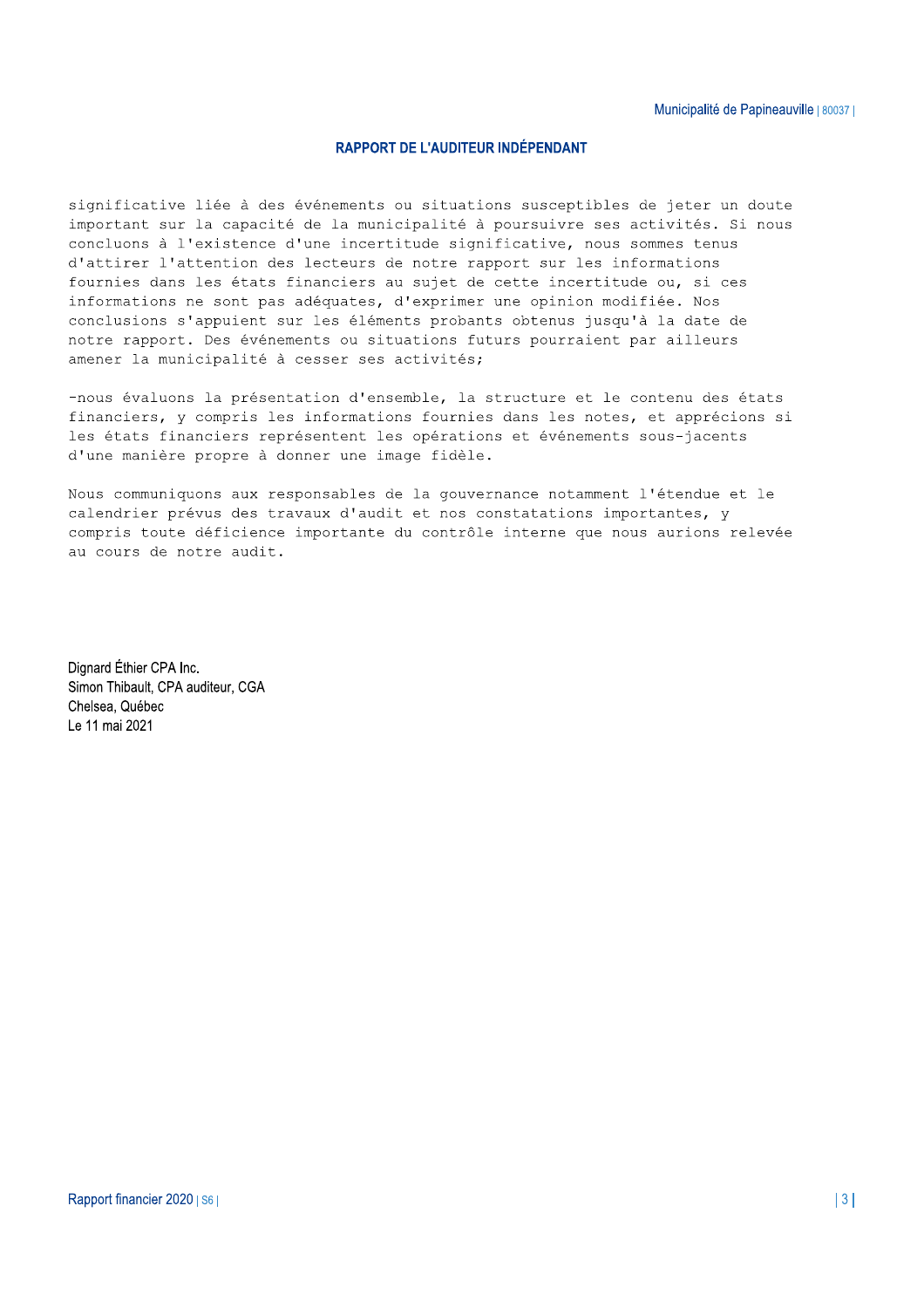## RAPPORT DE L'AUDITEUR INDÉPENDANT

significative liée à des événements ou situations susceptibles de jeter un doute important sur la capacité de la municipalité à poursuivre ses activités. Si nous concluons à l'existence d'une incertitude significative, nous sommes tenus d'attirer l'attention des lecteurs de notre rapport sur les informations fournies dans les états financiers au sujet de cette incertitude ou, si ces informations ne sont pas adéquates, d'exprimer une opinion modifiée. Nos conclusions s'appuient sur les éléments probants obtenus jusqu'à la date de notre rapport. Des événements ou situations futurs pourraient par ailleurs amener la municipalité à cesser ses activités;

-nous évaluons la présentation d'ensemble, la structure et le contenu des états financiers, y compris les informations fournies dans les notes, et apprécions si les états financiers représentent les opérations et événements sous-jacents d'une manière propre à donner une image fidèle.

Nous communiquons aux responsables de la gouvernance notamment l'étendue et le calendrier prévus des travaux d'audit et nos constatations importantes, y compris toute déficience importante du contrôle interne que nous aurions relevée au cours de notre audit.

Dignard Éthier CPA Inc.
Simon Thibault, CPA auditeur, CGA
Chelsea, Québec
Le 11 mai 2021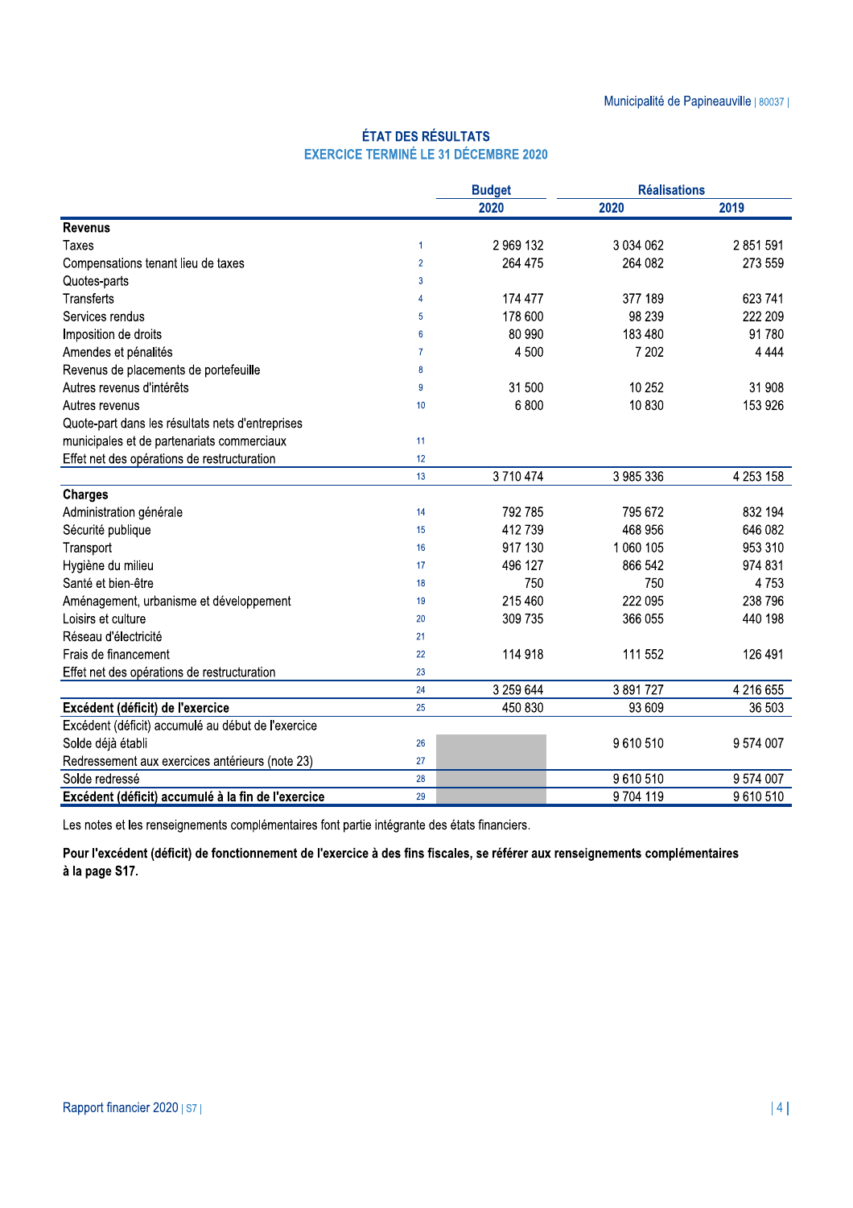## ÉTAT DES RÉSULTATS
### EXERCICE TERMINÉ LE 31 DÉCEMBRE 2020

| | | Budget | Réalisations | |
|---|---|---|---|---|
| | | 2020 | 2020 | 2019 |
| **Revenus** | | | | |
| Taxes | 1 | 2 969 132 | 3 034 062 | 2 851 591 |
| Compensations tenant lieu de taxes | 2 | 264 475 | 264 082 | 273 559 |
| Quotes-parts | 3 | | | |
| Transferts | 4 | 174 477 | 377 189 | 623 741 |
| Services rendus | 5 | 178 600 | 98 239 | 222 209 |
| Imposition de droits | 6 | 80 990 | 183 480 | 91 780 |
| Amendes et pénalités | 7 | 4 500 | 7 202 | 4 444 |
| Revenus de placements de portefeuille | 8 | | | |
| Autres revenus d'intérêts | 9 | 31 500 | 10 252 | 31 908 |
| Autres revenus | 10 | 6 800 | 10 830 | 153 926 |
| Quote-part dans les résultats nets d'entreprises municipales et de partenariats commerciaux | 11 | | | |
| Effet net des opérations de restructuration | 12 | | | |
| | 13 | 3 710 474 | 3 985 336 | 4 253 158 |
| **Charges** | | | | |
| Administration générale | 14 | 792 785 | 795 672 | 832 194 |
| Sécurité publique | 15 | 412 739 | 468 956 | 646 082 |
| Transport | 16 | 917 130 | 1 060 105 | 953 310 |
| Hygiène du milieu | 17 | 496 127 | 866 542 | 974 831 |
| Santé et bien-être | 18 | 750 | 750 | 4 753 |
| Aménagement, urbanisme et développement | 19 | 215 460 | 222 095 | 238 796 |
| Loisirs et culture | 20 | 309 735 | 366 055 | 440 198 |
| Réseau d'électricité | 21 | | | |
| Frais de financement | 22 | 114 918 | 111 552 | 126 491 |
| Effet net des opérations de restructuration | 23 | | | |
| | 24 | 3 259 644 | 3 891 727 | 4 216 655 |
| **Excédent (déficit) de l'exercice** | 25 | 450 830 | 93 609 | 36 503 |
| Excédent (déficit) accumulé au début de l'exercice | | | | |
| Solde déjà établi | 26 | | 9 610 510 | 9 574 007 |
| Redressement aux exercices antérieurs (note 23) | 27 | | | |
| Solde redressé | 28 | | 9 610 510 | 9 574 007 |
| **Excédent (déficit) accumulé à la fin de l'exercice** | 29 | | 9 704 119 | 9 610 510 |

Les notes et les renseignements complémentaires font partie intégrante des états financiers.

**Pour l'excédent (déficit) de fonctionnement de l'exercice à des fins fiscales, se référer aux renseignements complémentaires à la page S17.**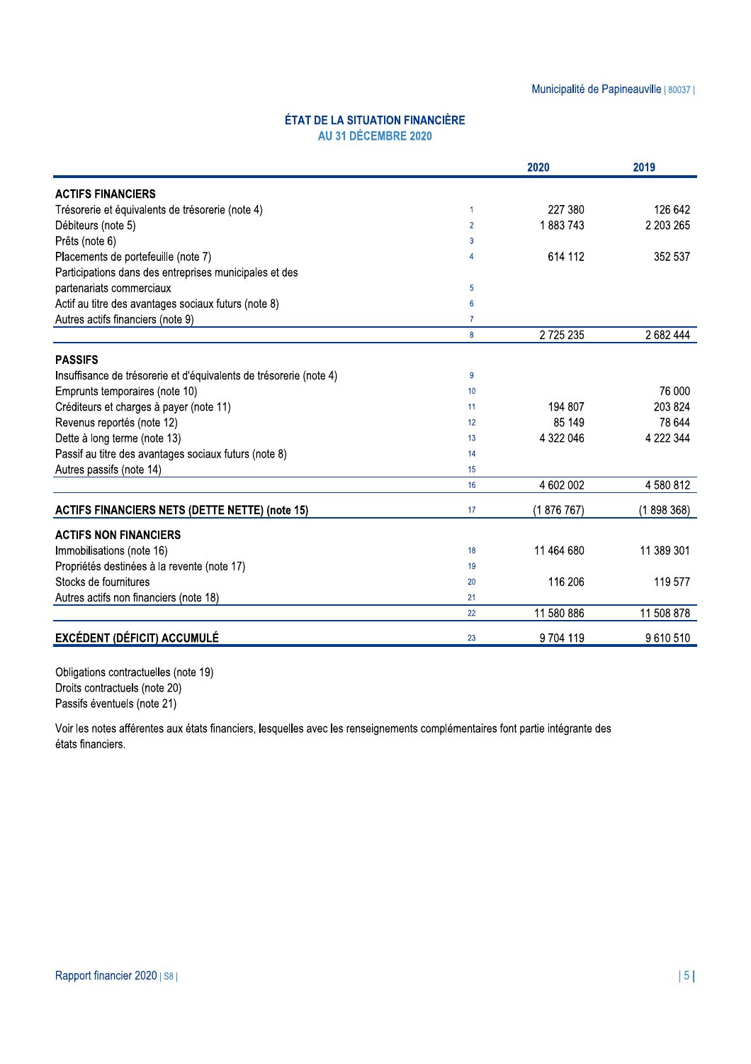## ÉTAT DE LA SITUATION FINANCIÈRE
### AU 31 DÉCEMBRE 2020

| | | 2020 | 2019 |
|---|---|---|---|
| **ACTIFS FINANCIERS** | | | |
| Trésorerie et équivalents de trésorerie (note 4) | 1 | 227 380 | 126 642 |
| Débiteurs (note 5) | 2 | 1 883 743 | 2 203 265 |
| Prêts (note 6) | 3 | | |
| Placements de portefeuille (note 7) | 4 | 614 112 | 352 537 |
| Participations dans des entreprises municipales et des partenariats commerciaux | 5 | | |
| Actif au titre des avantages sociaux futurs (note 8) | 6 | | |
| Autres actifs financiers (note 9) | 7 | | |
| | 8 | 2 725 235 | 2 682 444 |
| **PASSIFS** | | | |
| Insuffisance de trésorerie et d'équivalents de trésorerie (note 4) | 9 | | |
| Emprunts temporaires (note 10) | 10 | | 76 000 |
| Créditeurs et charges à payer (note 11) | 11 | 194 807 | 203 824 |
| Revenus reportés (note 12) | 12 | 85 149 | 78 644 |
| Dette à long terme (note 13) | 13 | 4 322 046 | 4 222 344 |
| Passif au titre des avantages sociaux futurs (note 8) | 14 | | |
| Autres passifs (note 14) | 15 | | |
| | 16 | 4 602 002 | 4 580 812 |
| **ACTIFS FINANCIERS NETS (DETTE NETTE) (note 15)** | 17 | (1 876 767) | (1 898 368) |
| **ACTIFS NON FINANCIERS** | | | |
| Immobilisations (note 16) | 18 | 11 464 680 | 11 389 301 |
| Propriétés destinées à la revente (note 17) | 19 | | |
| Stocks de fournitures | 20 | 116 206 | 119 577 |
| Autres actifs non financiers (note 18) | 21 | | |
| | 22 | 11 580 886 | 11 508 878 |
| **EXCÉDENT (DÉFICIT) ACCUMULÉ** | 23 | 9 704 119 | 9 610 510 |

Obligations contractuelles (note 19)
Droits contractuels (note 20)
Passifs éventuels (note 21)

Voir les notes afférentes aux états financiers, lesquelles avec les renseignements complémentaires font partie intégrante des états financiers.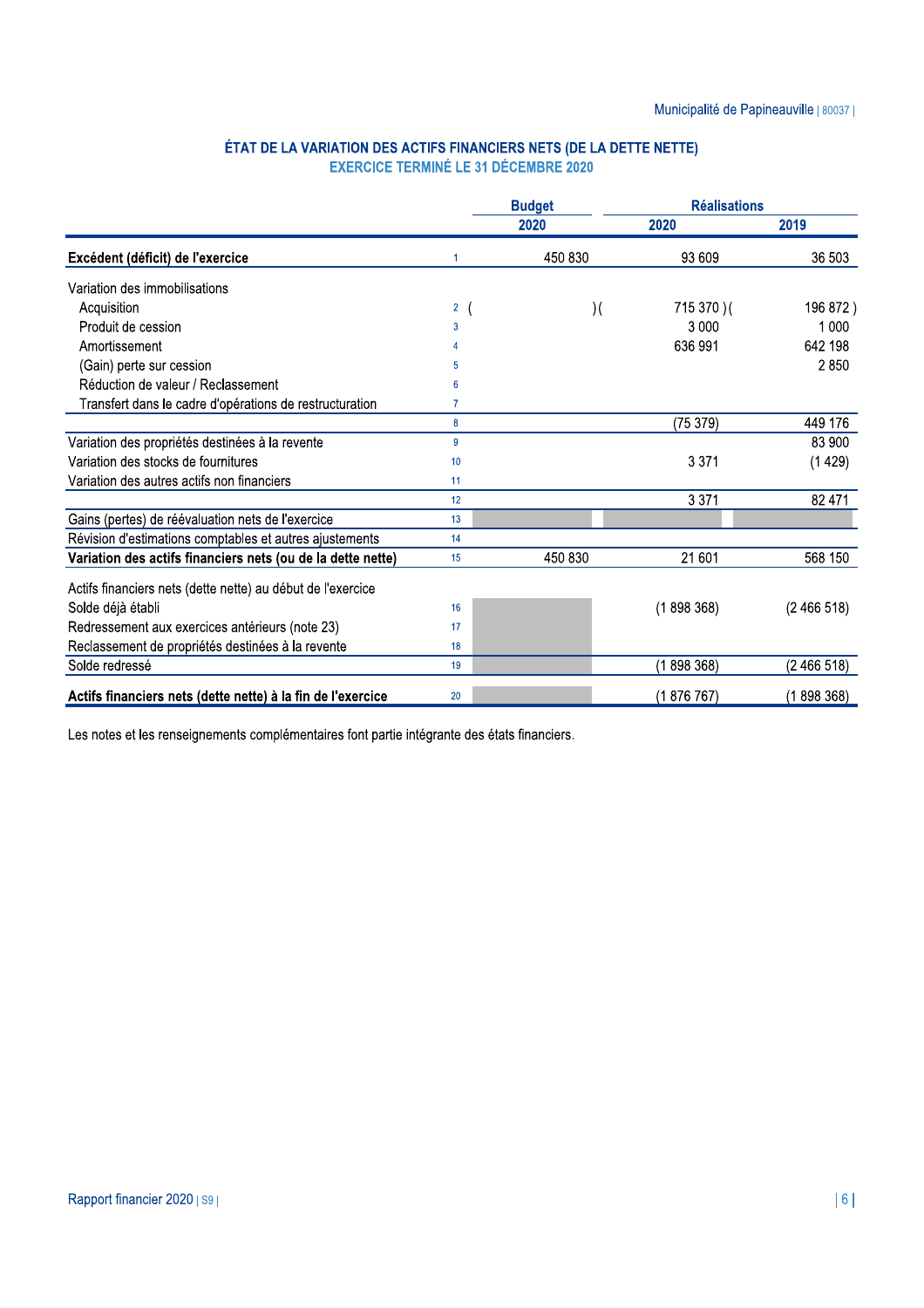## ÉTAT DE LA VARIATION DES ACTIFS FINANCIERS NETS (DE LA DETTE NETTE)
### EXERCICE TERMINÉ LE 31 DÉCEMBRE 2020

| | | Budget | Réalisations | |
|---|---|---|---|---|
| | | 2020 | 2020 | 2019 |
| **Excédent (déficit) de l'exercice** | 1 | 450 830 | 93 609 | 36 503 |
| Variation des immobilisations | | | | |
| Acquisition | 2 | ( ) | ( 715 370 ) | ( 196 872 ) |
| Produit de cession | 3 | | 3 000 | 1 000 |
| Amortissement | 4 | | 636 991 | 642 198 |
| (Gain) perte sur cession | 5 | | | 2 850 |
| Réduction de valeur / Reclassement | 6 | | | |
| Transfert dans le cadre d'opérations de restructuration | 7 | | | |
| | 8 | | (75 379) | 449 176 |
| Variation des propriétés destinées à la revente | 9 | | | 83 900 |
| Variation des stocks de fournitures | 10 | | 3 371 | (1 429) |
| Variation des autres actifs non financiers | 11 | | | |
| | 12 | | 3 371 | 82 471 |
| Gains (pertes) de réévaluation nets de l'exercice | 13 | | | |
| Révision d'estimations comptables et autres ajustements | 14 | | | |
| **Variation des actifs financiers nets (ou de la dette nette)** | 15 | 450 830 | 21 601 | 568 150 |
| Actifs financiers nets (dette nette) au début de l'exercice | | | | |
| Solde déjà établi | 16 | | (1 898 368) | (2 466 518) |
| Redressement aux exercices antérieurs (note 23) | 17 | | | |
| Reclassement de propriétés destinées à la revente | 18 | | | |
| Solde redressé | 19 | | (1 898 368) | (2 466 518) |
| **Actifs financiers nets (dette nette) à la fin de l'exercice** | 20 | | (1 876 767) | (1 898 368) |

Les notes et les renseignements complémentaires font partie intégrante des états financiers.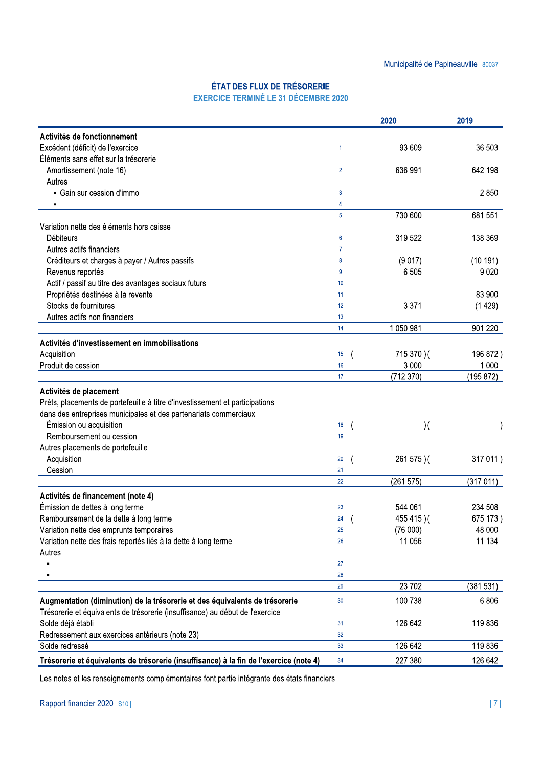## ÉTAT DES FLUX DE TRÉSORERIE
### EXERCICE TERMINÉ LE 31 DÉCEMBRE 2020

| | | 2020 | 2019 |
|---|---|---|---|
| **Activités de fonctionnement** | | | |
| Excédent (déficit) de l'exercice | 1 | 93 609 | 36 503 |
| Éléments sans effet sur la trésorerie | | | |
| Amortissement (note 16) | 2 | 636 991 | 642 198 |
| Autres | | | |
| ▪ Gain sur cession d'immo | 3 | | 2 850 |
| ▪ | 4 | | |
| | 5 | 730 600 | 681 551 |
| Variation nette des éléments hors caisse | | | |
| Débiteurs | 6 | 319 522 | 138 369 |
| Autres actifs financiers | 7 | | |
| Créditeurs et charges à payer / Autres passifs | 8 | (9 017) | (10 191) |
| Revenus reportés | 9 | 6 505 | 9 020 |
| Actif / passif au titre des avantages sociaux futurs | 10 | | |
| Propriétés destinées à la revente | 11 | | 83 900 |
| Stocks de fournitures | 12 | 3 371 | (1 429) |
| Autres actifs non financiers | 13 | | |
| | 14 | 1 050 981 | 901 220 |
| **Activités d'investissement en immobilisations** | | | |
| Acquisition | 15 | (715 370) | (196 872) |
| Produit de cession | 16 | 3 000 | 1 000 |
| | 17 | (712 370) | (195 872) |
| **Activités de placement** | | | |
| Prêts, placements de portefeuille à titre d'investissement et participations dans des entreprises municipales et des partenariats commerciaux | | | |
| Émission ou acquisition | 18 | ( ) | ( ) |
| Remboursement ou cession | 19 | | |
| Autres placements de portefeuille | | | |
| Acquisition | 20 | (261 575) | (317 011) |
| Cession | 21 | | |
| | 22 | (261 575) | (317 011) |
| **Activités de financement (note 4)** | | | |
| Émission de dettes à long terme | 23 | 544 061 | 234 508 |
| Remboursement de la dette à long terme | 24 | (455 415) | (675 173) |
| Variation nette des emprunts temporaires | 25 | (76 000) | 48 000 |
| Variation nette des frais reportés liés à la dette à long terme | 26 | 11 056 | 11 134 |
| Autres | | | |
| ▪ | 27 | | |
| ▪ | 28 | | |
| | 29 | 23 702 | (381 531) |
| **Augmentation (diminution) de la trésorerie et des équivalents de trésorerie** | 30 | 100 738 | 6 806 |
| Trésorerie et équivalents de trésorerie (insuffisance) au début de l'exercice | | | |
| Solde déjà établi | 31 | 126 642 | 119 836 |
| Redressement aux exercices antérieurs (note 23) | 32 | | |
| Solde redressé | 33 | 126 642 | 119 836 |
| **Trésorerie et équivalents de trésorerie (insuffisance) à la fin de l'exercice (note 4)** | 34 | 227 380 | 126 642 |

Les notes et les renseignements complémentaires font partie intégrante des états financiers.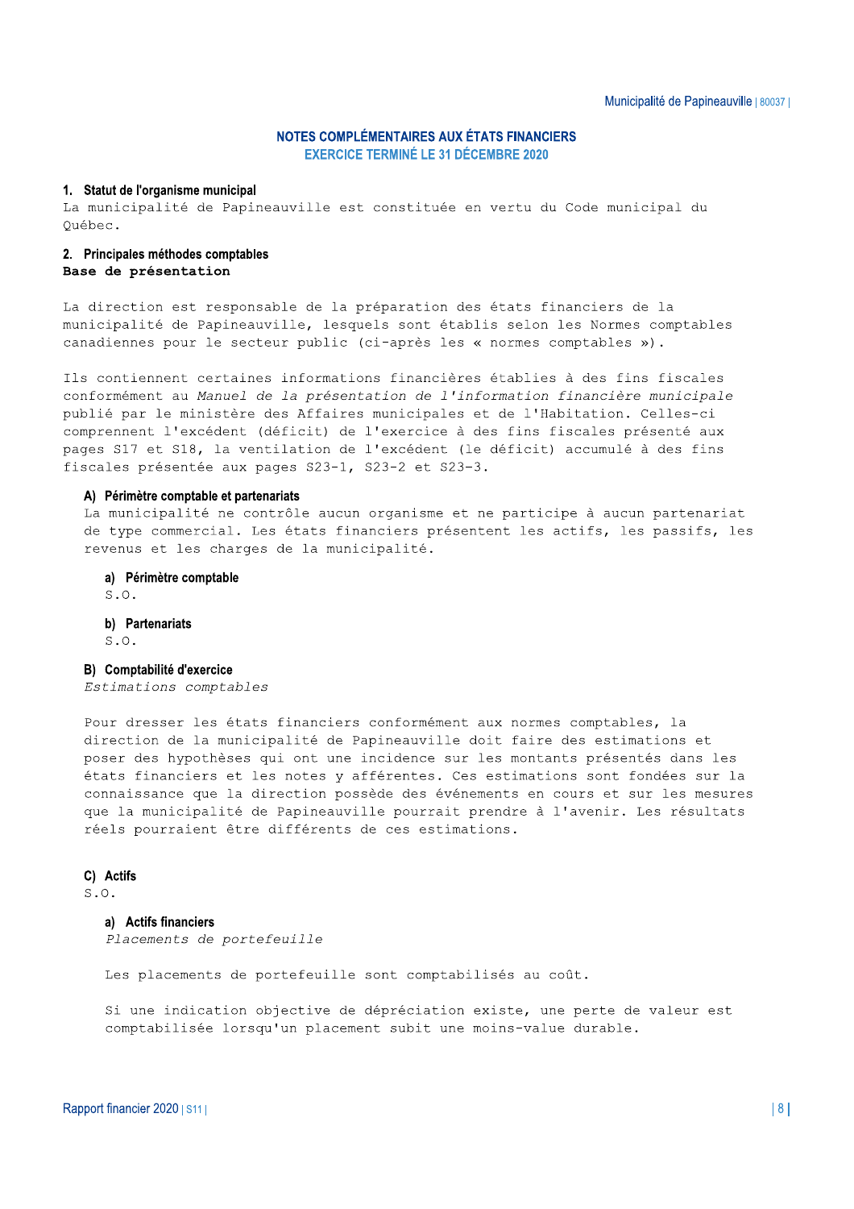# NOTES COMPLÉMENTAIRES AUX ÉTATS FINANCIERS
## EXERCICE TERMINÉ LE 31 DÉCEMBRE 2020

### 1. Statut de l'organisme municipal

La municipalité de Papineauville est constituée en vertu du Code municipal du Québec.

### 2. Principales méthodes comptables

**Base de présentation**

La direction est responsable de la préparation des états financiers de la municipalité de Papineauville, lesquels sont établis selon les Normes comptables canadiennes pour le secteur public (ci-après les « normes comptables »).

Ils contiennent certaines informations financières établies à des fins fiscales conformément au *Manuel de la présentation de l'information financière municipale* publié par le ministère des Affaires municipales et de l'Habitation. Celles-ci comprennent l'excédent (déficit) de l'exercice à des fins fiscales présenté aux pages S17 et S18, la ventilation de l'excédent (le déficit) accumulé à des fins fiscales présentée aux pages S23-1, S23-2 et S23-3.

#### A) Périmètre comptable et partenariats

La municipalité ne contrôle aucun organisme et ne participe à aucun partenariat de type commercial. Les états financiers présentent les actifs, les passifs, les revenus et les charges de la municipalité.

##### a) Périmètre comptable

S.O.

##### b) Partenariats

S.O.

#### B) Comptabilité d'exercice

*Estimations comptables*

Pour dresser les états financiers conformément aux normes comptables, la direction de la municipalité de Papineauville doit faire des estimations et poser des hypothèses qui ont une incidence sur les montants présentés dans les états financiers et les notes y afférentes. Ces estimations sont fondées sur la connaissance que la direction possède des événements en cours et sur les mesures que la municipalité de Papineauville pourrait prendre à l'avenir. Les résultats réels pourraient être différents de ces estimations.

#### C) Actifs

S.O.

##### a) Actifs financiers

*Placements de portefeuille*

Les placements de portefeuille sont comptabilisés au coût.

Si une indication objective de dépréciation existe, une perte de valeur est comptabilisée lorsqu'un placement subit une moins-value durable.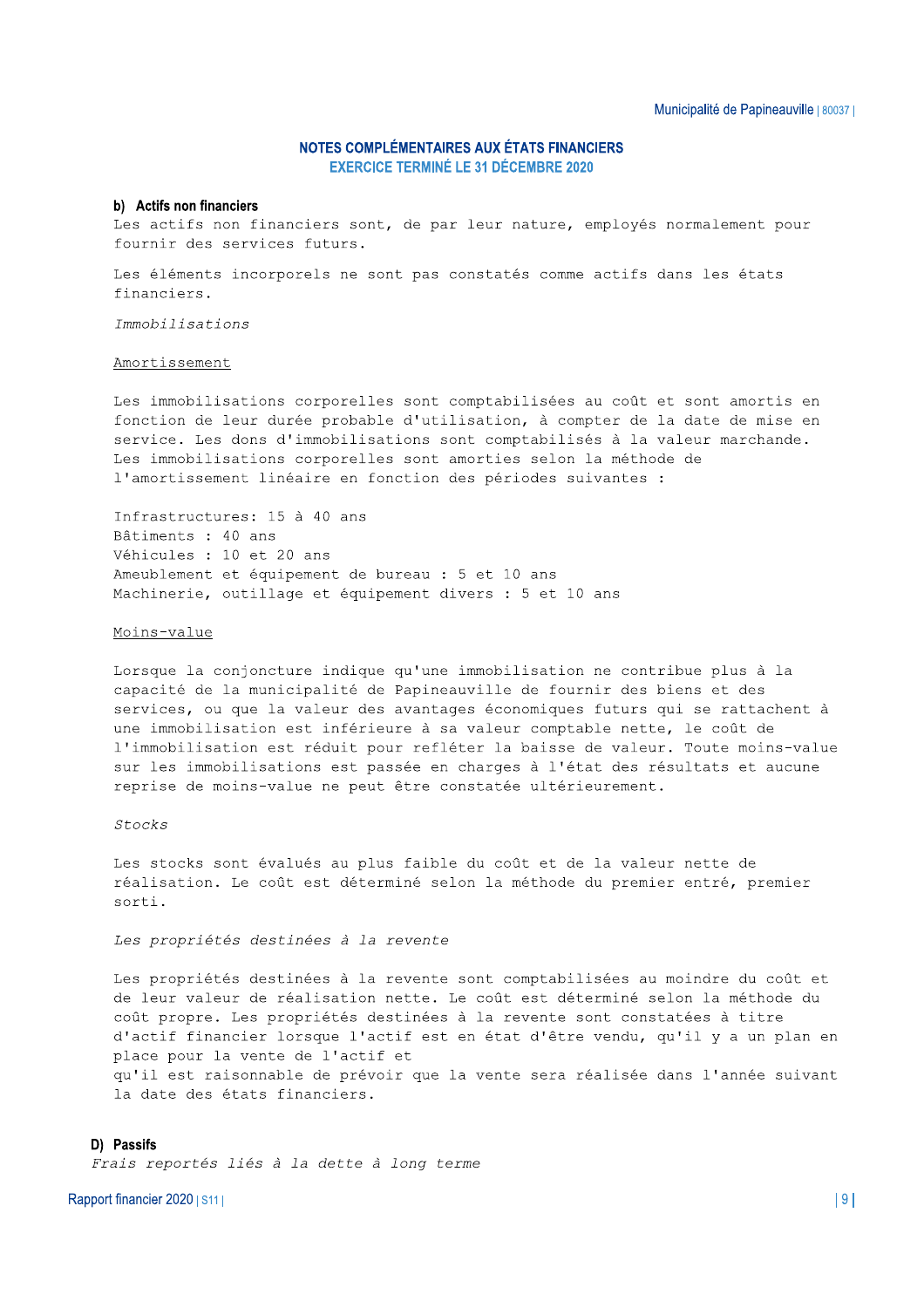## NOTES COMPLÉMENTAIRES AUX ÉTATS FINANCIERS
### EXERCICE TERMINÉ LE 31 DÉCEMBRE 2020

### b) Actifs non financiers

Les actifs non financiers sont, de par leur nature, employés normalement pour fournir des services futurs.

Les éléments incorporels ne sont pas constatés comme actifs dans les états financiers.

*Immobilisations*

<u>Amortissement</u>

Les immobilisations corporelles sont comptabilisées au coût et sont amortis en fonction de leur durée probable d'utilisation, à compter de la date de mise en service. Les dons d'immobilisations sont comptabilisés à la valeur marchande. Les immobilisations corporelles sont amorties selon la méthode de l'amortissement linéaire en fonction des périodes suivantes :

Infrastructures: 15 à 40 ans
Bâtiments : 40 ans
Véhicules : 10 et 20 ans
Ameublement et équipement de bureau : 5 et 10 ans
Machinerie, outillage et équipement divers : 5 et 10 ans

<u>Moins-value</u>

Lorsque la conjoncture indique qu'une immobilisation ne contribue plus à la capacité de la municipalité de Papineauville de fournir des biens et des services, ou que la valeur des avantages économiques futurs qui se rattachent à une immobilisation est inférieure à sa valeur comptable nette, le coût de l'immobilisation est réduit pour refléter la baisse de valeur. Toute moins-value sur les immobilisations est passée en charges à l'état des résultats et aucune reprise de moins-value ne peut être constatée ultérieurement.

*Stocks*

Les stocks sont évalués au plus faible du coût et de la valeur nette de réalisation. Le coût est déterminé selon la méthode du premier entré, premier sorti.

*Les propriétés destinées à la revente*

Les propriétés destinées à la revente sont comptabilisées au moindre du coût et de leur valeur de réalisation nette. Le coût est déterminé selon la méthode du coût propre. Les propriétés destinées à la revente sont constatées à titre d'actif financier lorsque l'actif est en état d'être vendu, qu'il y a un plan en place pour la vente de l'actif et
qu'il est raisonnable de prévoir que la vente sera réalisée dans l'année suivant la date des états financiers.

### D) Passifs

*Frais reportés liés à la dette à long terme*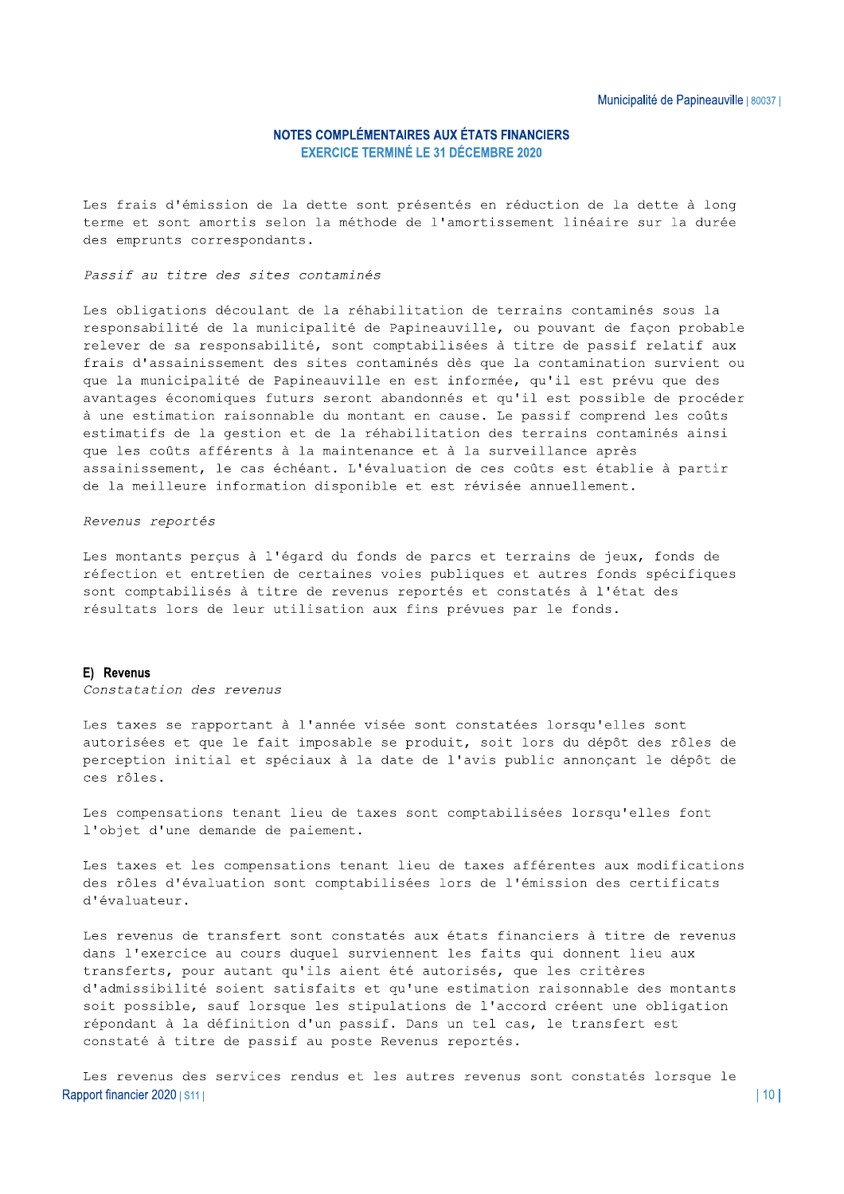## NOTES COMPLÉMENTAIRES AUX ÉTATS FINANCIERS
### EXERCICE TERMINÉ LE 31 DÉCEMBRE 2020

Les frais d'émission de la dette sont présentés en réduction de la dette à long terme et sont amortis selon la méthode de l'amortissement linéaire sur la durée des emprunts correspondants.

*Passif au titre des sites contaminés*

Les obligations découlant de la réhabilitation de terrains contaminés sous la responsabilité de la municipalité de Papineauville, ou pouvant de façon probable relever de sa responsabilité, sont comptabilisées à titre de passif relatif aux frais d'assainissement des sites contaminés dès que la contamination survient ou que la municipalité de Papineauville en est informée, qu'il est prévu que des avantages économiques futurs seront abandonnés et qu'il est possible de procéder à une estimation raisonnable du montant en cause. Le passif comprend les coûts estimatifs de la gestion et de la réhabilitation des terrains contaminés ainsi que les coûts afférents à la maintenance et à la surveillance après assainissement, le cas échéant. L'évaluation de ces coûts est établie à partir de la meilleure information disponible et est révisée annuellement.

*Revenus reportés*

Les montants perçus à l'égard du fonds de parcs et terrains de jeux, fonds de réfection et entretien de certaines voies publiques et autres fonds spécifiques sont comptabilisés à titre de revenus reportés et constatés à l'état des résultats lors de leur utilisation aux fins prévues par le fonds.

### E) Revenus

*Constatation des revenus*

Les taxes se rapportant à l'année visée sont constatées lorsqu'elles sont autorisées et que le fait imposable se produit, soit lors du dépôt des rôles de perception initial et spéciaux à la date de l'avis public annonçant le dépôt de ces rôles.

Les compensations tenant lieu de taxes sont comptabilisées lorsqu'elles font l'objet d'une demande de paiement.

Les taxes et les compensations tenant lieu de taxes afférentes aux modifications des rôles d'évaluation sont comptabilisées lors de l'émission des certificats d'évaluateur.

Les revenus de transfert sont constatés aux états financiers à titre de revenus dans l'exercice au cours duquel surviennent les faits qui donnent lieu aux transferts, pour autant qu'ils aient été autorisés, que les critères d'admissibilité soient satisfaits et qu'une estimation raisonnable des montants soit possible, sauf lorsque les stipulations de l'accord créent une obligation répondant à la définition d'un passif. Dans un tel cas, le transfert est constaté à titre de passif au poste Revenus reportés.

Les revenus des services rendus et les autres revenus sont constatés lorsque le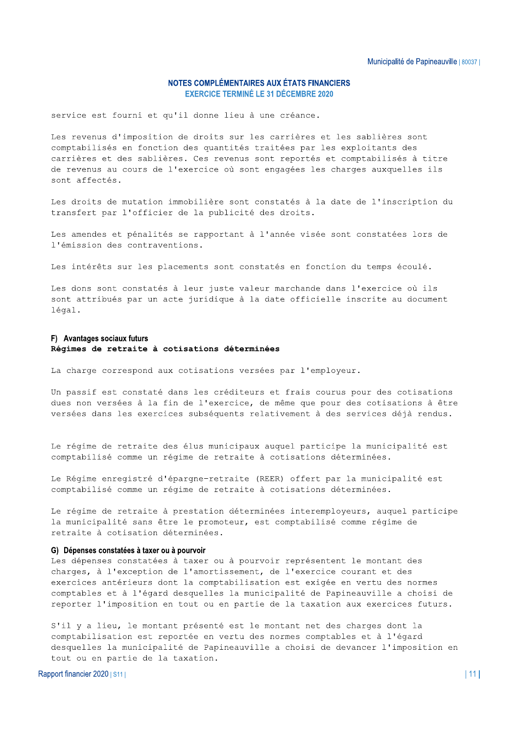service est fourni et qu'il donne lieu à une créance.

Les revenus d'imposition de droits sur les carrières et les sablières sont comptabilisés en fonction des quantités traitées par les exploitants des carrières et des sablières. Ces revenus sont reportés et comptabilisés à titre de revenus au cours de l'exercice où sont engagées les charges auxquelles ils sont affectés.

Les droits de mutation immobilière sont constatés à la date de l'inscription du transfert par l'officier de la publicité des droits.

Les amendes et pénalités se rapportant à l'année visée sont constatées lors de l'émission des contraventions.

Les intérêts sur les placements sont constatés en fonction du temps écoulé.

Les dons sont constatés à leur juste valeur marchande dans l'exercice où ils sont attribués par un acte juridique à la date officielle inscrite au document légal.

### F) Avantages sociaux futurs

**Régimes de retraite à cotisations déterminées**

La charge correspond aux cotisations versées par l'employeur.

Un passif est constaté dans les créditeurs et frais courus pour des cotisations dues non versées à la fin de l'exercice, de même que pour des cotisations à être versées dans les exercices subséquents relativement à des services déjà rendus.

Le régime de retraite des élus municipaux auquel participe la municipalité est comptabilisé comme un régime de retraite à cotisations déterminées.

Le Régime enregistré d'épargne-retraite (REER) offert par la municipalité est comptabilisé comme un régime de retraite à cotisations déterminées.

Le régime de retraite à prestation déterminées interemployeurs, auquel participe la municipalité sans être le promoteur, est comptabilisé comme régime de retraite à cotisation déterminées.

### G) Dépenses constatées à taxer ou à pourvoir

Les dépenses constatées à taxer ou à pourvoir représentent le montant des charges, à l'exception de l'amortissement, de l'exercice courant et des exercices antérieurs dont la comptabilisation est exigée en vertu des normes comptables et à l'égard desquelles la municipalité de Papineauville a choisi de reporter l'imposition en tout ou en partie de la taxation aux exercices futurs.

S'il y a lieu, le montant présenté est le montant net des charges dont la comptabilisation est reportée en vertu des normes comptables et à l'égard desquelles la municipalité de Papineauville a choisi de devancer l'imposition en tout ou en partie de la taxation.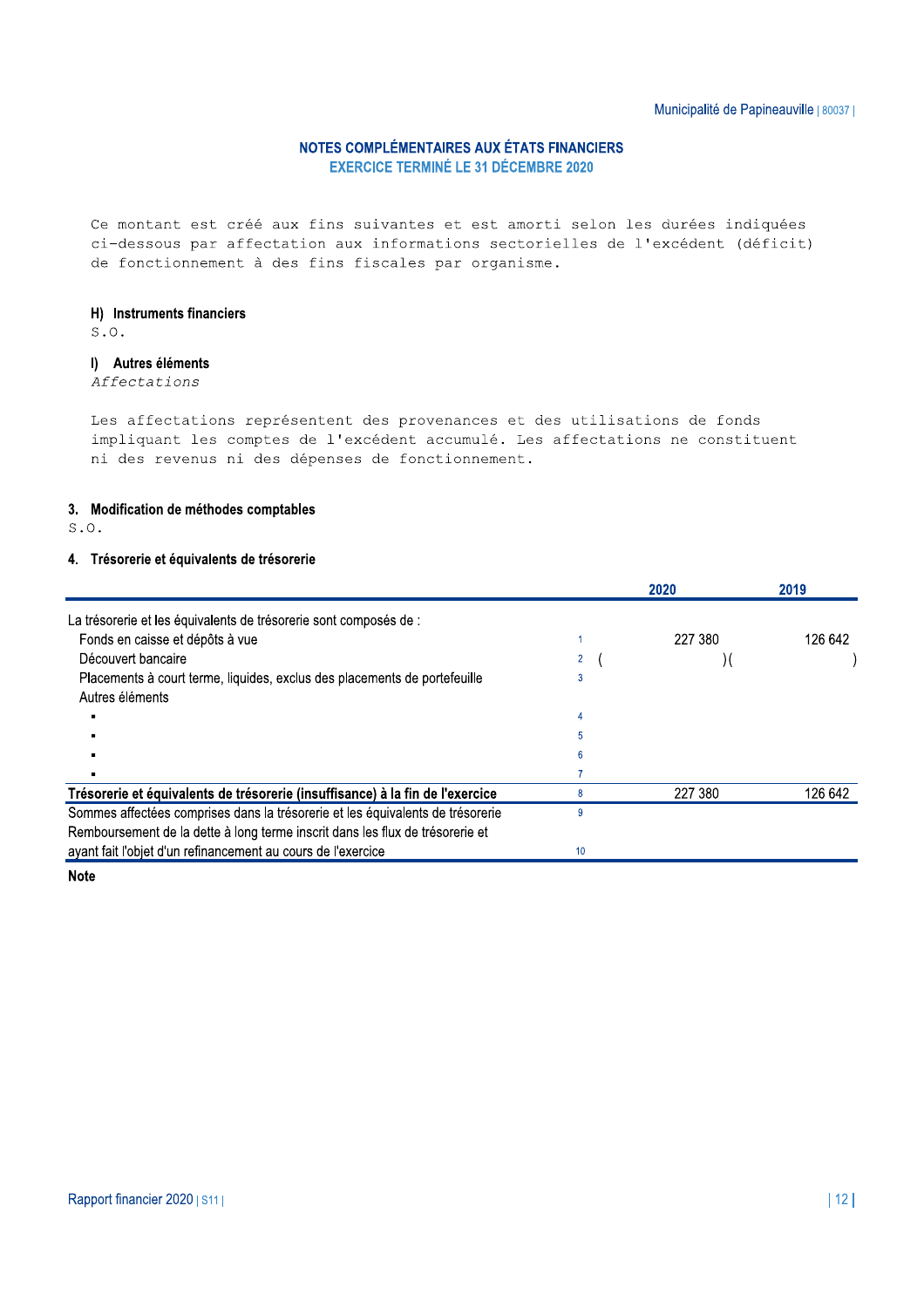# NOTES COMPLÉMENTAIRES AUX ÉTATS FINANCIERS
## EXERCICE TERMINÉ LE 31 DÉCEMBRE 2020

Ce montant est créé aux fins suivantes et est amorti selon les durées indiquées ci-dessous par affectation aux informations sectorielles de l'excédent (déficit) de fonctionnement à des fins fiscales par organisme.

### H) Instruments financiers

S.O.

### I) Autres éléments

*Affectations*

Les affectations représentent des provenances et des utilisations de fonds impliquant les comptes de l'excédent accumulé. Les affectations ne constituent ni des revenus ni des dépenses de fonctionnement.

### 3. Modification de méthodes comptables

S.O.

### 4. Trésorerie et équivalents de trésorerie

| | | 2020 | 2019 |
|---|---|---|---|
| La trésorerie et les équivalents de trésorerie sont composés de : | | | |
| Fonds en caisse et dépôts à vue | 1 | 227 380 | 126 642 |
| Découvert bancaire | 2 | ( ) | ( ) |
| Placements à court terme, liquides, exclus des placements de portefeuille | 3 | | |
| Autres éléments | | | |
| ▪ | 4 | | |
| ▪ | 5 | | |
| ▪ | 6 | | |
| ▪ | 7 | | |
| **Trésorerie et équivalents de trésorerie (insuffisance) à la fin de l'exercice** | 8 | 227 380 | 126 642 |
| Sommes affectées comprises dans la trésorerie et les équivalents de trésorerie | 9 | | |
| Remboursement de la dette à long terme inscrit dans les flux de trésorerie et ayant fait l'objet d'un refinancement au cours de l'exercice | 10 | | |

**Note**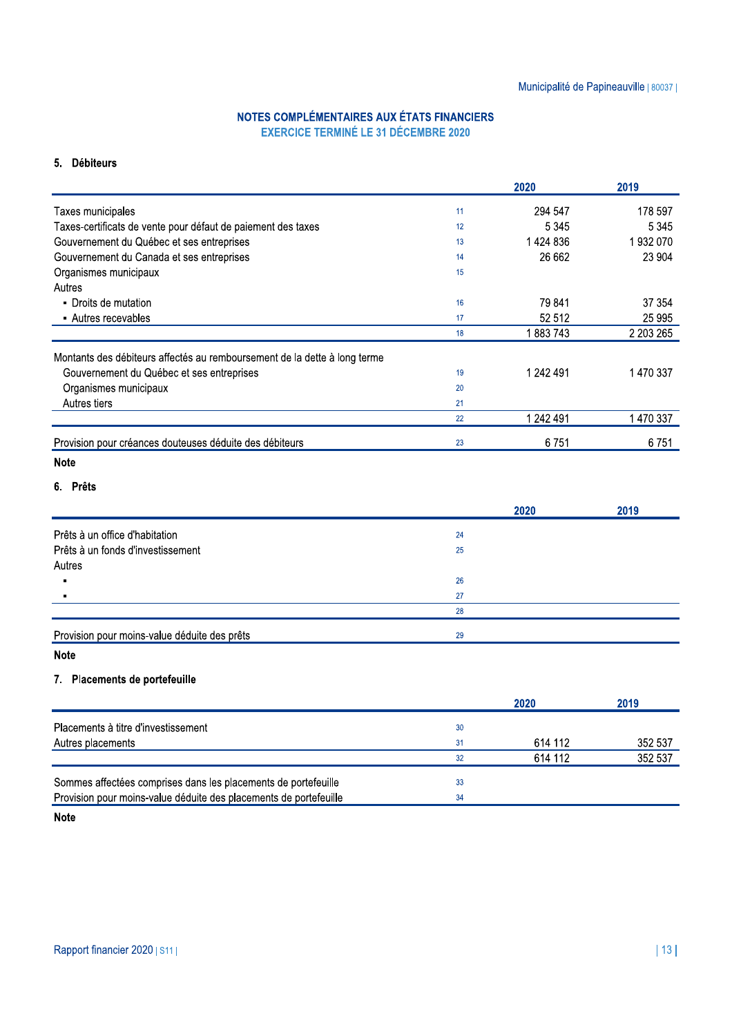## NOTES COMPLÉMENTAIRES AUX ÉTATS FINANCIERS
### EXERCICE TERMINÉ LE 31 DÉCEMBRE 2020

### 5. Débiteurs

| | | 2020 | 2019 |
|---|---|---|---|
| Taxes municipales | 11 | 294 547 | 178 597 |
| Taxes-certificats de vente pour défaut de paiement des taxes | 12 | 5 345 | 5 345 |
| Gouvernement du Québec et ses entreprises | 13 | 1 424 836 | 1 932 070 |
| Gouvernement du Canada et ses entreprises | 14 | 26 662 | 23 904 |
| Organismes municipaux | 15 | | |
| Autres | | | |
| ▪ Droits de mutation | 16 | 79 841 | 37 354 |
| ▪ Autres recevables | 17 | 52 512 | 25 995 |
| | 18 | 1 883 743 | 2 203 265 |
| Montants des débiteurs affectés au remboursement de la dette à long terme | | | |
| Gouvernement du Québec et ses entreprises | 19 | 1 242 491 | 1 470 337 |
| Organismes municipaux | 20 | | |
| Autres tiers | 21 | | |
| | 22 | 1 242 491 | 1 470 337 |
| Provision pour créances douteuses déduite des débiteurs | 23 | 6 751 | 6 751 |

**Note**

### 6. Prêts

| | | 2020 | 2019 |
|---|---|---|---|
| Prêts à un office d'habitation | 24 | | |
| Prêts à un fonds d'investissement | 25 | | |
| Autres | | | |
| ▪ | 26 | | |
| ▪ | 27 | | |
| | 28 | | |
| Provision pour moins-value déduite des prêts | 29 | | |

**Note**

### 7. Placements de portefeuille

| | | 2020 | 2019 |
|---|---|---|---|
| Placements à titre d'investissement | 30 | | |
| Autres placements | 31 | 614 112 | 352 537 |
| | 32 | 614 112 | 352 537 |
| Sommes affectées comprises dans les placements de portefeuille | 33 | | |
| Provision pour moins-value déduite des placements de portefeuille | 34 | | |

**Note**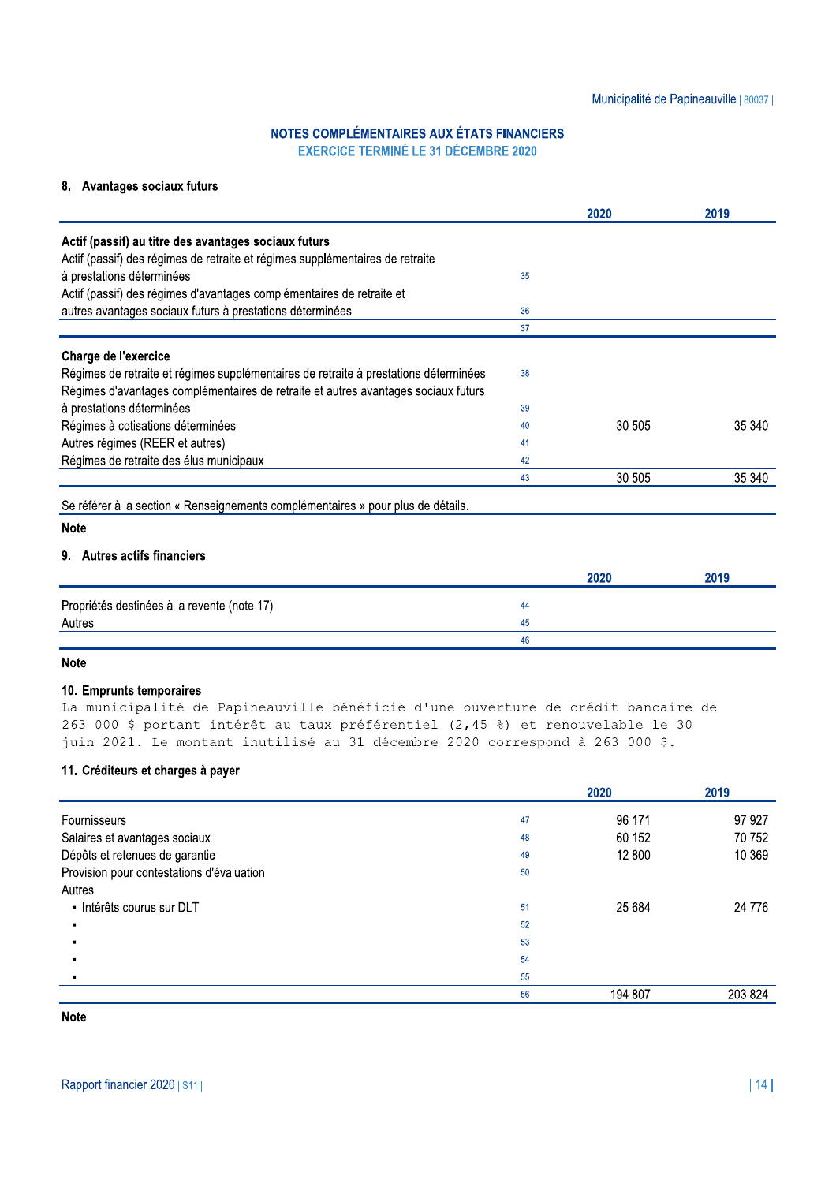## NOTES COMPLÉMENTAIRES AUX ÉTATS FINANCIERS
### EXERCICE TERMINÉ LE 31 DÉCEMBRE 2020

### 8. Avantages sociaux futurs

| | | 2020 | 2019 |
|---|---|---|---|
| **Actif (passif) au titre des avantages sociaux futurs** | | | |
| Actif (passif) des régimes de retraite et régimes supplémentaires de retraite à prestations déterminées | 35 | | |
| Actif (passif) des régimes d'avantages complémentaires de retraite et autres avantages sociaux futurs à prestations déterminées | 36 | | |
| | 37 | | |
| **Charge de l'exercice** | | | |
| Régimes de retraite et régimes supplémentaires de retraite à prestations déterminées | 38 | | |
| Régimes d'avantages complémentaires de retraite et autres avantages sociaux futurs à prestations déterminées | 39 | | |
| Régimes à cotisations déterminées | 40 | 30 505 | 35 340 |
| Autres régimes (REER et autres) | 41 | | |
| Régimes de retraite des élus municipaux | 42 | | |
| | 43 | 30 505 | 35 340 |

Se référer à la section « Renseignements complémentaires » pour plus de détails.

**Note**

### 9. Autres actifs financiers

| | | 2020 | 2019 |
|---|---|---|---|
| Propriétés destinées à la revente (note 17) | 44 | | |
| Autres | 45 | | |
| | 46 | | |

**Note**

### 10. Emprunts temporaires

La municipalité de Papineauville bénéficie d'une ouverture de crédit bancaire de 263 000 $ portant intérêt au taux préférentiel (2,45 %) et renouvelable le 30 juin 2021. Le montant inutilisé au 31 décembre 2020 correspond à 263 000 $.

### 11. Créditeurs et charges à payer

| | | 2020 | 2019 |
|---|---|---|---|
| Fournisseurs | 47 | 96 171 | 97 927 |
| Salaires et avantages sociaux | 48 | 60 152 | 70 752 |
| Dépôts et retenues de garantie | 49 | 12 800 | 10 369 |
| Provision pour contestations d'évaluation | 50 | | |
| Autres | | | |
| ▪ Intérêts courus sur DLT | 51 | 25 684 | 24 776 |
| ▪ | 52 | | |
| ▪ | 53 | | |
| ▪ | 54 | | |
| ▪ | 55 | | |
| | 56 | 194 807 | 203 824 |

**Note**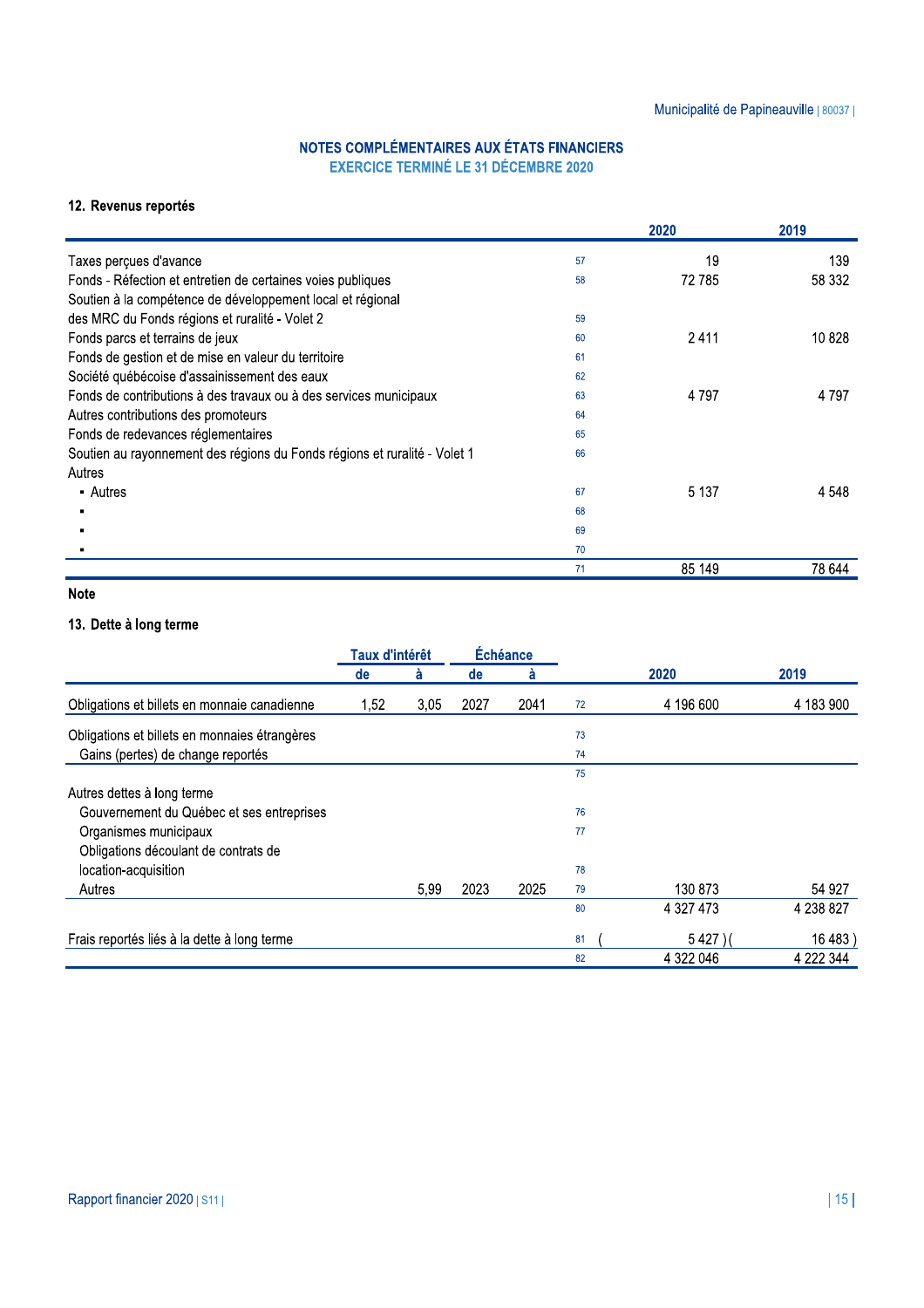## NOTES COMPLÉMENTAIRES AUX ÉTATS FINANCIERS
### EXERCICE TERMINÉ LE 31 DÉCEMBRE 2020

### 12. Revenus reportés

| | | 2020 | 2019 |
|---|---|---|---|
| Taxes perçues d'avance | 57 | 19 | 139 |
| Fonds - Réfection et entretien de certaines voies publiques | 58 | 72 785 | 58 332 |
| Soutien à la compétence de développement local et régional des MRC du Fonds régions et ruralité - Volet 2 | 59 | | |
| Fonds parcs et terrains de jeux | 60 | 2 411 | 10 828 |
| Fonds de gestion et de mise en valeur du territoire | 61 | | |
| Société québécoise d'assainissement des eaux | 62 | | |
| Fonds de contributions à des travaux ou à des services municipaux | 63 | 4 797 | 4 797 |
| Autres contributions des promoteurs | 64 | | |
| Fonds de redevances réglementaires | 65 | | |
| Soutien au rayonnement des régions du Fonds régions et ruralité - Volet 1 | 66 | | |
| Autres | | | |
| ▪ Autres | 67 | 5 137 | 4 548 |
| ▪ | 68 | | |
| ▪ | 69 | | |
| ▪ | 70 | | |
| | 71 | 85 149 | 78 644 |

**Note**

### 13. Dette à long terme

| | Taux d'intérêt | | Échéance | | | | |
|---|---|---|---|---|---|---|---|
| | de | à | de | à | | 2020 | 2019 |
| Obligations et billets en monnaie canadienne | 1,52 | 3,05 | 2027 | 2041 | 72 | 4 196 600 | 4 183 900 |
| Obligations et billets en monnaies étrangères | | | | | 73 | | |
| Gains (pertes) de change reportés | | | | | 74 | | |
| | | | | | 75 | | |
| Autres dettes à long terme | | | | | | | |
| Gouvernement du Québec et ses entreprises | | | | | 76 | | |
| Organismes municipaux | | | | | 77 | | |
| Obligations découlant de contrats de location-acquisition | | | | | 78 | | |
| Autres | | 5,99 | 2023 | 2025 | 79 | 130 873 | 54 927 |
| | | | | | 80 | 4 327 473 | 4 238 827 |
| Frais reportés liés à la dette à long terme | | | | | 81 | ( 5 427 ) | ( 16 483 ) |
| | | | | | 82 | 4 322 046 | 4 222 344 |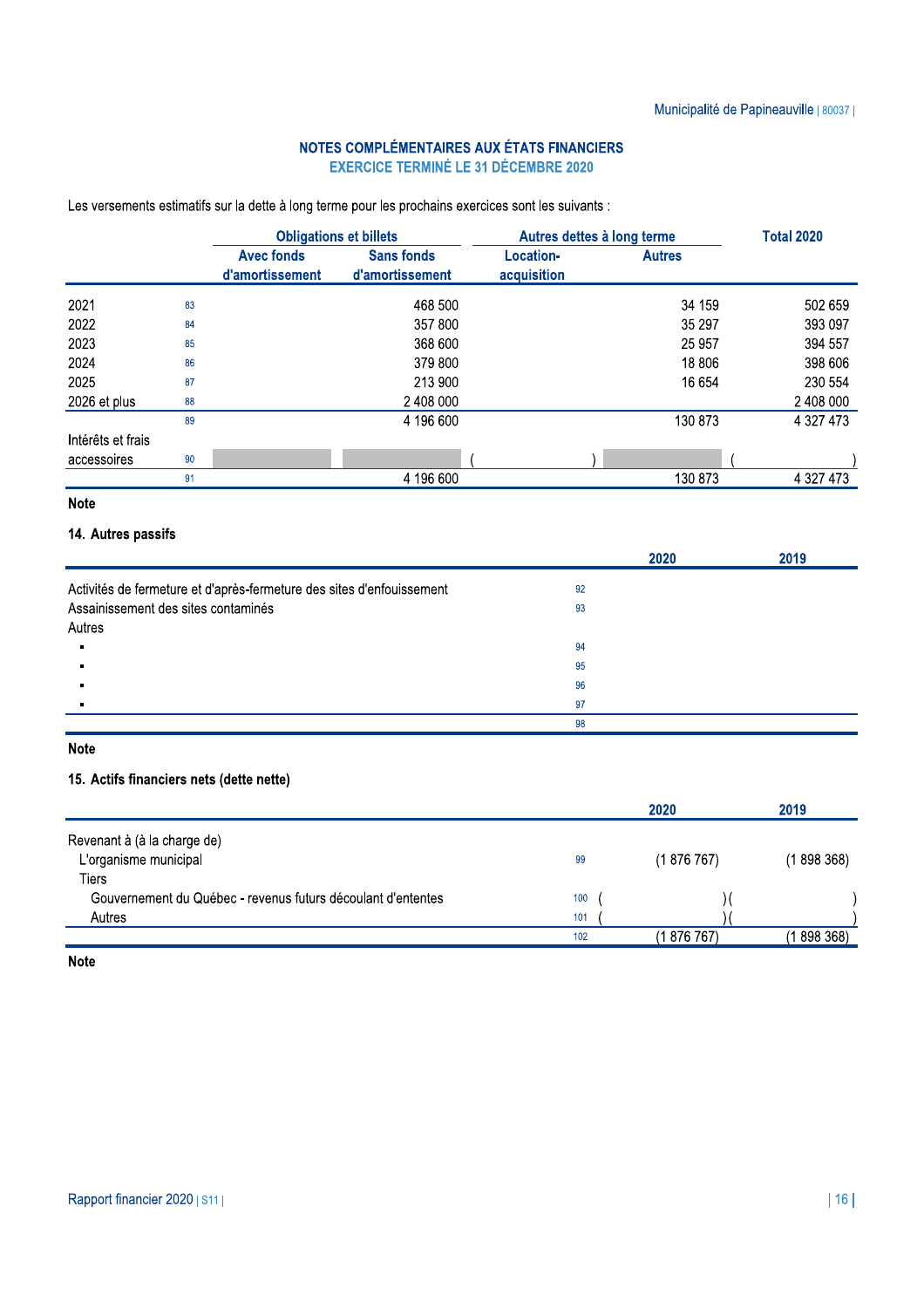## NOTES COMPLÉMENTAIRES AUX ÉTATS FINANCIERS
### EXERCICE TERMINÉ LE 31 DÉCEMBRE 2020

Les versements estimatifs sur la dette à long terme pour les prochains exercices sont les suivants :

| | | Obligations et billets | | Autres dettes à long terme | | Total 2020 |
|---|---|---|---|---|---|---|
| | | Avec fonds d'amortissement | Sans fonds d'amortissement | Location-acquisition | Autres | |
| 2021 | 83 | | 468 500 | | 34 159 | 502 659 |
| 2022 | 84 | | 357 800 | | 35 297 | 393 097 |
| 2023 | 85 | | 368 600 | | 25 957 | 394 557 |
| 2024 | 86 | | 379 800 | | 18 806 | 398 606 |
| 2025 | 87 | | 213 900 | | 16 654 | 230 554 |
| 2026 et plus | 88 | | 2 408 000 | | | 2 408 000 |
| | 89 | | 4 196 600 | | 130 873 | 4 327 473 |
| Intérêts et frais accessoires | 90 | | | ( ) | | ( ) |
| | 91 | | 4 196 600 | | 130 873 | 4 327 473 |

**Note**

**14. Autres passifs**

| | | 2020 | 2019 |
|---|---|---|---|
| Activités de fermeture et d'après-fermeture des sites d'enfouissement | 92 | | |
| Assainissement des sites contaminés | 93 | | |
| Autres | | | |
| ▪ | 94 | | |
| ▪ | 95 | | |
| ▪ | 96 | | |
| ▪ | 97 | | |
| | 98 | | |

**Note**

**15. Actifs financiers nets (dette nette)**

| | | 2020 | 2019 |
|---|---|---|---|
| Revenant à (à la charge de) | | | |
| L'organisme municipal | 99 | (1 876 767) | (1 898 368) |
| Tiers | | | |
| Gouvernement du Québec - revenus futurs découlant d'ententes | 100 | ( ) | ( ) |
| Autres | 101 | ( ) | ( ) |
| | 102 | (1 876 767) | (1 898 368) |

**Note**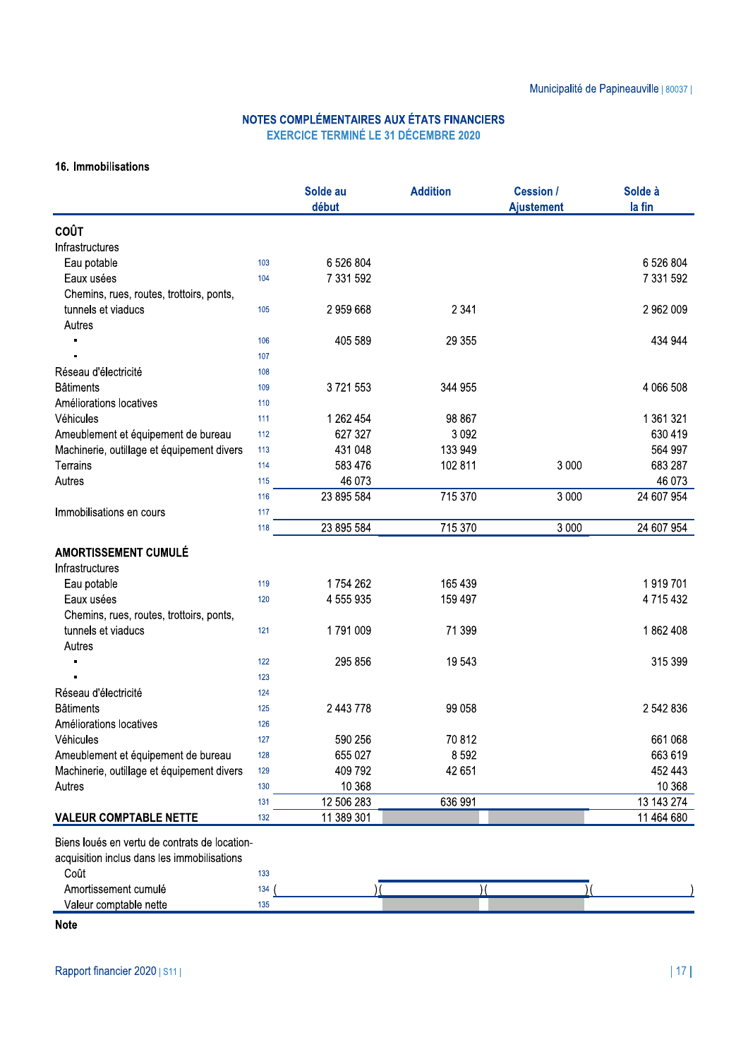# NOTES COMPLÉMENTAIRES AUX ÉTATS FINANCIERS
## EXERCICE TERMINÉ LE 31 DÉCEMBRE 2020

### 16. Immobilisations

| | | Solde au début | Addition | Cession / Ajustement | Solde à la fin |
|---|---|---|---|---|---|
| **COÛT** | | | | | |
| Infrastructures | | | | | |
| Eau potable | 103 | 6 526 804 | | | 6 526 804 |
| Eaux usées | 104 | 7 331 592 | | | 7 331 592 |
| Chemins, rues, routes, trottoirs, ponts, tunnels et viaducs | 105 | 2 959 668 | 2 341 | | 2 962 009 |
| Autres | | | | | |
| ▪ | 106 | 405 589 | 29 355 | | 434 944 |
| ▪ | 107 | | | | |
| Réseau d'électricité | 108 | | | | |
| Bâtiments | 109 | 3 721 553 | 344 955 | | 4 066 508 |
| Améliorations locatives | 110 | | | | |
| Véhicules | 111 | 1 262 454 | 98 867 | | 1 361 321 |
| Ameublement et équipement de bureau | 112 | 627 327 | 3 092 | | 630 419 |
| Machinerie, outillage et équipement divers | 113 | 431 048 | 133 949 | | 564 997 |
| Terrains | 114 | 583 476 | 102 811 | 3 000 | 683 287 |
| Autres | 115 | 46 073 | | | 46 073 |
| | 116 | 23 895 584 | 715 370 | 3 000 | 24 607 954 |
| Immobilisations en cours | 117 | | | | |
| | 118 | 23 895 584 | 715 370 | 3 000 | 24 607 954 |
| **AMORTISSEMENT CUMULÉ** | | | | | |
| Infrastructures | | | | | |
| Eau potable | 119 | 1 754 262 | 165 439 | | 1 919 701 |
| Eaux usées | 120 | 4 555 935 | 159 497 | | 4 715 432 |
| Chemins, rues, routes, trottoirs, ponts, tunnels et viaducs | 121 | 1 791 009 | 71 399 | | 1 862 408 |
| Autres | | | | | |
| ▪ | 122 | 295 856 | 19 543 | | 315 399 |
| ▪ | 123 | | | | |
| Réseau d'électricité | 124 | | | | |
| Bâtiments | 125 | 2 443 778 | 99 058 | | 2 542 836 |
| Améliorations locatives | 126 | | | | |
| Véhicules | 127 | 590 256 | 70 812 | | 661 068 |
| Ameublement et équipement de bureau | 128 | 655 027 | 8 592 | | 663 619 |
| Machinerie, outillage et équipement divers | 129 | 409 792 | 42 651 | | 452 443 |
| Autres | 130 | 10 368 | | | 10 368 |
| | 131 | 12 506 283 | 636 991 | | 13 143 274 |
| **VALEUR COMPTABLE NETTE** | 132 | 11 389 301 | | | 11 464 680 |
| Biens loués en vertu de contrats de location-acquisition inclus dans les immobilisations | | | | | |
| Coût | 133 | | | | |
| Amortissement cumulé | 134 | ( ) | ( ) | ( ) | ( ) |
| Valeur comptable nette | 135 | | | | |

**Note**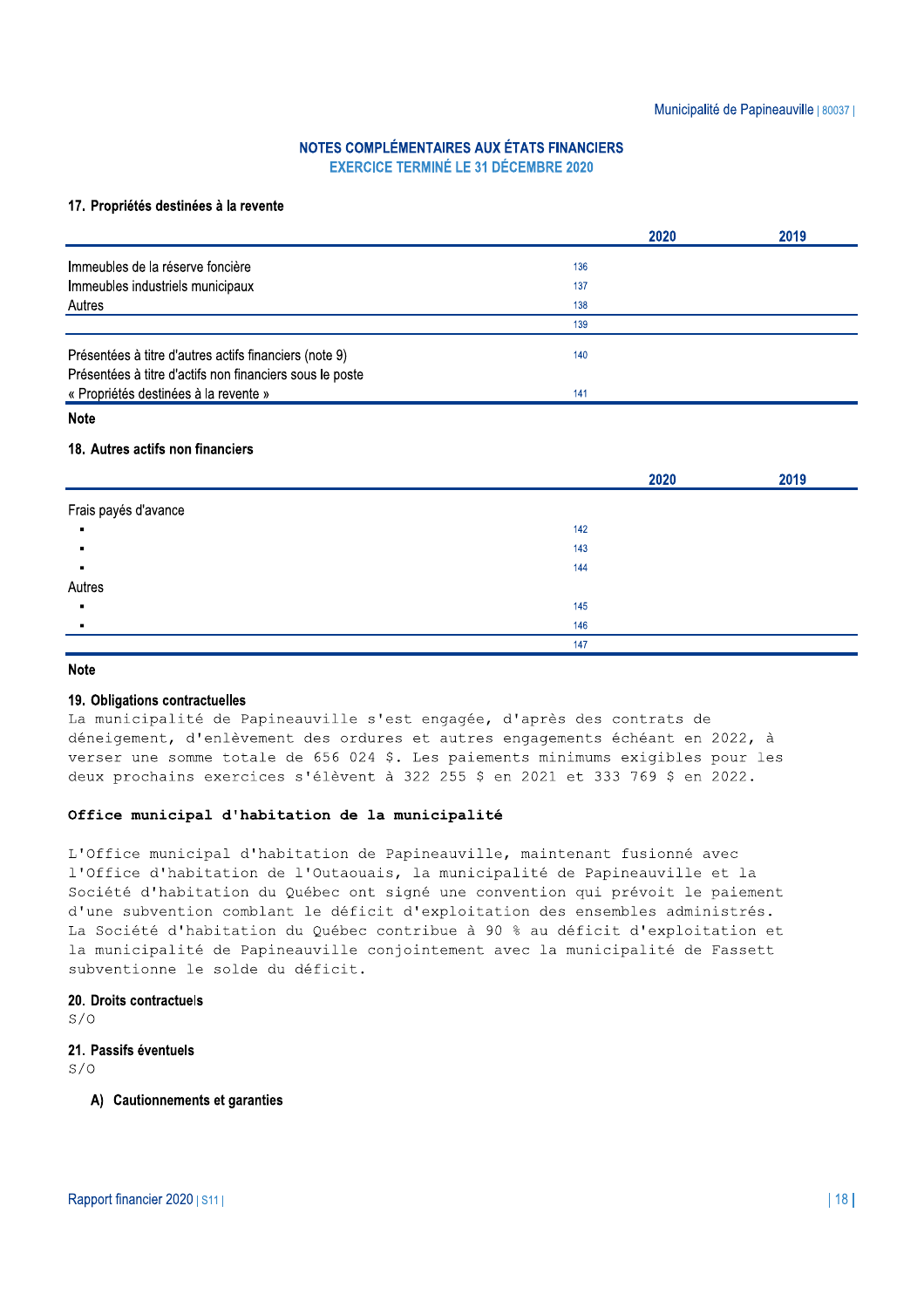# NOTES COMPLÉMENTAIRES AUX ÉTATS FINANCIERS
## EXERCICE TERMINÉ LE 31 DÉCEMBRE 2020

### 17. Propriétés destinées à la revente

| | | 2020 | 2019 |
|---|---|---|---|
| Immeubles de la réserve foncière | 136 | | |
| Immeubles industriels municipaux | 137 | | |
| Autres | 138 | | |
| | 139 | | |
| Présentées à titre d'autres actifs financiers (note 9) | 140 | | |
| Présentées à titre d'actifs non financiers sous le poste « Propriétés destinées à la revente » | 141 | | |

**Note**

### 18. Autres actifs non financiers

| | | 2020 | 2019 |
|---|---|---|---|
| Frais payés d'avance | | | |
| ▪ | 142 | | |
| ▪ | 143 | | |
| ▪ | 144 | | |
| Autres | | | |
| ▪ | 145 | | |
| ▪ | 146 | | |
| | 147 | | |

**Note**

### 19. Obligations contractuelles

La municipalité de Papineauville s'est engagée, d'après des contrats de déneigement, d'enlèvement des ordures et autres engagements échéant en 2022, à verser une somme totale de 656 024 $. Les paiements minimums exigibles pour les deux prochains exercices s'élèvent à 322 255 $ en 2021 et 333 769 $ en 2022.

**Office municipal d'habitation de la municipalité**

L'Office municipal d'habitation de Papineauville, maintenant fusionné avec l'Office d'habitation de l'Outaouais, la municipalité de Papineauville et la Société d'habitation du Québec ont signé une convention qui prévoit le paiement d'une subvention comblant le déficit d'exploitation des ensembles administrés. La Société d'habitation du Québec contribue à 90 % au déficit d'exploitation et la municipalité de Papineauville conjointement avec la municipalité de Fassett subventionne le solde du déficit.

### 20. Droits contractuels

S/O

### 21. Passifs éventuels

S/O

#### A) Cautionnements et garanties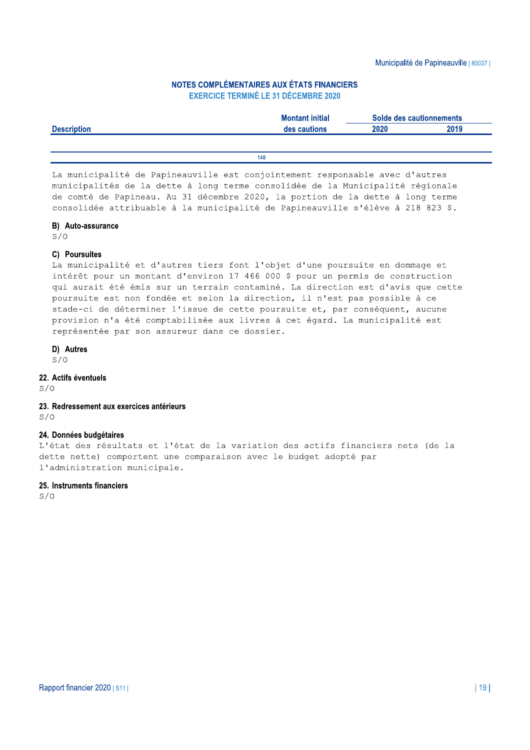## NOTES COMPLÉMENTAIRES AUX ÉTATS FINANCIERS
### EXERCICE TERMINÉ LE 31 DÉCEMBRE 2020

| Description | Montant initial des cautions | Solde des cautionnements 2020 | 2019 |
|---|---|---|---|
| | 148 | | |

La municipalité de Papineauville est conjointement responsable avec d'autres municipalités de la dette à long terme consolidée de la Municipalité régionale de comté de Papineau. Au 31 décembre 2020, la portion de la dette à long terme consolidée attribuable à la municipalité de Papineauville s'élève à 218 823 $.

**B) Auto-assurance**

S/O

**C) Poursuites**

La municipalité et d'autres tiers font l'objet d'une poursuite en dommage et intérêt pour un montant d'environ 17 466 000 $ pour un permis de construction qui aurait été émis sur un terrain contaminé. La direction est d'avis que cette poursuite est non fondée et selon la direction, il n'est pas possible à ce stade-ci de déterminer l'issue de cette poursuite et, par conséquent, aucune provision n'a été comptabilisée aux livres à cet égard. La municipalité est représentée par son assureur dans ce dossier.

**D) Autres**

S/O

### 22. Actifs éventuels

S/O

### 23. Redressement aux exercices antérieurs

S/O

### 24. Données budgétaires

L'état des résultats et l'état de la variation des actifs financiers nets (de la dette nette) comportent une comparaison avec le budget adopté par l'administration municipale.

### 25. Instruments financiers

S/O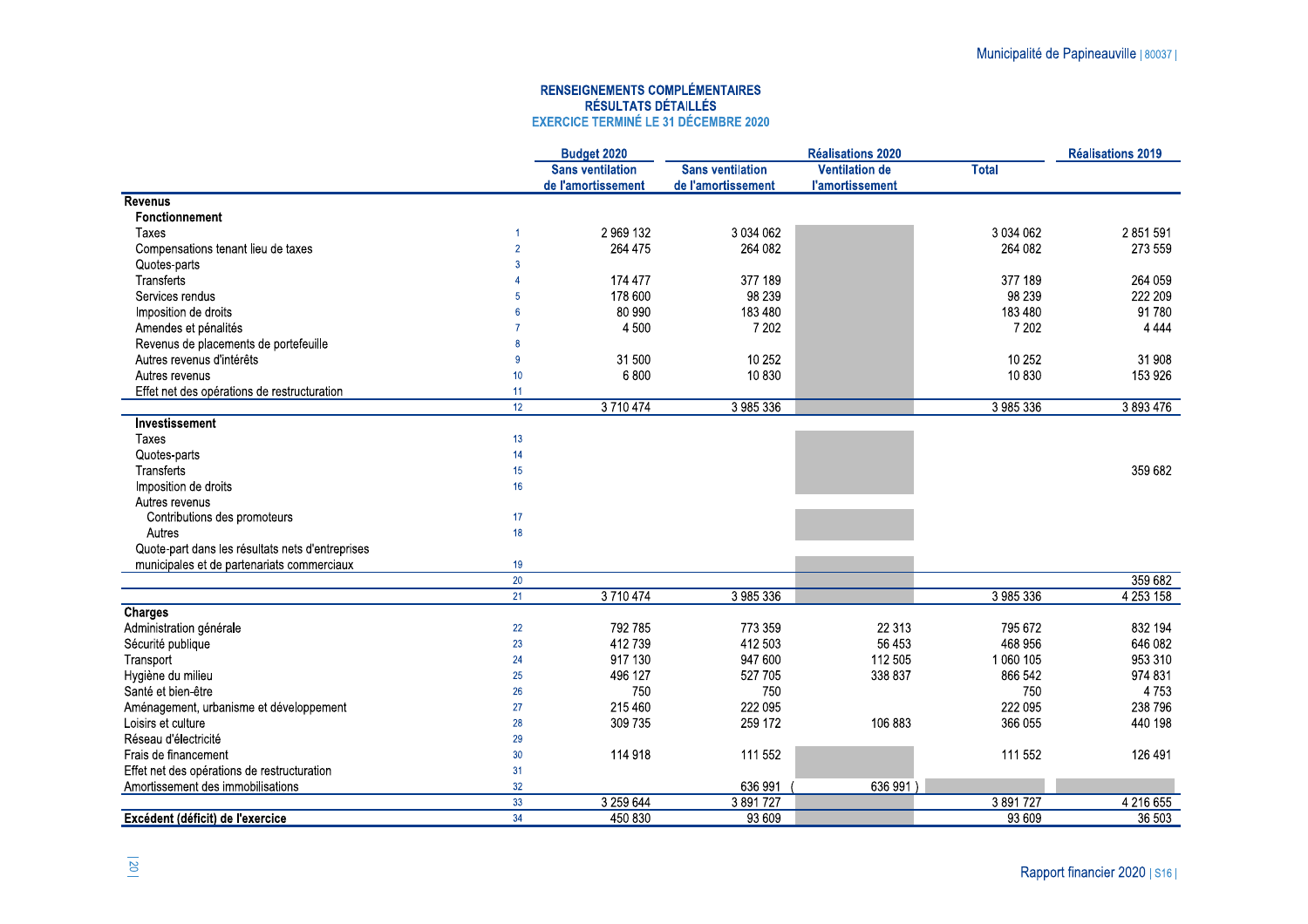## RENSEIGNEMENTS COMPLÉMENTAIRES
## RÉSULTATS DÉTAILLÉS
### EXERCICE TERMINÉ LE 31 DÉCEMBRE 2020

| | | Budget 2020 | Réalisations 2020 | | | Réalisations 2019 |
|---|---|---|---|---|---|---|
| | | Sans ventilation de l'amortissement | Sans ventilation de l'amortissement | Ventilation de l'amortissement | Total | |
| **Revenus** | | | | | | |
| **Fonctionnement** | | | | | | |
| Taxes | 1 | 2 969 132 | 3 034 062 | | 3 034 062 | 2 851 591 |
| Compensations tenant lieu de taxes | 2 | 264 475 | 264 082 | | 264 082 | 273 559 |
| Quotes-parts | 3 | | | | | |
| Transferts | 4 | 174 477 | 377 189 | | 377 189 | 264 059 |
| Services rendus | 5 | 178 600 | 98 239 | | 98 239 | 222 209 |
| Imposition de droits | 6 | 80 990 | 183 480 | | 183 480 | 91 780 |
| Amendes et pénalités | 7 | 4 500 | 7 202 | | 7 202 | 4 444 |
| Revenus de placements de portefeuille | 8 | | | | | |
| Autres revenus d'intérêts | 9 | 31 500 | 10 252 | | 10 252 | 31 908 |
| Autres revenus | 10 | 6 800 | 10 830 | | 10 830 | 153 926 |
| Effet net des opérations de restructuration | 11 | | | | | |
| | 12 | 3 710 474 | 3 985 336 | | 3 985 336 | 3 893 476 |
| **Investissement** | | | | | | |
| Taxes | 13 | | | | | |
| Quotes-parts | 14 | | | | | |
| Transferts | 15 | | | | | 359 682 |
| Imposition de droits | 16 | | | | | |
| Autres revenus | | | | | | |
| Contributions des promoteurs | 17 | | | | | |
| Autres | 18 | | | | | |
| Quote-part dans les résultats nets d'entreprises municipales et de partenariats commerciaux | 19 | | | | | |
| | 20 | | | | | 359 682 |
| | 21 | 3 710 474 | 3 985 336 | | 3 985 336 | 4 253 158 |
| **Charges** | | | | | | |
| Administration générale | 22 | 792 785 | 773 359 | 22 313 | 795 672 | 832 194 |
| Sécurité publique | 23 | 412 739 | 412 503 | 56 453 | 468 956 | 646 082 |
| Transport | 24 | 917 130 | 947 600 | 112 505 | 1 060 105 | 953 310 |
| Hygiène du milieu | 25 | 496 127 | 527 705 | 338 837 | 866 542 | 974 831 |
| Santé et bien-être | 26 | 750 | 750 | | 750 | 4 753 |
| Aménagement, urbanisme et développement | 27 | 215 460 | 222 095 | | 222 095 | 238 796 |
| Loisirs et culture | 28 | 309 735 | 259 172 | 106 883 | 366 055 | 440 198 |
| Réseau d'électricité | 29 | | | | | |
| Frais de financement | 30 | 114 918 | 111 552 | | 111 552 | 126 491 |
| Effet net des opérations de restructuration | 31 | | | | | |
| Amortissement des immobilisations | 32 | | 636 991 | (636 991) | | |
| | 33 | 3 259 644 | 3 891 727 | | 3 891 727 | 4 216 655 |
| **Excédent (déficit) de l'exercice** | 34 | 450 830 | 93 609 | | 93 609 | 36 503 |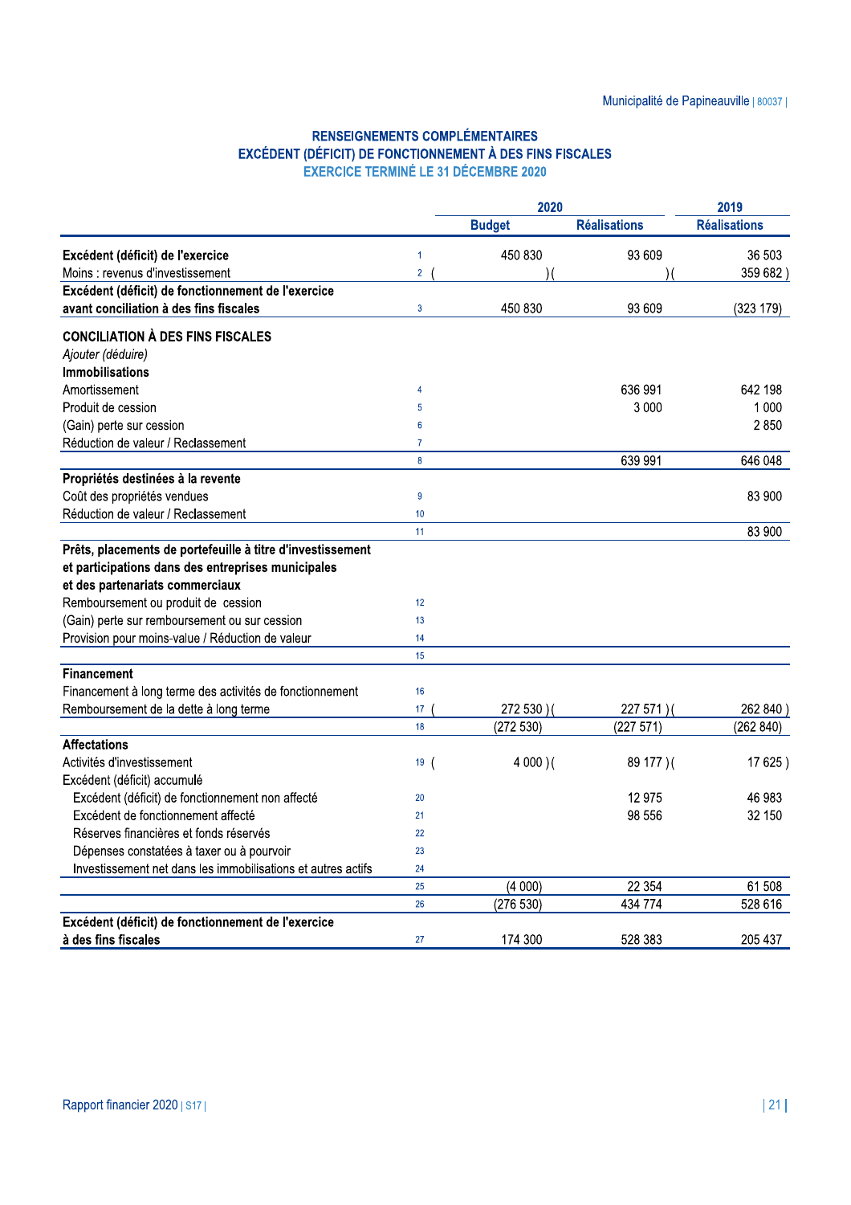## RENSEIGNEMENTS COMPLÉMENTAIRES
## EXCÉDENT (DÉFICIT) DE FONCTIONNEMENT À DES FINS FISCALES
### EXERCICE TERMINÉ LE 31 DÉCEMBRE 2020

| | | 2020 | | 2019 |
|---|---|---|---|---|
| | | Budget | Réalisations | Réalisations |
| **Excédent (déficit) de l'exercice** | 1 | 450 830 | 93 609 | 36 503 |
| Moins : revenus d'investissement | 2 | ( ) | ( ) | ( 359 682 ) |
| **Excédent (déficit) de fonctionnement de l'exercice avant conciliation à des fins fiscales** | 3 | 450 830 | 93 609 | (323 179) |
| **CONCILIATION À DES FINS FISCALES** | | | | |
| *Ajouter (déduire)* | | | | |
| **Immobilisations** | | | | |
| Amortissement | 4 | | 636 991 | 642 198 |
| Produit de cession | 5 | | 3 000 | 1 000 |
| (Gain) perte sur cession | 6 | | | 2 850 |
| Réduction de valeur / Reclassement | 7 | | | |
| | 8 | | 639 991 | 646 048 |
| **Propriétés destinées à la revente** | | | | |
| Coût des propriétés vendues | 9 | | | 83 900 |
| Réduction de valeur / Reclassement | 10 | | | |
| | 11 | | | 83 900 |
| **Prêts, placements de portefeuille à titre d'investissement et participations dans des entreprises municipales et des partenariats commerciaux** | | | | |
| Remboursement ou produit de cession | 12 | | | |
| (Gain) perte sur remboursement ou sur cession | 13 | | | |
| Provision pour moins-value / Réduction de valeur | 14 | | | |
| | 15 | | | |
| **Financement** | | | | |
| Financement à long terme des activités de fonctionnement | 16 | | | |
| Remboursement de la dette à long terme | 17 | ( 272 530 ) | ( 227 571 ) | ( 262 840 ) |
| | 18 | (272 530) | (227 571) | (262 840) |
| **Affectations** | | | | |
| Activités d'investissement | 19 | ( 4 000 ) | ( 89 177 ) | ( 17 625 ) |
| Excédent (déficit) accumulé | | | | |
| Excédent (déficit) de fonctionnement non affecté | 20 | | 12 975 | 46 983 |
| Excédent de fonctionnement affecté | 21 | | 98 556 | 32 150 |
| Réserves financières et fonds réservés | 22 | | | |
| Dépenses constatées à taxer ou à pourvoir | 23 | | | |
| Investissement net dans les immobilisations et autres actifs | 24 | | | |
| | 25 | (4 000) | 22 354 | 61 508 |
| | 26 | (276 530) | 434 774 | 528 616 |
| **Excédent (déficit) de fonctionnement de l'exercice à des fins fiscales** | 27 | 174 300 | 528 383 | 205 437 |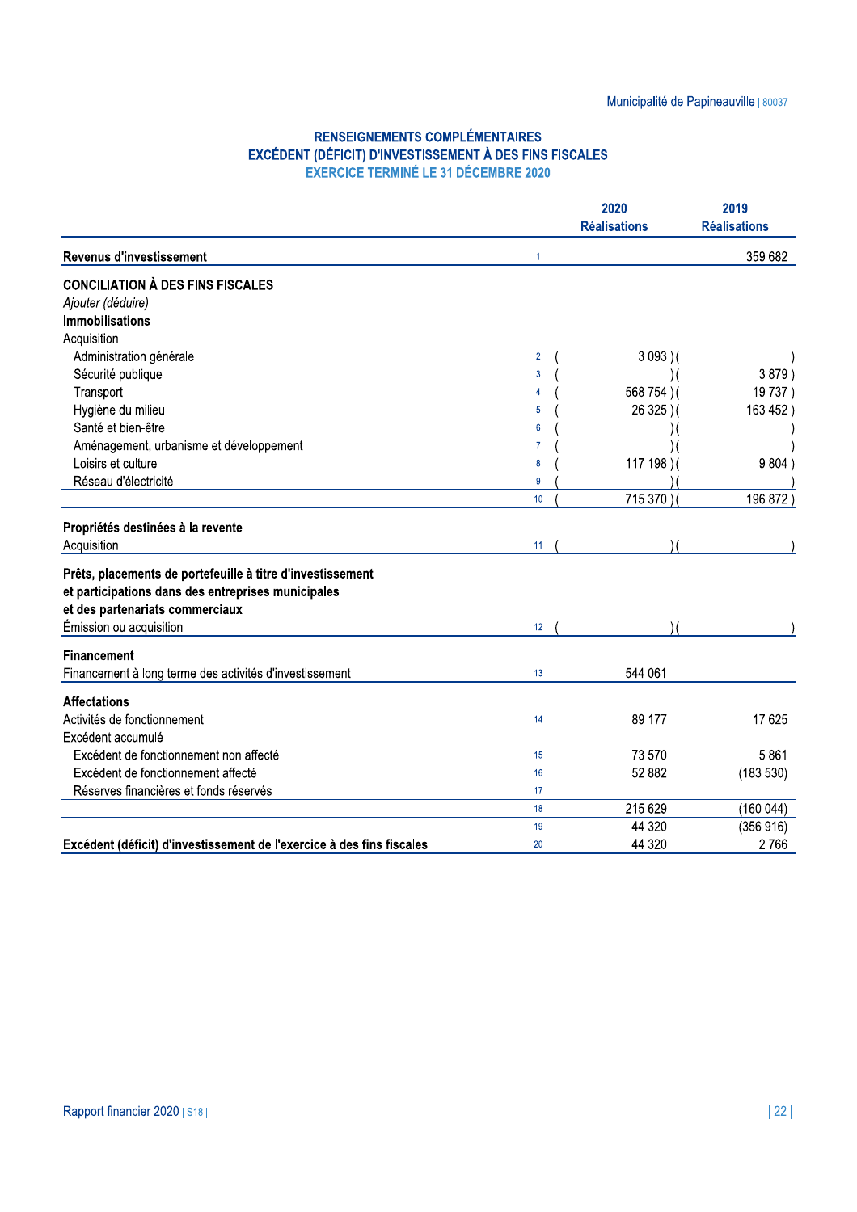## RENSEIGNEMENTS COMPLÉMENTAIRES
## EXCÉDENT (DÉFICIT) D'INVESTISSEMENT À DES FINS FISCALES
### EXERCICE TERMINÉ LE 31 DÉCEMBRE 2020

| | | 2020 Réalisations | 2019 Réalisations |
|---|---|---|---|
| **Revenus d'investissement** | 1 | | 359 682 |
| **CONCILIATION À DES FINS FISCALES** | | | |
| *Ajouter (déduire)* | | | |
| **Immobilisations** | | | |
| Acquisition | | | |
| Administration générale | 2 | ( 3 093 ) | ( ) |
| Sécurité publique | 3 | ( ) | ( 3 879 ) |
| Transport | 4 | ( 568 754 ) | ( 19 737 ) |
| Hygiène du milieu | 5 | ( 26 325 ) | ( 163 452 ) |
| Santé et bien-être | 6 | ( ) | ( ) |
| Aménagement, urbanisme et développement | 7 | ( ) | ( ) |
| Loisirs et culture | 8 | ( 117 198 ) | ( 9 804 ) |
| Réseau d'électricité | 9 | ( ) | ( ) |
| | 10 | ( 715 370 ) | ( 196 872 ) |
| **Propriétés destinées à la revente** | | | |
| Acquisition | 11 | ( ) | ( ) |
| **Prêts, placements de portefeuille à titre d'investissement et participations dans des entreprises municipales et des partenariats commerciaux** | | | |
| Émission ou acquisition | 12 | ( ) | ( ) |
| **Financement** | | | |
| Financement à long terme des activités d'investissement | 13 | 544 061 | |
| **Affectations** | | | |
| Activités de fonctionnement | 14 | 89 177 | 17 625 |
| Excédent accumulé | | | |
| Excédent de fonctionnement non affecté | 15 | 73 570 | 5 861 |
| Excédent de fonctionnement affecté | 16 | 52 882 | (183 530) |
| Réserves financières et fonds réservés | 17 | | |
| | 18 | 215 629 | (160 044) |
| | 19 | 44 320 | (356 916) |
| **Excédent (déficit) d'investissement de l'exercice à des fins fiscales** | 20 | 44 320 | 2 766 |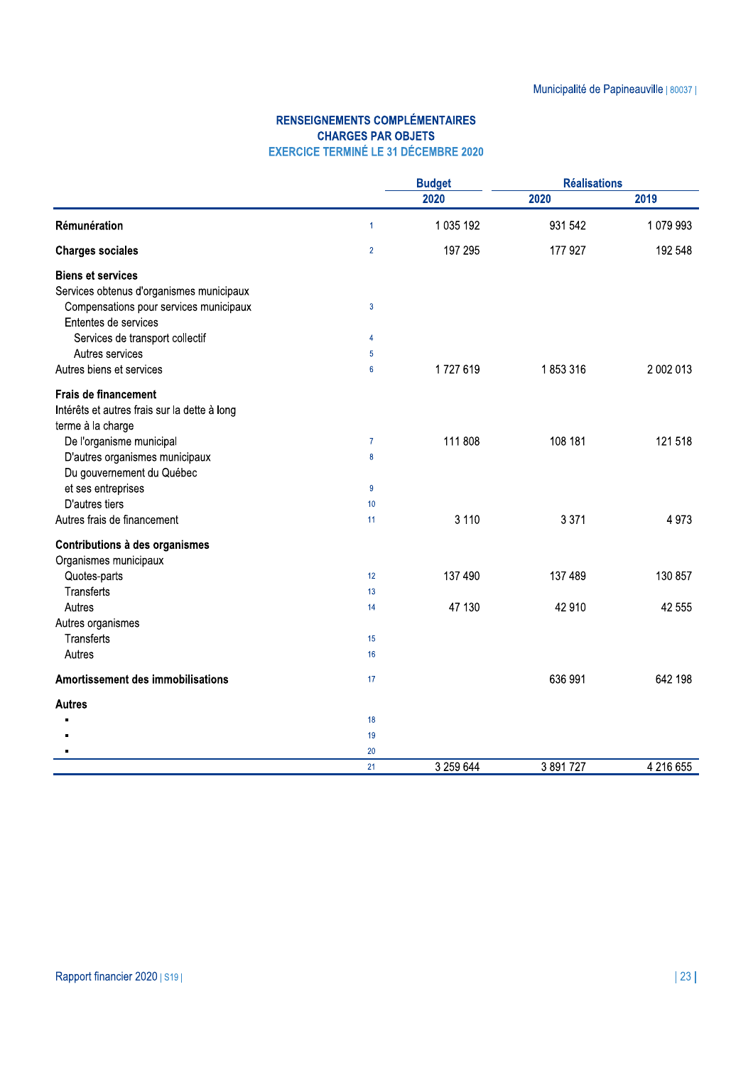## RENSEIGNEMENTS COMPLÉMENTAIRES
## CHARGES PAR OBJETS
### EXERCICE TERMINÉ LE 31 DÉCEMBRE 2020

| | | Budget | Réalisations | |
|---|---|---|---|---|
| | | 2020 | 2020 | 2019 |
| **Rémunération** | 1 | 1 035 192 | 931 542 | 1 079 993 |
| **Charges sociales** | 2 | 197 295 | 177 927 | 192 548 |
| **Biens et services** | | | | |
| Services obtenus d'organismes municipaux | | | | |
| Compensations pour services municipaux | 3 | | | |
| Ententes de services | | | | |
| Services de transport collectif | 4 | | | |
| Autres services | 5 | | | |
| Autres biens et services | 6 | 1 727 619 | 1 853 316 | 2 002 013 |
| **Frais de financement** | | | | |
| Intérêts et autres frais sur la dette à long terme à la charge | | | | |
| De l'organisme municipal | 7 | 111 808 | 108 181 | 121 518 |
| D'autres organismes municipaux | 8 | | | |
| Du gouvernement du Québec et ses entreprises | 9 | | | |
| D'autres tiers | 10 | | | |
| Autres frais de financement | 11 | 3 110 | 3 371 | 4 973 |
| **Contributions à des organismes** | | | | |
| Organismes municipaux | | | | |
| Quotes-parts | 12 | 137 490 | 137 489 | 130 857 |
| Transferts | 13 | | | |
| Autres | 14 | 47 130 | 42 910 | 42 555 |
| Autres organismes | | | | |
| Transferts | 15 | | | |
| Autres | 16 | | | |
| **Amortissement des immobilisations** | 17 | | 636 991 | 642 198 |
| **Autres** | | | | |
| ▪ | 18 | | | |
| ▪ | 19 | | | |
| ▪ | 20 | | | |
| | 21 | 3 259 644 | 3 891 727 | 4 216 655 |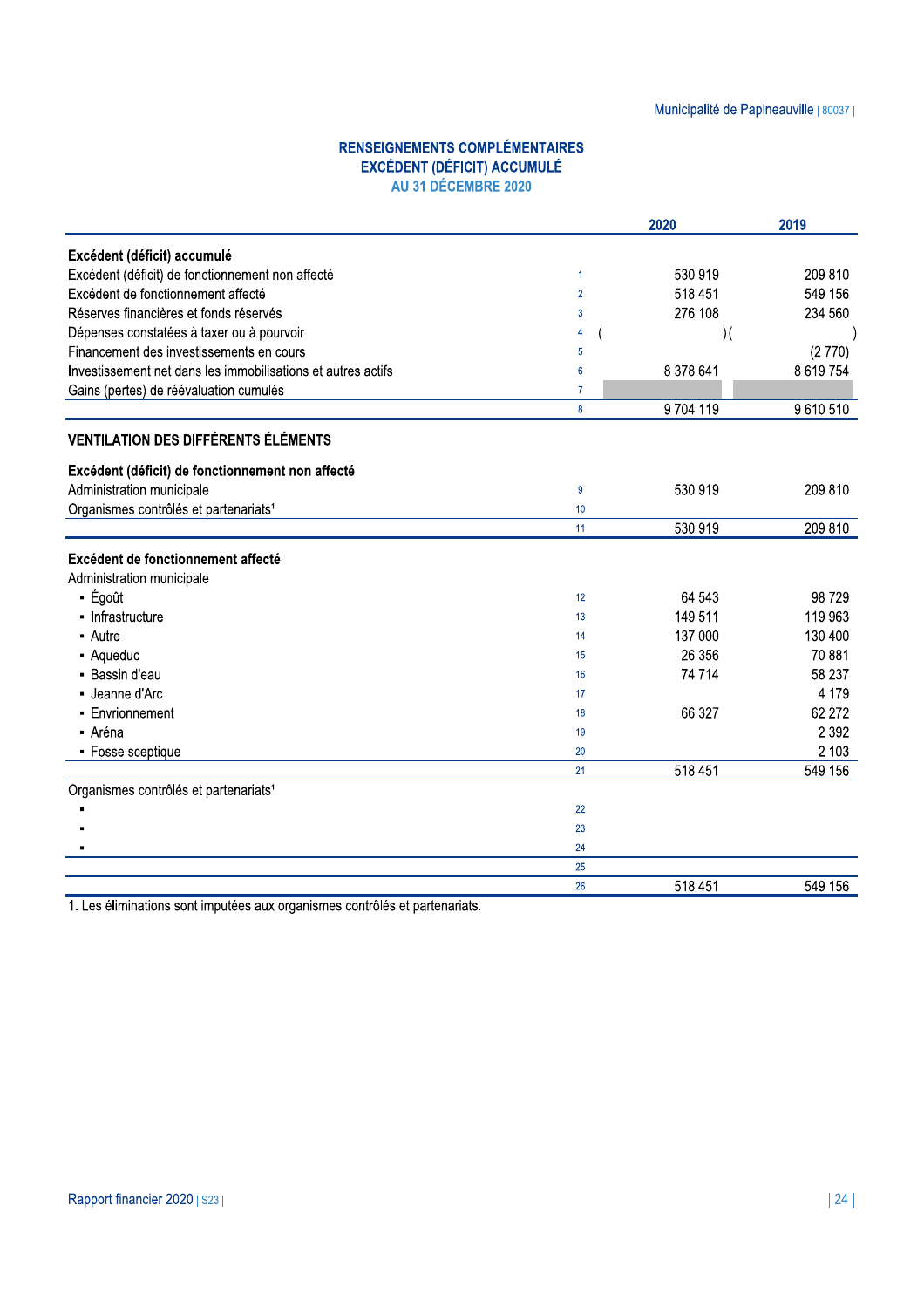### RENSEIGNEMENTS COMPLÉMENTAIRES
### EXCÉDENT (DÉFICIT) ACCUMULÉ
### AU 31 DÉCEMBRE 2020

| | | 2020 | 2019 |
|---|---|---|---|
| **Excédent (déficit) accumulé** | | | |
| Excédent (déficit) de fonctionnement non affecté | 1 | 530 919 | 209 810 |
| Excédent de fonctionnement affecté | 2 | 518 451 | 549 156 |
| Réserves financières et fonds réservés | 3 | 276 108 | 234 560 |
| Dépenses constatées à taxer ou à pourvoir | 4 | ( ) | ( ) |
| Financement des investissements en cours | 5 | | (2 770) |
| Investissement net dans les immobilisations et autres actifs | 6 | 8 378 641 | 8 619 754 |
| Gains (pertes) de réévaluation cumulés | 7 | | |
| | 8 | 9 704 119 | 9 610 510 |
| **VENTILATION DES DIFFÉRENTS ÉLÉMENTS** | | | |
| **Excédent (déficit) de fonctionnement non affecté** | | | |
| Administration municipale | 9 | 530 919 | 209 810 |
| Organismes contrôlés et partenariats[1] | 10 | | |
| | 11 | 530 919 | 209 810 |
| **Excédent de fonctionnement affecté** | | | |
| Administration municipale | | | |
| ▪ Égoût | 12 | 64 543 | 98 729 |
| ▪ Infrastructure | 13 | 149 511 | 119 963 |
| ▪ Autre | 14 | 137 000 | 130 400 |
| ▪ Aqueduc | 15 | 26 356 | 70 881 |
| ▪ Bassin d'eau | 16 | 74 714 | 58 237 |
| ▪ Jeanne d'Arc | 17 | | 4 179 |
| ▪ Envrionnement | 18 | 66 327 | 62 272 |
| ▪ Aréna | 19 | | 2 392 |
| ▪ Fosse sceptique | 20 | | 2 103 |
| | 21 | 518 451 | 549 156 |
| Organismes contrôlés et partenariats[1] | | | |
| ▪ | 22 | | |
| ▪ | 23 | | |
| ▪ | 24 | | |
| | 25 | | |
| | 26 | 518 451 | 549 156 |

1. Les éliminations sont imputées aux organismes contrôlés et partenariats.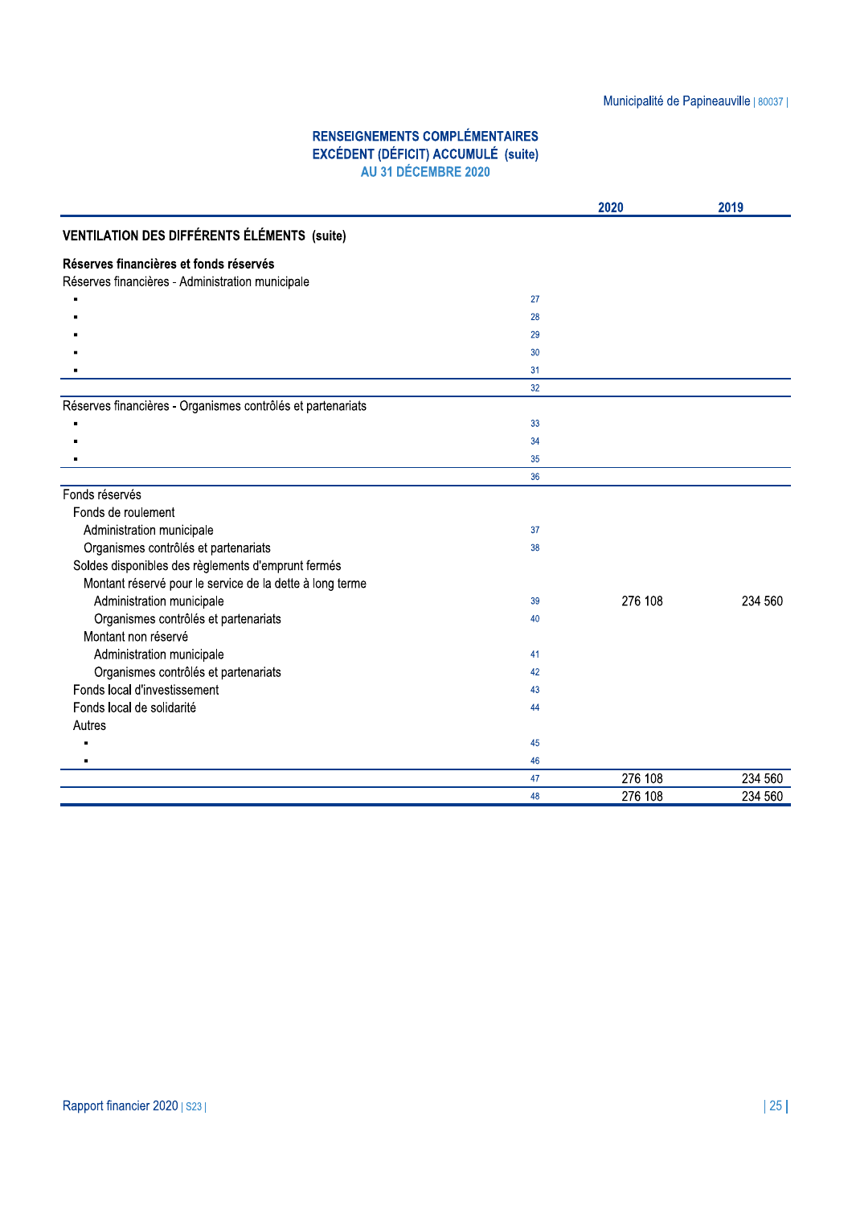## RENSEIGNEMENTS COMPLÉMENTAIRES
## EXCÉDENT (DÉFICIT) ACCUMULÉ (suite)
### AU 31 DÉCEMBRE 2020

| | | 2020 | 2019 |
|---|---|---|---|
| **VENTILATION DES DIFFÉRENTS ÉLÉMENTS (suite)** | | | |
| **Réserves financières et fonds réservés** | | | |
| Réserves financières - Administration municipale | | | |
| ▪ | 27 | | |
| ▪ | 28 | | |
| ▪ | 29 | | |
| ▪ | 30 | | |
| ▪ | 31 | | |
| | 32 | | |
| Réserves financières - Organismes contrôlés et partenariats | | | |
| ▪ | 33 | | |
| ▪ | 34 | | |
| ▪ | 35 | | |
| | 36 | | |
| Fonds réservés | | | |
| Fonds de roulement | | | |
| Administration municipale | 37 | | |
| Organismes contrôlés et partenariats | 38 | | |
| Soldes disponibles des règlements d'emprunt fermés | | | |
| Montant réservé pour le service de la dette à long terme | | | |
| Administration municipale | 39 | 276 108 | 234 560 |
| Organismes contrôlés et partenariats | 40 | | |
| Montant non réservé | | | |
| Administration municipale | 41 | | |
| Organismes contrôlés et partenariats | 42 | | |
| Fonds local d'investissement | 43 | | |
| Fonds local de solidarité | 44 | | |
| Autres | | | |
| ▪ | 45 | | |
| ▪ | 46 | | |
| | 47 | 276 108 | 234 560 |
| | 48 | 276 108 | 234 560 |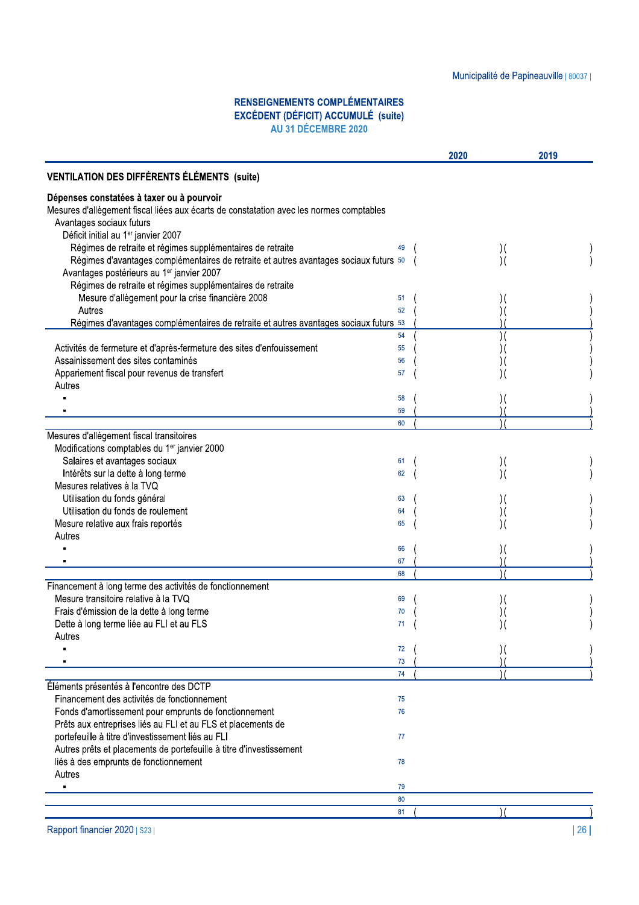# RENSEIGNEMENTS COMPLÉMENTAIRES
## EXCÉDENT (DÉFICIT) ACCUMULÉ (suite)
### AU 31 DÉCEMBRE 2020

| | | 2020 | 2019 |
|---|---|---|---|
| **VENTILATION DES DIFFÉRENTS ÉLÉMENTS (suite)** | | | |
| **Dépenses constatées à taxer ou à pourvoir** | | | |
| Mesures d'allègement fiscal liées aux écarts de constatation avec les normes comptables | | | |
| Avantages sociaux futurs | | | |
| Déficit initial au 1er janvier 2007 | | | |
| Régimes de retraite et régimes supplémentaires de retraite | 49 | ( ) | ( ) |
| Régimes d'avantages complémentaires de retraite et autres avantages sociaux futurs | 50 | ( ) | ( ) |
| Avantages postérieurs au 1er janvier 2007 | | | |
| Régimes de retraite et régimes supplémentaires de retraite | | | |
| Mesure d'allègement pour la crise financière 2008 | 51 | ( ) | ( ) |
| Autres | 52 | ( ) | ( ) |
| Régimes d'avantages complémentaires de retraite et autres avantages sociaux futurs | 53 | ( ) | ( ) |
| | 54 | ( ) | ( ) |
| Activités de fermeture et d'après-fermeture des sites d'enfouissement | 55 | ( ) | ( ) |
| Assainissement des sites contaminés | 56 | ( ) | ( ) |
| Appariement fiscal pour revenus de transfert | 57 | ( ) | ( ) |
| Autres | | | |
| ▪ | 58 | ( ) | ( ) |
| ▪ | 59 | ( ) | ( ) |
| | 60 | ( ) | ( ) |
| Mesures d'allègement fiscal transitoires | | | |
| Modifications comptables du 1er janvier 2000 | | | |
| Salaires et avantages sociaux | 61 | ( ) | ( ) |
| Intérêts sur la dette à long terme | 62 | ( ) | ( ) |
| Mesures relatives à la TVQ | | | |
| Utilisation du fonds général | 63 | ( ) | ( ) |
| Utilisation du fonds de roulement | 64 | ( ) | ( ) |
| Mesure relative aux frais reportés | 65 | ( ) | ( ) |
| Autres | | | |
| ▪ | 66 | ( ) | ( ) |
| ▪ | 67 | ( ) | ( ) |
| | 68 | ( ) | ( ) |
| Financement à long terme des activités de fonctionnement | | | |
| Mesure transitoire relative à la TVQ | 69 | ( ) | ( ) |
| Frais d'émission de la dette à long terme | 70 | ( ) | ( ) |
| Dette à long terme liée au FLI et au FLS | 71 | ( ) | ( ) |
| Autres | | | |
| ▪ | 72 | ( ) | ( ) |
| ▪ | 73 | ( ) | ( ) |
| | 74 | ( ) | ( ) |
| Éléments présentés à l'encontre des DCTP | | | |
| Financement des activités de fonctionnement | 75 | | |
| Fonds d'amortissement pour emprunts de fonctionnement | 76 | | |
| Prêts aux entreprises liés au FLI et au FLS et placements de portefeuille à titre d'investissement liés au FLI | 77 | | |
| Autres prêts et placements de portefeuille à titre d'investissement liés à des emprunts de fonctionnement | 78 | | |
| Autres | | | |
| ▪ | 79 | | |
| | 80 | | |
| | 81 | ( ) | ( ) |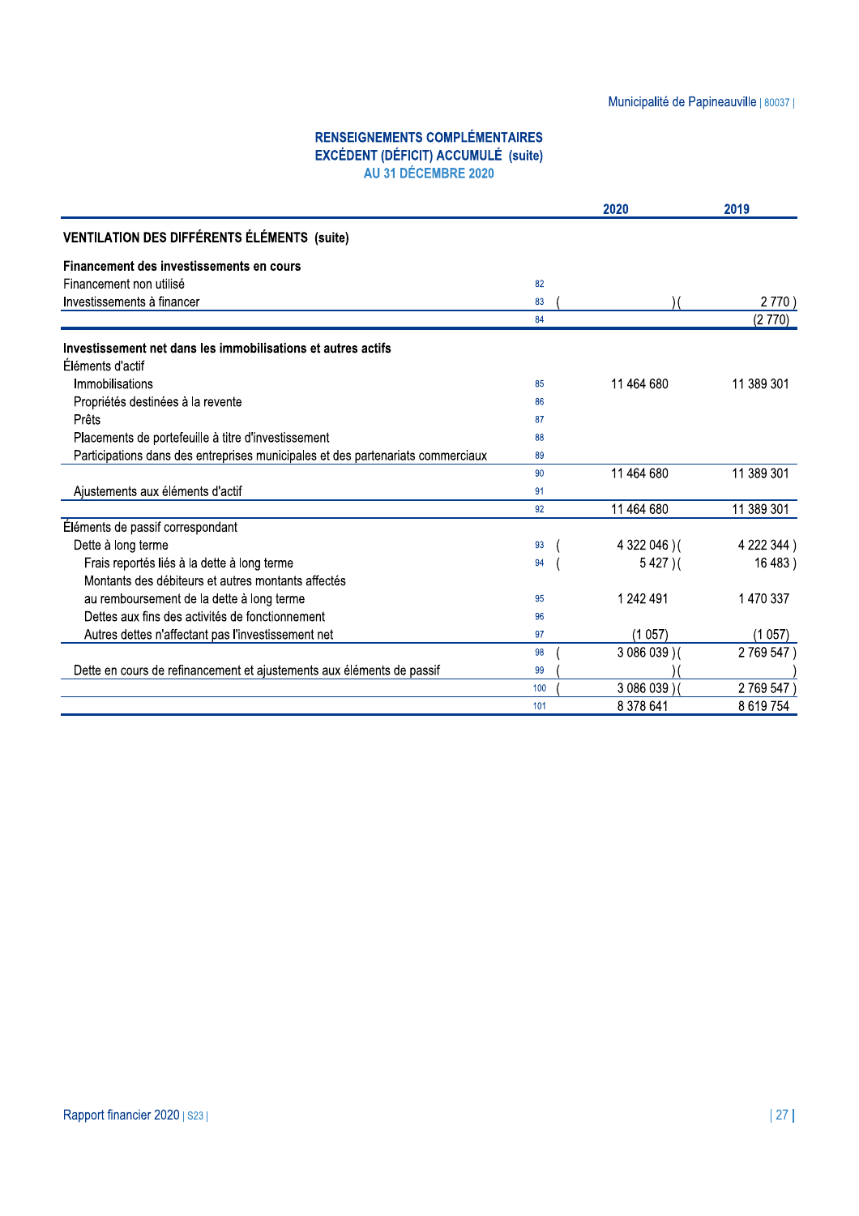## RENSEIGNEMENTS COMPLÉMENTAIRES
## EXCÉDENT (DÉFICIT) ACCUMULÉ (suite)
### AU 31 DÉCEMBRE 2020

| | | 2020 | 2019 |
|---|---|---|---|
| **VENTILATION DES DIFFÉRENTS ÉLÉMENTS (suite)** | | | |
| **Financement des investissements en cours** | | | |
| Financement non utilisé | 82 | | |
| Investissements à financer | 83 | ( ) | ( 2 770 ) |
| | 84 | | (2 770) |
| **Investissement net dans les immobilisations et autres actifs** | | | |
| Éléments d'actif | | | |
| Immobilisations | 85 | 11 464 680 | 11 389 301 |
| Propriétés destinées à la revente | 86 | | |
| Prêts | 87 | | |
| Placements de portefeuille à titre d'investissement | 88 | | |
| Participations dans des entreprises municipales et des partenariats commerciaux | 89 | | |
| | 90 | 11 464 680 | 11 389 301 |
| Ajustements aux éléments d'actif | 91 | | |
| | 92 | 11 464 680 | 11 389 301 |
| Éléments de passif correspondant | | | |
| Dette à long terme | 93 | ( 4 322 046 ) | ( 4 222 344 ) |
| Frais reportés liés à la dette à long terme | 94 | ( 5 427 ) | ( 16 483 ) |
| Montants des débiteurs et autres montants affectés au remboursement de la dette à long terme | 95 | 1 242 491 | 1 470 337 |
| Dettes aux fins des activités de fonctionnement | 96 | | |
| Autres dettes n'affectant pas l'investissement net | 97 | (1 057) | (1 057) |
| | 98 | ( 3 086 039 ) | ( 2 769 547 ) |
| Dette en cours de refinancement et ajustements aux éléments de passif | 99 | ( ) | ( ) |
| | 100 | ( 3 086 039 ) | ( 2 769 547 ) |
| | 101 | 8 378 641 | 8 619 754 |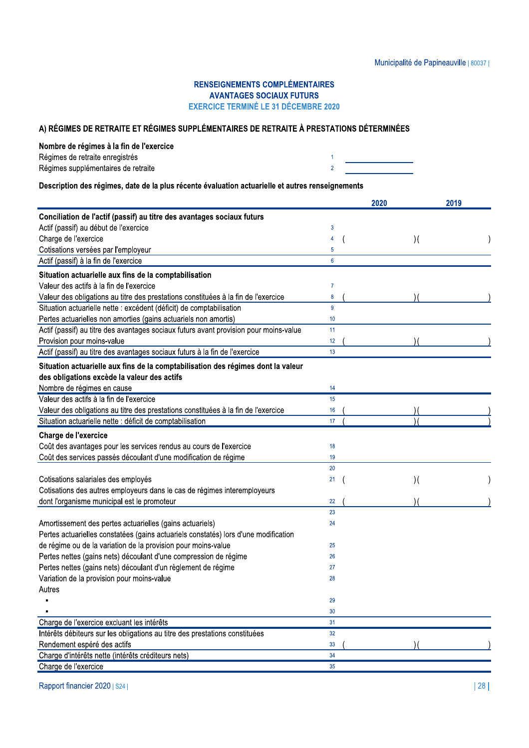Municipalité de Papineauville | 80037 |

### RENSEIGNEMENTS COMPLÉMENTAIRES
### AVANTAGES SOCIAUX FUTURS
### EXERCICE TERMINÉ LE 31 DÉCEMBRE 2020

## A) RÉGIMES DE RETRAITE ET RÉGIMES SUPPLÉMENTAIRES DE RETRAITE À PRESTATIONS DÉTERMINÉES

**Nombre de régimes à la fin de l'exercice**

| | | |
|---|---|---|
| Régimes de retraite enregistrés | 1 | |
| Régimes supplémentaires de retraite | 2 | |

**Description des régimes, date de la plus récente évaluation actuarielle et autres renseignements**

| | | 2020 | 2019 |
|---|---|---|---|
| **Conciliation de l'actif (passif) au titre des avantages sociaux futurs** | | | |
| Actif (passif) au début de l'exercice | 3 | | |
| Charge de l'exercice | 4 | ( ) | ( ) |
| Cotisations versées par l'employeur | 5 | | |
| Actif (passif) à la fin de l'exercice | 6 | | |
| **Situation actuarielle aux fins de la comptabilisation** | | | |
| Valeur des actifs à la fin de l'exercice | 7 | | |
| Valeur des obligations au titre des prestations constituées à la fin de l'exercice | 8 | ( ) | ( ) |
| Situation actuarielle nette : excédent (déficit) de comptabilisation | 9 | | |
| Pertes actuarielles non amorties (gains actuariels non amortis) | 10 | | |
| Actif (passif) au titre des avantages sociaux futurs avant provision pour moins-value | 11 | | |
| Provision pour moins-value | 12 | ( ) | ( ) |
| Actif (passif) au titre des avantages sociaux futurs à la fin de l'exercice | 13 | | |
| **Situation actuarielle aux fins de la comptabilisation des régimes dont la valeur des obligations excède la valeur des actifs** | | | |
| Nombre de régimes en cause | 14 | | |
| Valeur des actifs à la fin de l'exercice | 15 | | |
| Valeur des obligations au titre des prestations constituées à la fin de l'exercice | 16 | ( ) | ( ) |
| Situation actuarielle nette : déficit de comptabilisation | 17 | ( ) | ( ) |
| **Charge de l'exercice** | | | |
| Coût des avantages pour les services rendus au cours de l'exercice | 18 | | |
| Coût des services passés découlant d'une modification de régime | 19 | | |
| | 20 | | |
| Cotisations salariales des employés | 21 | ( ) | ( ) |
| Cotisations des autres employeurs dans le cas de régimes interemployeurs dont l'organisme municipal est le promoteur | 22 | ( ) | ( ) |
| | 23 | | |
| Amortissement des pertes actuarielles (gains actuariels) | 24 | | |
| Pertes actuarielles constatées (gains actuariels constatés) lors d'une modification de régime ou de la variation de la provision pour moins-value | 25 | | |
| Pertes nettes (gains nets) découlant d'une compression de régime | 26 | | |
| Pertes nettes (gains nets) découlant d'un règlement de régime | 27 | | |
| Variation de la provision pour moins-value | 28 | | |
| Autres | | | |
| ▪ | 29 | | |
| ▪ | 30 | | |
| Charge de l'exercice excluant les intérêts | 31 | | |
| Intérêts débiteurs sur les obligations au titre des prestations constituées | 32 | | |
| Rendement espéré des actifs | 33 | ( ) | ( ) |
| Charge d'intérêts nette (intérêts créditeurs nets) | 34 | | |
| Charge de l'exercice | 35 | | |

Rapport financier 2020 | S24 |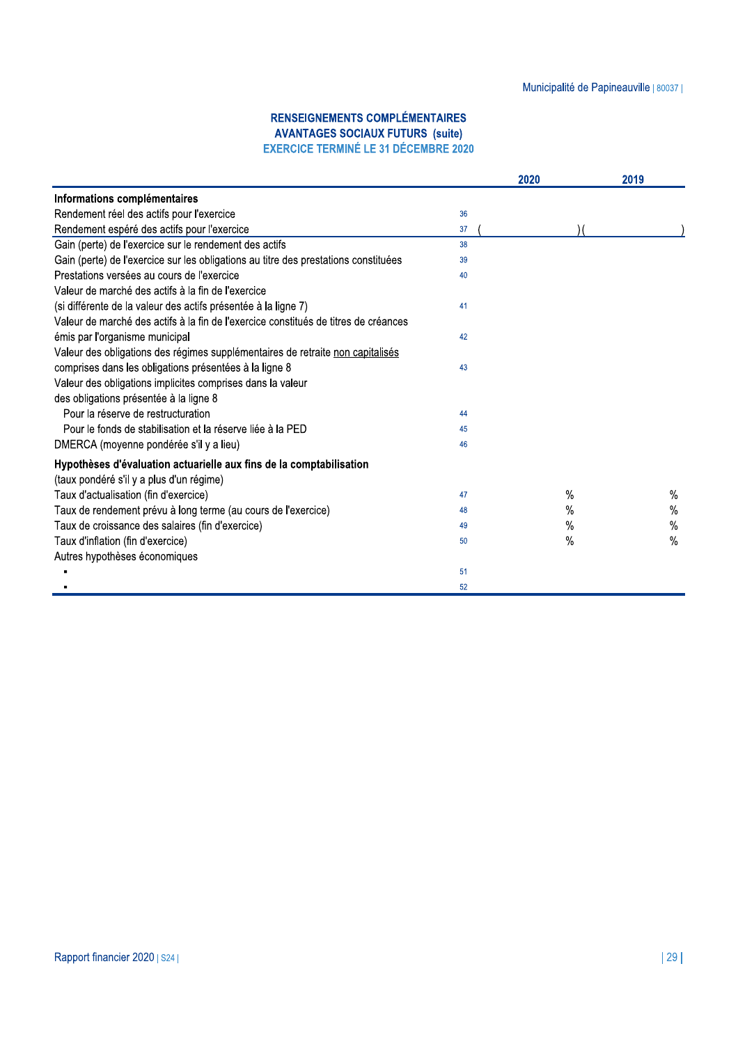## RENSEIGNEMENTS COMPLÉMENTAIRES
## AVANTAGES SOCIAUX FUTURS (suite)
### EXERCICE TERMINÉ LE 31 DÉCEMBRE 2020

| | | 2020 | 2019 |
|---|---|---|---|
| **Informations complémentaires** | | | |
| Rendement réel des actifs pour l'exercice | 36 | | |
| Rendement espéré des actifs pour l'exercice | 37 | ( ) | ( ) |
| Gain (perte) de l'exercice sur le rendement des actifs | 38 | | |
| Gain (perte) de l'exercice sur les obligations au titre des prestations constituées | 39 | | |
| Prestations versées au cours de l'exercice | 40 | | |
| Valeur de marché des actifs à la fin de l'exercice (si différente de la valeur des actifs présentée à la ligne 7) | 41 | | |
| Valeur de marché des actifs à la fin de l'exercice constitués de titres de créances émis par l'organisme municipal | 42 | | |
| Valeur des obligations des régimes supplémentaires de retraite non capitalisés comprises dans les obligations présentées à la ligne 8 | 43 | | |
| Valeur des obligations implicites comprises dans la valeur des obligations présentée à la ligne 8 | | | |
| Pour la réserve de restructuration | 44 | | |
| Pour le fonds de stabilisation et la réserve liée à la PED | 45 | | |
| DMERCA (moyenne pondérée s'il y a lieu) | 46 | | |
| **Hypothèses d'évaluation actuarielle aux fins de la comptabilisation** | | | |
| (taux pondéré s'il y a plus d'un régime) | | | |
| Taux d'actualisation (fin d'exercice) | 47 | % | % |
| Taux de rendement prévu à long terme (au cours de l'exercice) | 48 | % | % |
| Taux de croissance des salaires (fin d'exercice) | 49 | % | % |
| Taux d'inflation (fin d'exercice) | 50 | % | % |
| Autres hypothèses économiques | | | |
| ▪ | 51 | | |
| ▪ | 52 | | |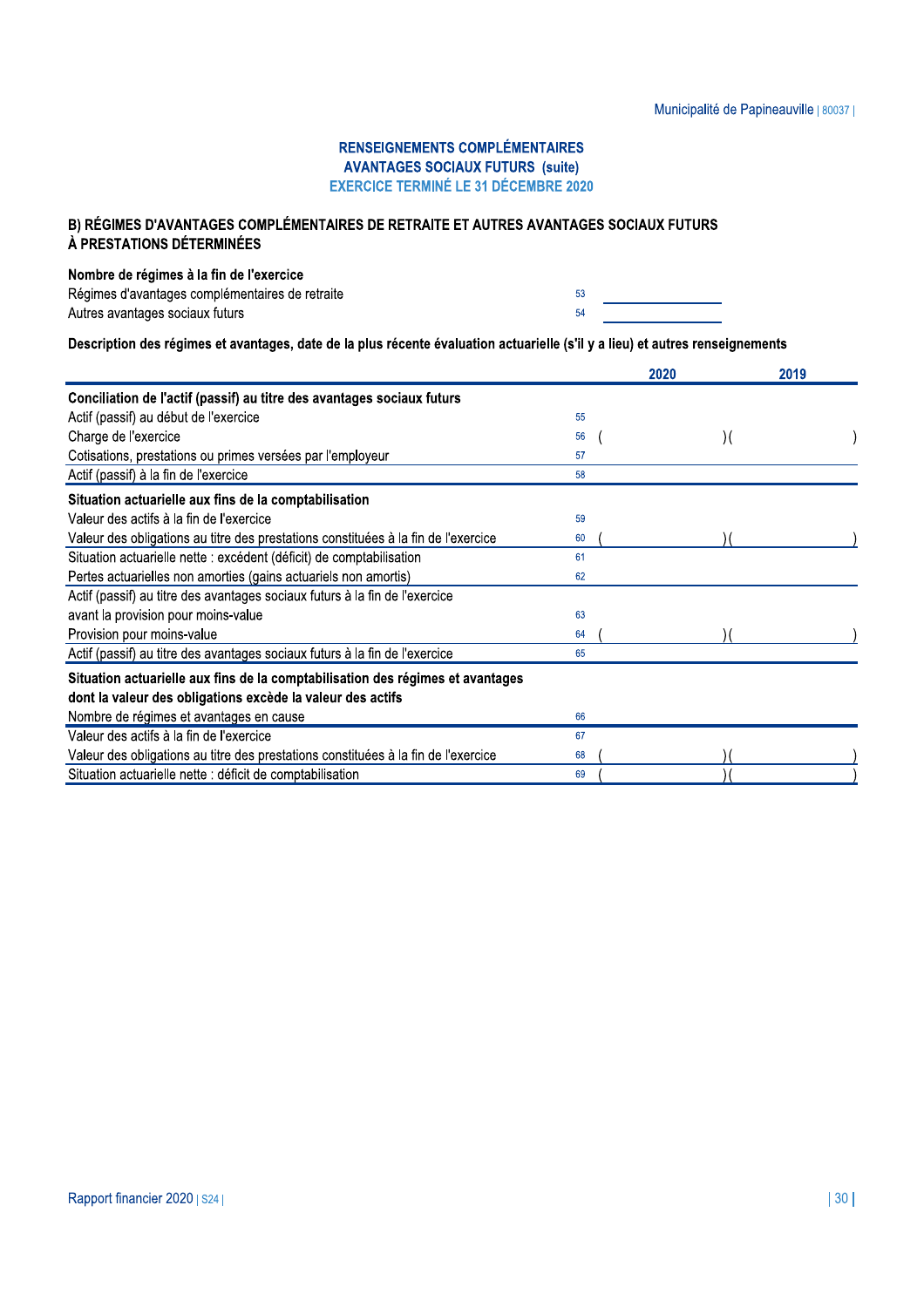# RENSEIGNEMENTS COMPLÉMENTAIRES
## AVANTAGES SOCIAUX FUTURS (suite)
### EXERCICE TERMINÉ LE 31 DÉCEMBRE 2020

## B) RÉGIMES D'AVANTAGES COMPLÉMENTAIRES DE RETRAITE ET AUTRES AVANTAGES SOCIAUX FUTURS À PRESTATIONS DÉTERMINÉES

**Nombre de régimes à la fin de l'exercice**

| | | |
|---|---|---|
| Régimes d'avantages complémentaires de retraite | 53 | |
| Autres avantages sociaux futurs | 54 | |

**Description des régimes et avantages, date de la plus récente évaluation actuarielle (s'il y a lieu) et autres renseignements**

| | | 2020 | 2019 |
|---|---|---|---|
| **Conciliation de l'actif (passif) au titre des avantages sociaux futurs** | | | |
| Actif (passif) au début de l'exercice | 55 | | |
| Charge de l'exercice | 56 | ( ) | ( ) |
| Cotisations, prestations ou primes versées par l'employeur | 57 | | |
| Actif (passif) à la fin de l'exercice | 58 | | |
| **Situation actuarielle aux fins de la comptabilisation** | | | |
| Valeur des actifs à la fin de l'exercice | 59 | | |
| Valeur des obligations au titre des prestations constituées à la fin de l'exercice | 60 | ( ) | ( ) |
| Situation actuarielle nette : excédent (déficit) de comptabilisation | 61 | | |
| Pertes actuarielles non amorties (gains actuariels non amortis) | 62 | | |
| Actif (passif) au titre des avantages sociaux futurs à la fin de l'exercice avant la provision pour moins-value | 63 | | |
| Provision pour moins-value | 64 | ( ) | ( ) |
| Actif (passif) au titre des avantages sociaux futurs à la fin de l'exercice | 65 | | |
| **Situation actuarielle aux fins de la comptabilisation des régimes et avantages dont la valeur des obligations excède la valeur des actifs** | | | |
| Nombre de régimes et avantages en cause | 66 | | |
| Valeur des actifs à la fin de l'exercice | 67 | | |
| Valeur des obligations au titre des prestations constituées à la fin de l'exercice | 68 | ( ) | ( ) |
| Situation actuarielle nette : déficit de comptabilisation | 69 | ( ) | ( ) |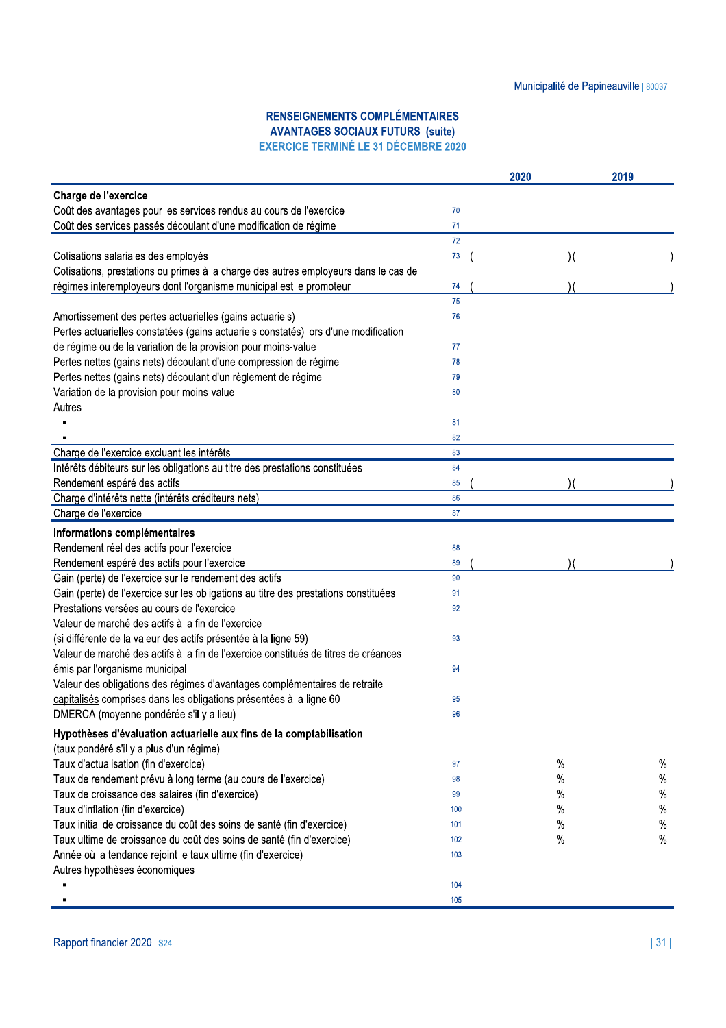### RENSEIGNEMENTS COMPLÉMENTAIRES
### AVANTAGES SOCIAUX FUTURS (suite)
### EXERCICE TERMINÉ LE 31 DÉCEMBRE 2020

| | | 2020 | 2019 |
|---|---|---|---|
| **Charge de l'exercice** | | | |
| Coût des avantages pour les services rendus au cours de l'exercice | 70 | | |
| Coût des services passés découlant d'une modification de régime | 71 | | |
| | 72 | | |
| Cotisations salariales des employés | 73 | ( ) | ( ) |
| Cotisations, prestations ou primes à la charge des autres employeurs dans le cas de régimes interemployeurs dont l'organisme municipal est le promoteur | 74 | ( ) | ( ) |
| | 75 | | |
| Amortissement des pertes actuarielles (gains actuariels) | 76 | | |
| Pertes actuarielles constatées (gains actuariels constatés) lors d'une modification de régime ou de la variation de la provision pour moins-value | 77 | | |
| Pertes nettes (gains nets) découlant d'une compression de régime | 78 | | |
| Pertes nettes (gains nets) découlant d'un règlement de régime | 79 | | |
| Variation de la provision pour moins-value | 80 | | |
| Autres | | | |
| ▪ | 81 | | |
| ▪ | 82 | | |
| Charge de l'exercice excluant les intérêts | 83 | | |
| Intérêts débiteurs sur les obligations au titre des prestations constituées | 84 | | |
| Rendement espéré des actifs | 85 | ( ) | ( ) |
| Charge d'intérêts nette (intérêts créditeurs nets) | 86 | | |
| Charge de l'exercice | 87 | | |
| **Informations complémentaires** | | | |
| Rendement réel des actifs pour l'exercice | 88 | | |
| Rendement espéré des actifs pour l'exercice | 89 | ( ) | ( ) |
| Gain (perte) de l'exercice sur le rendement des actifs | 90 | | |
| Gain (perte) de l'exercice sur les obligations au titre des prestations constituées | 91 | | |
| Prestations versées au cours de l'exercice | 92 | | |
| Valeur de marché des actifs à la fin de l'exercice (si différente de la valeur des actifs présentée à la ligne 59) | 93 | | |
| Valeur de marché des actifs à la fin de l'exercice constitués de titres de créances émis par l'organisme municipal | 94 | | |
| Valeur des obligations des régimes d'avantages complémentaires de retraite capitalisés comprises dans les obligations présentées à la ligne 60 | 95 | | |
| DMERCA (moyenne pondérée s'il y a lieu) | 96 | | |
| **Hypothèses d'évaluation actuarielle aux fins de la comptabilisation** (taux pondéré s'il y a plus d'un régime) | | | |
| Taux d'actualisation (fin d'exercice) | 97 | % | % |
| Taux de rendement prévu à long terme (au cours de l'exercice) | 98 | % | % |
| Taux de croissance des salaires (fin d'exercice) | 99 | % | % |
| Taux d'inflation (fin d'exercice) | 100 | % | % |
| Taux initial de croissance du coût des soins de santé (fin d'exercice) | 101 | % | % |
| Taux ultime de croissance du coût des soins de santé (fin d'exercice) | 102 | % | % |
| Année où la tendance rejoint le taux ultime (fin d'exercice) | 103 | | |
| Autres hypothèses économiques | | | |
| ▪ | 104 | | |
| ▪ | 105 | | |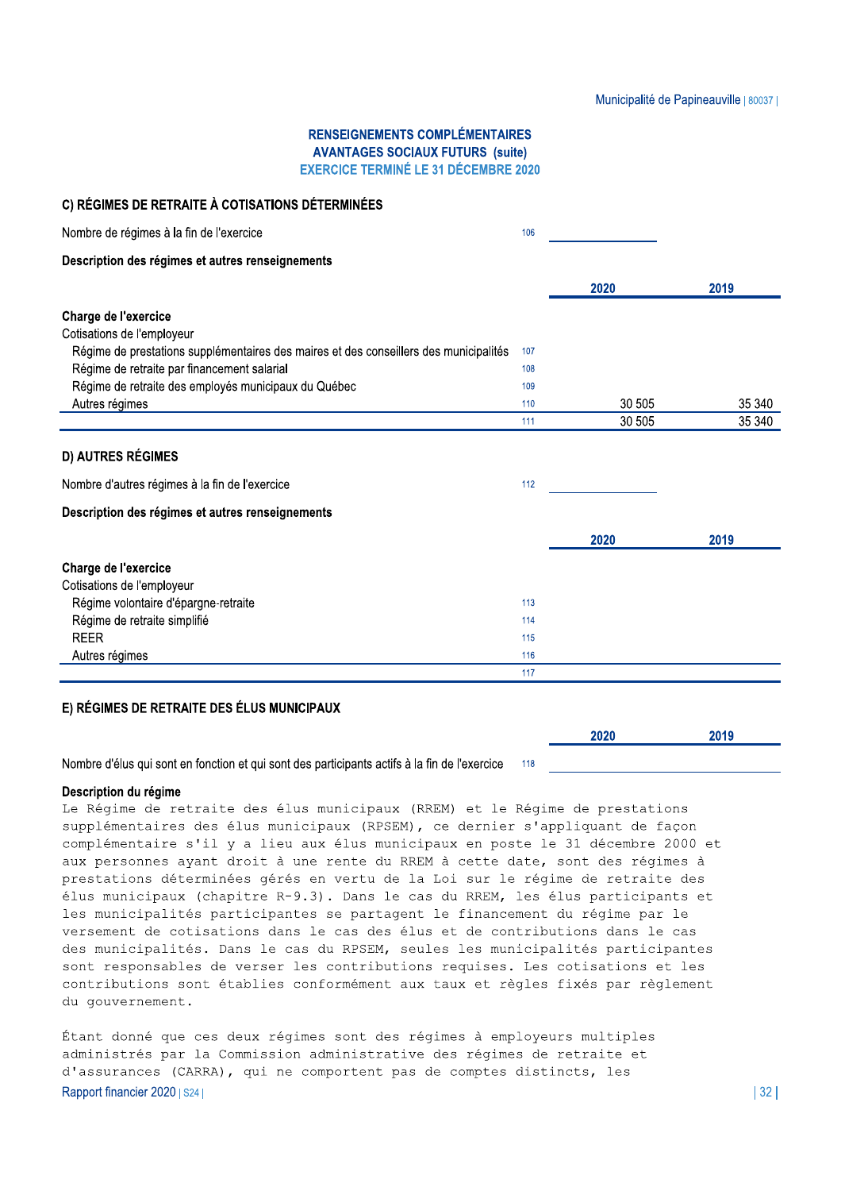## RENSEIGNEMENTS COMPLÉMENTAIRES
## AVANTAGES SOCIAUX FUTURS (suite)
### EXERCICE TERMINÉ LE 31 DÉCEMBRE 2020

### C) RÉGIMES DE RETRAITE À COTISATIONS DÉTERMINÉES

| | | | |
|---|---|---|---|
| Nombre de régimes à la fin de l'exercice | 106 | | |

**Description des régimes et autres renseignements**

| | | 2020 | 2019 |
|---|---|---|---|
| **Charge de l'exercice** | | | |
| Cotisations de l'employeur | | | |
| Régime de prestations supplémentaires des maires et des conseillers des municipalités | 107 | | |
| Régime de retraite par financement salarial | 108 | | |
| Régime de retraite des employés municipaux du Québec | 109 | | |
| Autres régimes | 110 | 30 505 | 35 340 |
| | 111 | 30 505 | 35 340 |

### D) AUTRES RÉGIMES

| | | | |
|---|---|---|---|
| Nombre d'autres régimes à la fin de l'exercice | 112 | | |

**Description des régimes et autres renseignements**

| | | 2020 | 2019 |
|---|---|---|---|
| **Charge de l'exercice** | | | |
| Cotisations de l'employeur | | | |
| Régime volontaire d'épargne-retraite | 113 | | |
| Régime de retraite simplifié | 114 | | |
| REER | 115 | | |
| Autres régimes | 116 | | |
| | 117 | | |

### E) RÉGIMES DE RETRAITE DES ÉLUS MUNICIPAUX

| | | 2020 | 2019 |
|---|---|---|---|
| Nombre d'élus qui sont en fonction et qui sont des participants actifs à la fin de l'exercice | 118 | | |

**Description du régime**

Le Régime de retraite des élus municipaux (RREM) et le Régime de prestations supplémentaires des élus municipaux (RPSEM), ce dernier s'appliquant de façon complémentaire s'il y a lieu aux élus municipaux en poste le 31 décembre 2000 et aux personnes ayant droit à une rente du RREM à cette date, sont des régimes à prestations déterminées gérés en vertu de la Loi sur le régime de retraite des élus municipaux (chapitre R-9.3). Dans le cas du RREM, les élus participants et les municipalités participantes se partagent le financement du régime par le versement de cotisations dans le cas des élus et de contributions dans le cas des municipalités. Dans le cas du RPSEM, seules les municipalités participantes sont responsables de verser les contributions requises. Les cotisations et les contributions sont établies conformément aux taux et règles fixés par règlement du gouvernement.

Étant donné que ces deux régimes sont des régimes à employeurs multiples administrés par la Commission administrative des régimes de retraite et d'assurances (CARRA), qui ne comportent pas de comptes distincts, les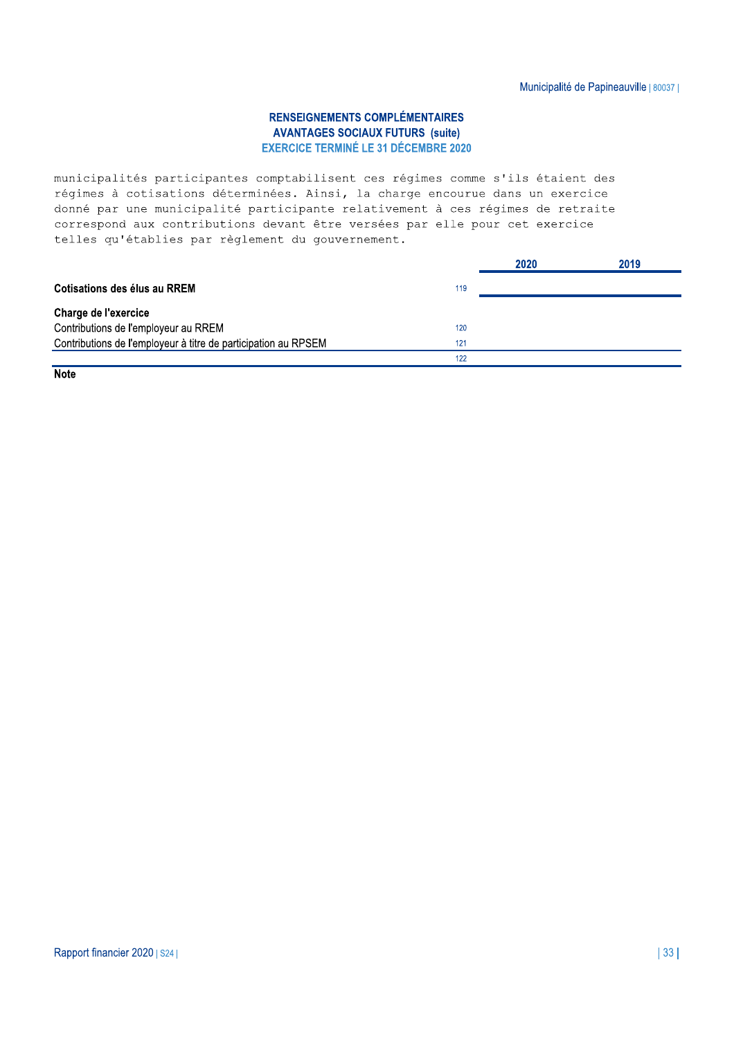## RENSEIGNEMENTS COMPLÉMENTAIRES
## AVANTAGES SOCIAUX FUTURS (suite)
### EXERCICE TERMINÉ LE 31 DÉCEMBRE 2020

municipalités participantes comptabilisent ces régimes comme s'ils étaient des régimes à cotisations déterminées. Ainsi, la charge encourue dans un exercice donné par une municipalité participante relativement à ces régimes de retraite correspond aux contributions devant être versées par elle pour cet exercice telles qu'établies par règlement du gouvernement.

| | | 2020 | 2019 |
|---|---|---|---|
| **Cotisations des élus au RREM** | 119 | | |
| **Charge de l'exercice** | | | |
| Contributions de l'employeur au RREM | 120 | | |
| Contributions de l'employeur à titre de participation au RPSEM | 121 | | |
| | 122 | | |

**Note**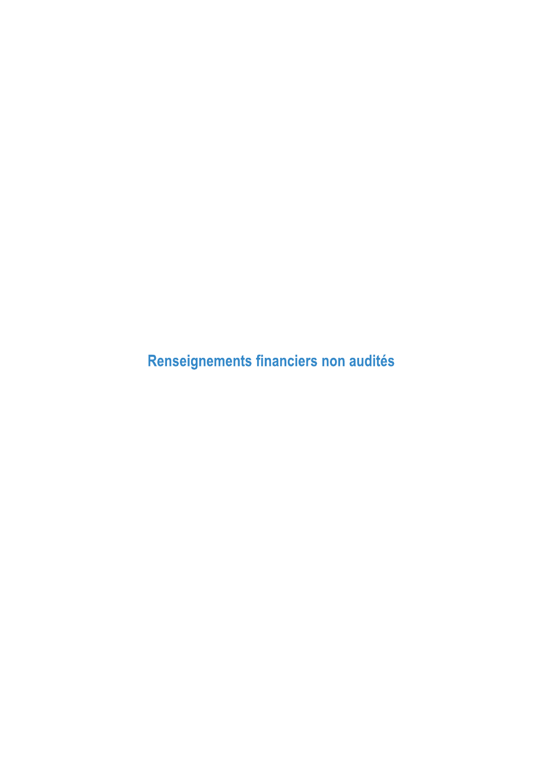# Renseignements financiers non audités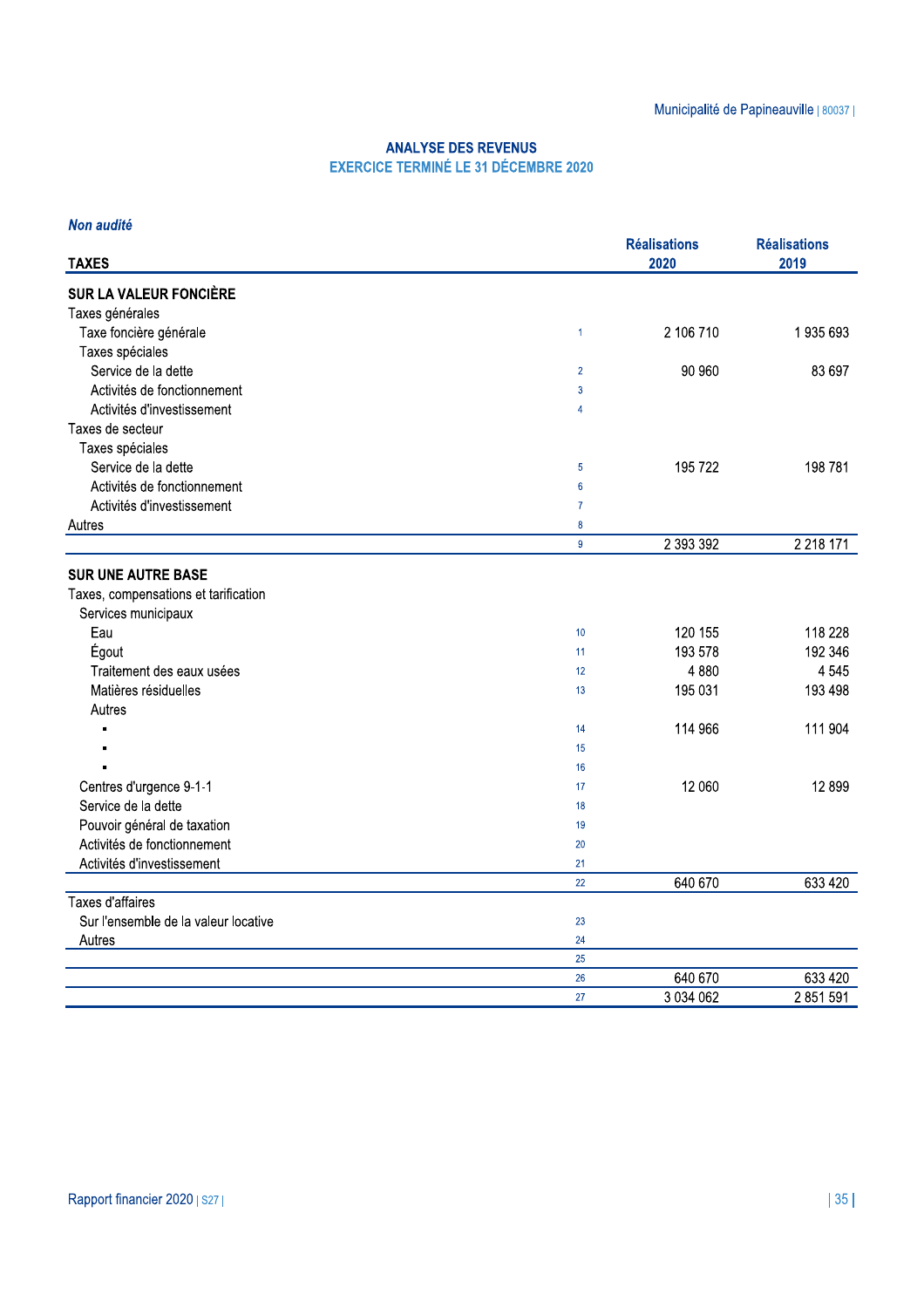## ANALYSE DES REVENUS
### EXERCICE TERMINÉ LE 31 DÉCEMBRE 2020

*Non audité*

| TAXES | | Réalisations 2020 | Réalisations 2019 |
|---|---|---|---|
| **SUR LA VALEUR FONCIÈRE** | | | |
| Taxes générales | | | |
| Taxe foncière générale | 1 | 2 106 710 | 1 935 693 |
| Taxes spéciales | | | |
| Service de la dette | 2 | 90 960 | 83 697 |
| Activités de fonctionnement | 3 | | |
| Activités d'investissement | 4 | | |
| Taxes de secteur | | | |
| Taxes spéciales | | | |
| Service de la dette | 5 | 195 722 | 198 781 |
| Activités de fonctionnement | 6 | | |
| Activités d'investissement | 7 | | |
| Autres | 8 | | |
| | 9 | 2 393 392 | 2 218 171 |
| **SUR UNE AUTRE BASE** | | | |
| Taxes, compensations et tarification | | | |
| Services municipaux | | | |
| Eau | 10 | 120 155 | 118 228 |
| Égout | 11 | 193 578 | 192 346 |
| Traitement des eaux usées | 12 | 4 880 | 4 545 |
| Matières résiduelles | 13 | 195 031 | 193 498 |
| Autres | | | |
| ▪ | 14 | 114 966 | 111 904 |
| ▪ | 15 | | |
| ▪ | 16 | | |
| Centres d'urgence 9-1-1 | 17 | 12 060 | 12 899 |
| Service de la dette | 18 | | |
| Pouvoir général de taxation | 19 | | |
| Activités de fonctionnement | 20 | | |
| Activités d'investissement | 21 | | |
| | 22 | 640 670 | 633 420 |
| Taxes d'affaires | | | |
| Sur l'ensemble de la valeur locative | 23 | | |
| Autres | 24 | | |
| | 25 | | |
| | 26 | 640 670 | 633 420 |
| | 27 | 3 034 062 | 2 851 591 |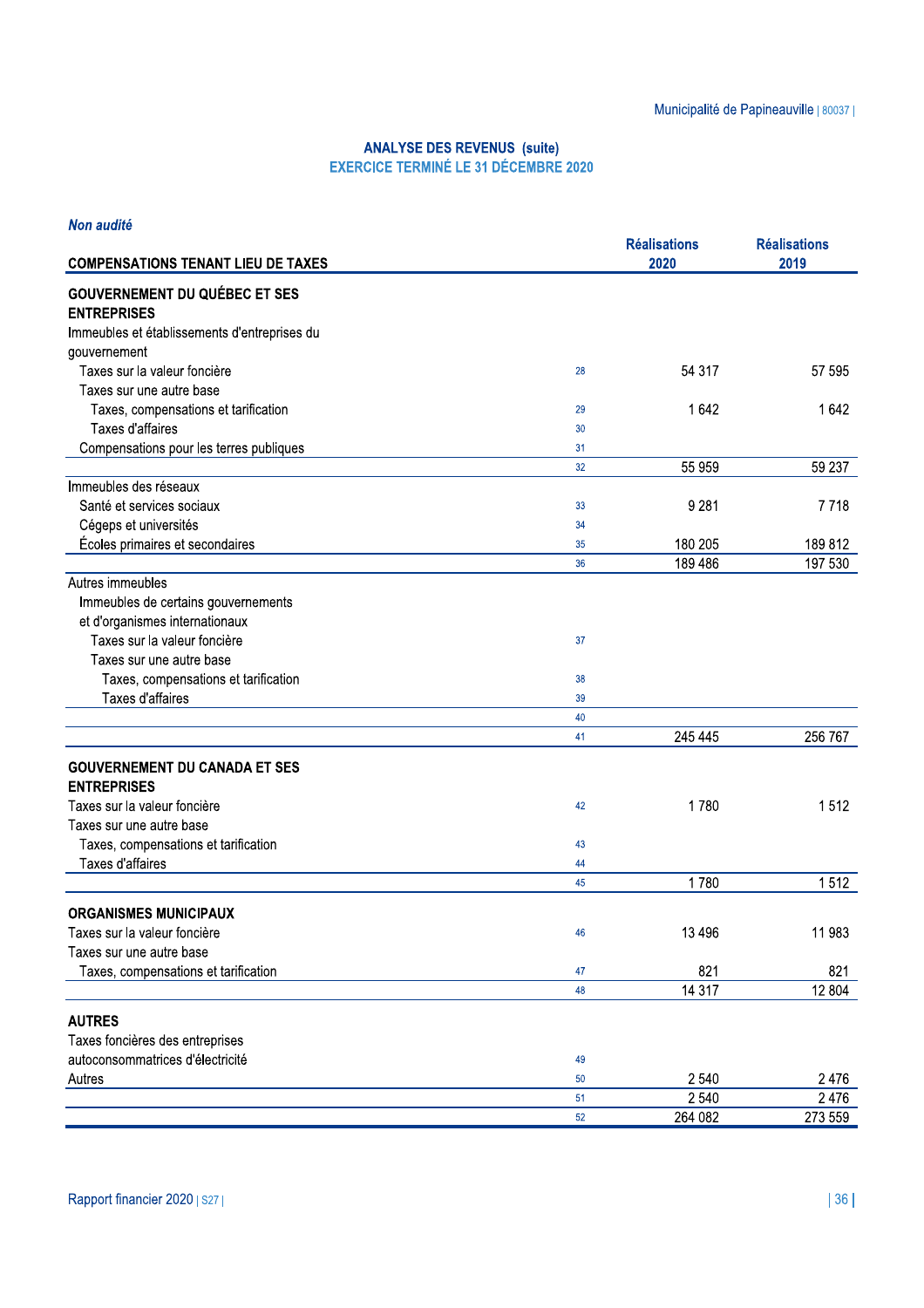## ANALYSE DES REVENUS (suite)
### EXERCICE TERMINÉ LE 31 DÉCEMBRE 2020

*Non audité*

| COMPENSATIONS TENANT LIEU DE TAXES | | Réalisations 2020 | Réalisations 2019 |
|---|---|---|---|
| **GOUVERNEMENT DU QUÉBEC ET SES ENTREPRISES** | | | |
| Immeubles et établissements d'entreprises du gouvernement | | | |
| Taxes sur la valeur foncière | 28 | 54 317 | 57 595 |
| Taxes sur une autre base | | | |
| Taxes, compensations et tarification | 29 | 1 642 | 1 642 |
| Taxes d'affaires | 30 | | |
| Compensations pour les terres publiques | 31 | | |
| | 32 | 55 959 | 59 237 |
| Immeubles des réseaux | | | |
| Santé et services sociaux | 33 | 9 281 | 7 718 |
| Cégeps et universités | 34 | | |
| Écoles primaires et secondaires | 35 | 180 205 | 189 812 |
| | 36 | 189 486 | 197 530 |
| Autres immeubles | | | |
| Immeubles de certains gouvernements et d'organismes internationaux | | | |
| Taxes sur la valeur foncière | 37 | | |
| Taxes sur une autre base | | | |
| Taxes, compensations et tarification | 38 | | |
| Taxes d'affaires | 39 | | |
| | 40 | | |
| | 41 | 245 445 | 256 767 |
| **GOUVERNEMENT DU CANADA ET SES ENTREPRISES** | | | |
| Taxes sur la valeur foncière | 42 | 1 780 | 1 512 |
| Taxes sur une autre base | | | |
| Taxes, compensations et tarification | 43 | | |
| Taxes d'affaires | 44 | | |
| | 45 | 1 780 | 1 512 |
| **ORGANISMES MUNICIPAUX** | | | |
| Taxes sur la valeur foncière | 46 | 13 496 | 11 983 |
| Taxes sur une autre base | | | |
| Taxes, compensations et tarification | 47 | 821 | 821 |
| | 48 | 14 317 | 12 804 |
| **AUTRES** | | | |
| Taxes foncières des entreprises autoconsommatrices d'électricité | 49 | | |
| Autres | 50 | 2 540 | 2 476 |
| | 51 | 2 540 | 2 476 |
| | 52 | 264 082 | 273 559 |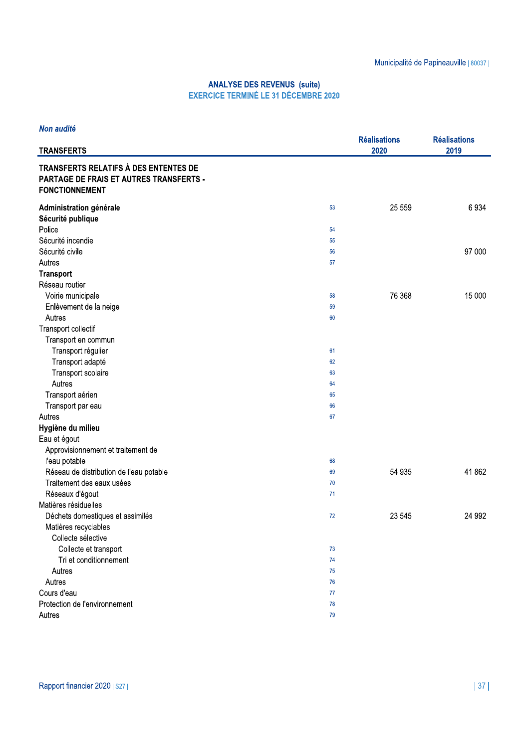## ANALYSE DES REVENUS (suite)
### EXERCICE TERMINÉ LE 31 DÉCEMBRE 2020

*Non audité*

| TRANSFERTS | | Réalisations 2020 | Réalisations 2019 |
|---|---|---|---|
| **TRANSFERTS RELATIFS À DES ENTENTES DE PARTAGE DE FRAIS ET AUTRES TRANSFERTS - FONCTIONNEMENT** | | | |
| **Administration générale** | 53 | 25 559 | 6 934 |
| **Sécurité publique** | | | |
| Police | 54 | | |
| Sécurité incendie | 55 | | |
| Sécurité civile | 56 | | 97 000 |
| Autres | 57 | | |
| **Transport** | | | |
| Réseau routier | | | |
| Voirie municipale | 58 | 76 368 | 15 000 |
| Enlèvement de la neige | 59 | | |
| Autres | 60 | | |
| Transport collectif | | | |
| Transport en commun | | | |
| Transport régulier | 61 | | |
| Transport adapté | 62 | | |
| Transport scolaire | 63 | | |
| Autres | 64 | | |
| Transport aérien | 65 | | |
| Transport par eau | 66 | | |
| Autres | 67 | | |
| **Hygiène du milieu** | | | |
| Eau et égout | | | |
| Approvisionnement et traitement de l'eau potable | 68 | | |
| Réseau de distribution de l'eau potable | 69 | 54 935 | 41 862 |
| Traitement des eaux usées | 70 | | |
| Réseaux d'égout | 71 | | |
| Matières résiduelles | | | |
| Déchets domestiques et assimilés | 72 | 23 545 | 24 992 |
| Matières recyclables | | | |
| Collecte sélective | | | |
| Collecte et transport | 73 | | |
| Tri et conditionnement | 74 | | |
| Autres | 75 | | |
| Autres | 76 | | |
| Cours d'eau | 77 | | |
| Protection de l'environnement | 78 | | |
| Autres | 79 | | |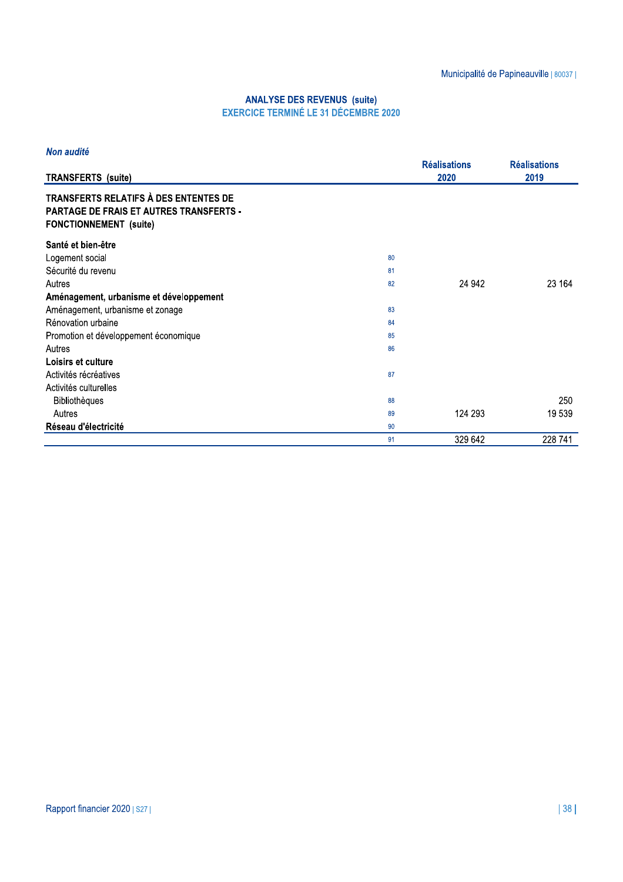## ANALYSE DES REVENUS (suite)
### EXERCICE TERMINÉ LE 31 DÉCEMBRE 2020

*Non audité*

| TRANSFERTS (suite) | | Réalisations 2020 | Réalisations 2019 |
|---|---|---|---|
| **TRANSFERTS RELATIFS À DES ENTENTES DE PARTAGE DE FRAIS ET AUTRES TRANSFERTS - FONCTIONNEMENT (suite)** | | | |
| **Santé et bien-être** | | | |
| Logement social | 80 | | |
| Sécurité du revenu | 81 | | |
| Autres | 82 | 24 942 | 23 164 |
| **Aménagement, urbanisme et développement** | | | |
| Aménagement, urbanisme et zonage | 83 | | |
| Rénovation urbaine | 84 | | |
| Promotion et développement économique | 85 | | |
| Autres | 86 | | |
| **Loisirs et culture** | | | |
| Activités récréatives | 87 | | |
| Activités culturelles | | | |
| Bibliothèques | 88 | | 250 |
| Autres | 89 | 124 293 | 19 539 |
| **Réseau d'électricité** | 90 | | |
| | 91 | 329 642 | 228 741 |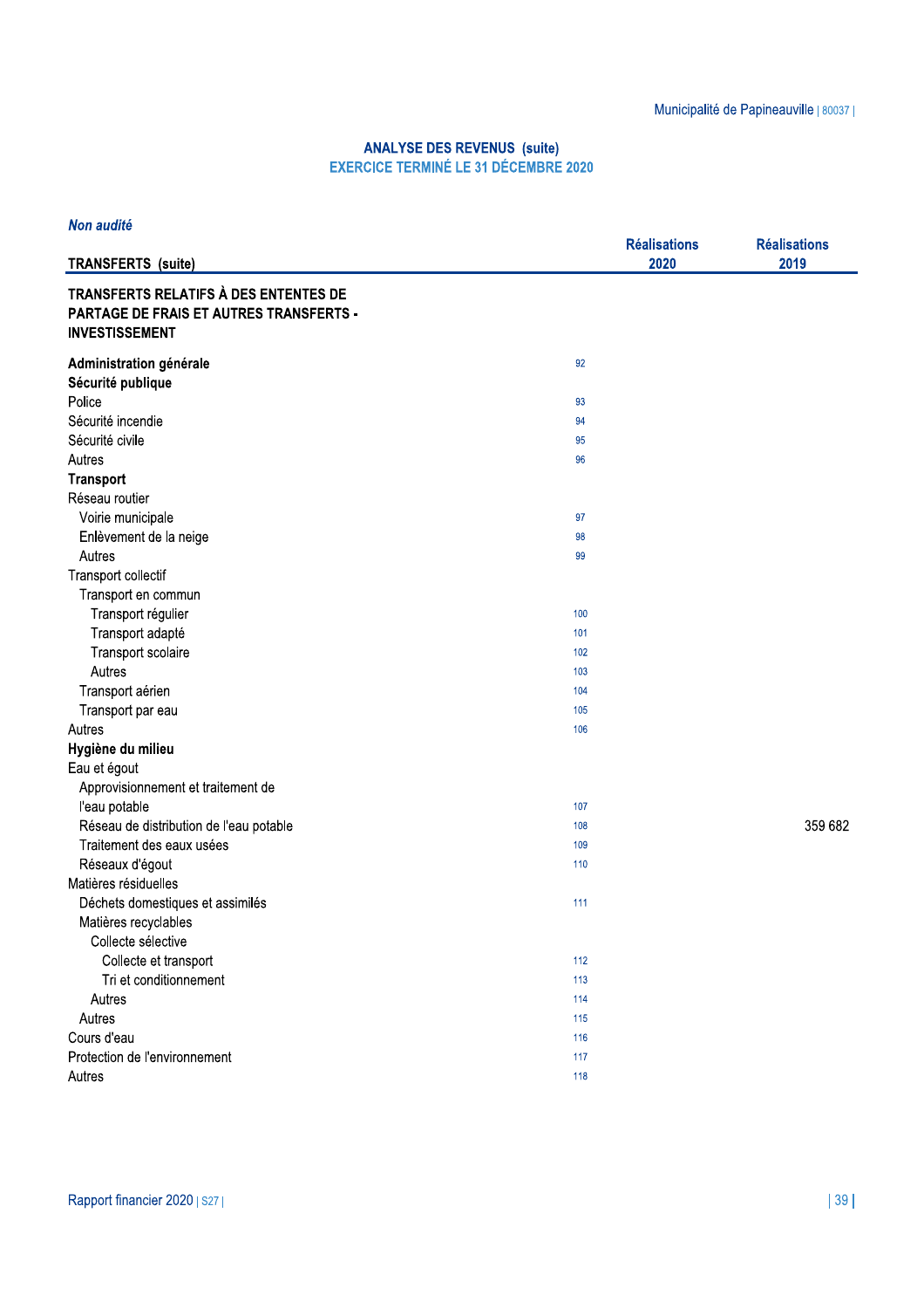## ANALYSE DES REVENUS (suite)
### EXERCICE TERMINÉ LE 31 DÉCEMBRE 2020

*Non audité*

| TRANSFERTS (suite) | | Réalisations 2020 | Réalisations 2019 |
|---|---|---|---|
| **TRANSFERTS RELATIFS À DES ENTENTES DE PARTAGE DE FRAIS ET AUTRES TRANSFERTS - INVESTISSEMENT** | | | |
| **Administration générale** | 92 | | |
| **Sécurité publique** | | | |
| Police | 93 | | |
| Sécurité incendie | 94 | | |
| Sécurité civile | 95 | | |
| Autres | 96 | | |
| **Transport** | | | |
| Réseau routier | | | |
| Voirie municipale | 97 | | |
| Enlèvement de la neige | 98 | | |
| Autres | 99 | | |
| Transport collectif | | | |
| Transport en commun | | | |
| Transport régulier | 100 | | |
| Transport adapté | 101 | | |
| Transport scolaire | 102 | | |
| Autres | 103 | | |
| Transport aérien | 104 | | |
| Transport par eau | 105 | | |
| Autres | 106 | | |
| **Hygiène du milieu** | | | |
| Eau et égout | | | |
| Approvisionnement et traitement de l'eau potable | 107 | | |
| Réseau de distribution de l'eau potable | 108 | | 359 682 |
| Traitement des eaux usées | 109 | | |
| Réseaux d'égout | 110 | | |
| Matières résiduelles | | | |
| Déchets domestiques et assimilés | 111 | | |
| Matières recyclables | | | |
| Collecte sélective | | | |
| Collecte et transport | 112 | | |
| Tri et conditionnement | 113 | | |
| Autres | 114 | | |
| Autres | 115 | | |
| Cours d'eau | 116 | | |
| Protection de l'environnement | 117 | | |
| Autres | 118 | | |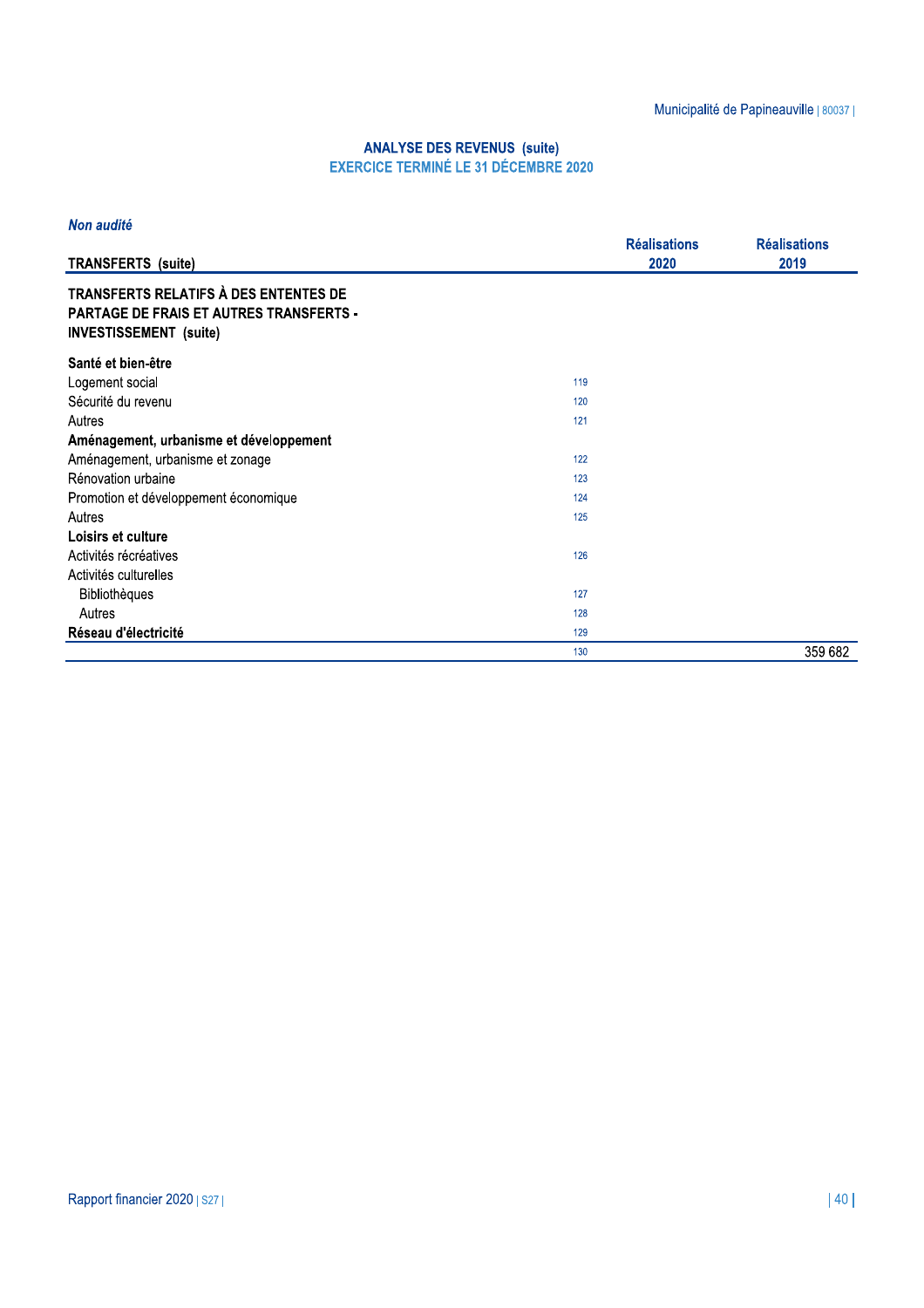## ANALYSE DES REVENUS (suite)
## EXERCICE TERMINÉ LE 31 DÉCEMBRE 2020

*Non audité*

| TRANSFERTS (suite) | | Réalisations 2020 | Réalisations 2019 |
|---|---|---|---|
| **TRANSFERTS RELATIFS À DES ENTENTES DE PARTAGE DE FRAIS ET AUTRES TRANSFERTS - INVESTISSEMENT (suite)** | | | |
| **Santé et bien-être** | | | |
| Logement social | 119 | | |
| Sécurité du revenu | 120 | | |
| Autres | 121 | | |
| **Aménagement, urbanisme et développement** | | | |
| Aménagement, urbanisme et zonage | 122 | | |
| Rénovation urbaine | 123 | | |
| Promotion et développement économique | 124 | | |
| Autres | 125 | | |
| **Loisirs et culture** | | | |
| Activités récréatives | 126 | | |
| Activités culturelles | | | |
| Bibliothèques | 127 | | |
| Autres | 128 | | |
| **Réseau d'électricité** | 129 | | |
| | 130 | | 359 682 |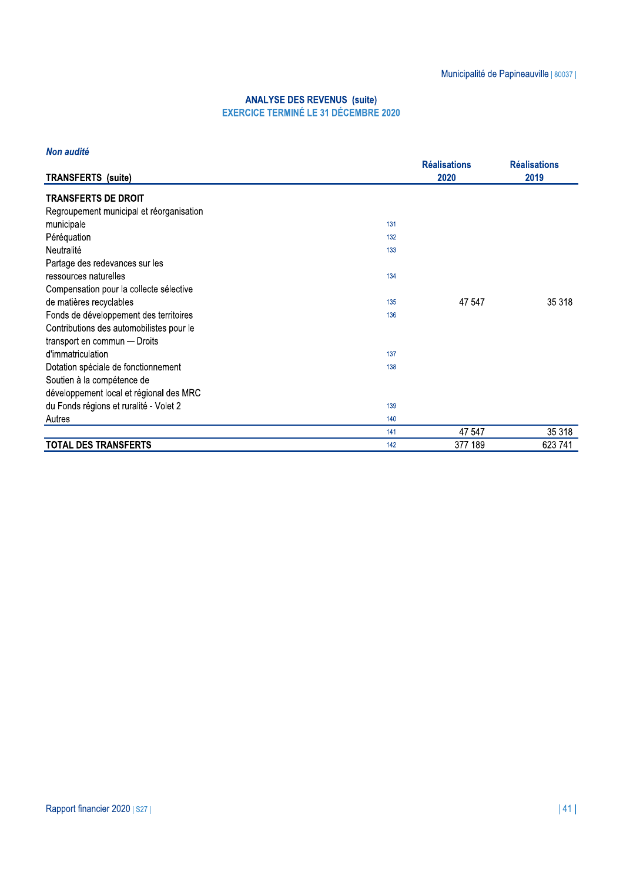## ANALYSE DES REVENUS (suite)
### EXERCICE TERMINÉ LE 31 DÉCEMBRE 2020

*Non audité*

| TRANSFERTS (suite) | | Réalisations 2020 | Réalisations 2019 |
|---|---|---|---|
| **TRANSFERTS DE DROIT** | | | |
| Regroupement municipal et réorganisation municipale | 131 | | |
| Péréquation | 132 | | |
| Neutralité | 133 | | |
| Partage des redevances sur les ressources naturelles | 134 | | |
| Compensation pour la collecte sélective de matières recyclables | 135 | 47 547 | 35 318 |
| Fonds de développement des territoires | 136 | | |
| Contributions des automobilistes pour le transport en commun — Droits d'immatriculation | 137 | | |
| Dotation spéciale de fonctionnement | 138 | | |
| Soutien à la compétence de développement local et régional des MRC du Fonds régions et ruralité - Volet 2 | 139 | | |
| Autres | 140 | | |
| | 141 | 47 547 | 35 318 |
| **TOTAL DES TRANSFERTS** | 142 | 377 189 | 623 741 |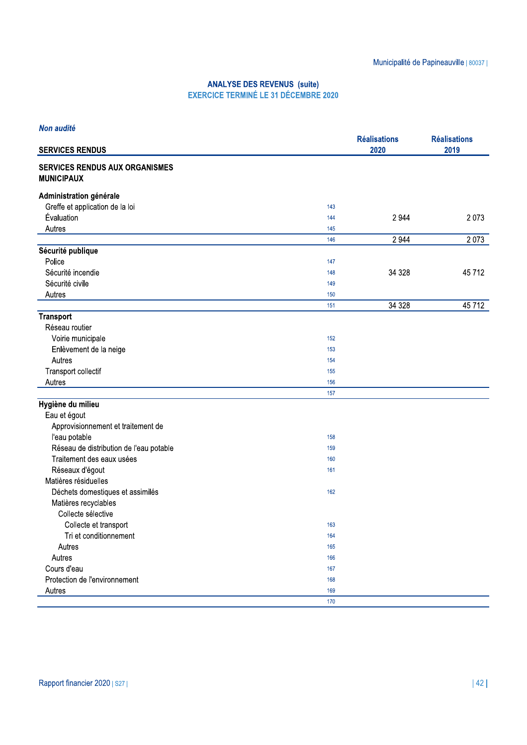## ANALYSE DES REVENUS (suite)
### EXERCICE TERMINÉ LE 31 DÉCEMBRE 2020

*Non audité*

| SERVICES RENDUS | | Réalisations 2020 | Réalisations 2019 |
|---|---|---|---|
| **SERVICES RENDUS AUX ORGANISMES MUNICIPAUX** | | | |
| **Administration générale** | | | |
| Greffe et application de la loi | 143 | | |
| Évaluation | 144 | 2 944 | 2 073 |
| Autres | 145 | | |
| | 146 | 2 944 | 2 073 |
| **Sécurité publique** | | | |
| Police | 147 | | |
| Sécurité incendie | 148 | 34 328 | 45 712 |
| Sécurité civile | 149 | | |
| Autres | 150 | | |
| | 151 | 34 328 | 45 712 |
| **Transport** | | | |
| Réseau routier | | | |
| Voirie municipale | 152 | | |
| Enlèvement de la neige | 153 | | |
| Autres | 154 | | |
| Transport collectif | 155 | | |
| Autres | 156 | | |
| | 157 | | |
| **Hygiène du milieu** | | | |
| Eau et égout | | | |
| Approvisionnement et traitement de l'eau potable | 158 | | |
| Réseau de distribution de l'eau potable | 159 | | |
| Traitement des eaux usées | 160 | | |
| Réseaux d'égout | 161 | | |
| Matières résiduelles | | | |
| Déchets domestiques et assimilés | 162 | | |
| Matières recyclables | | | |
| Collecte sélective | | | |
| Collecte et transport | 163 | | |
| Tri et conditionnement | 164 | | |
| Autres | 165 | | |
| Autres | 166 | | |
| Cours d'eau | 167 | | |
| Protection de l'environnement | 168 | | |
| Autres | 169 | | |
| | 170 | | |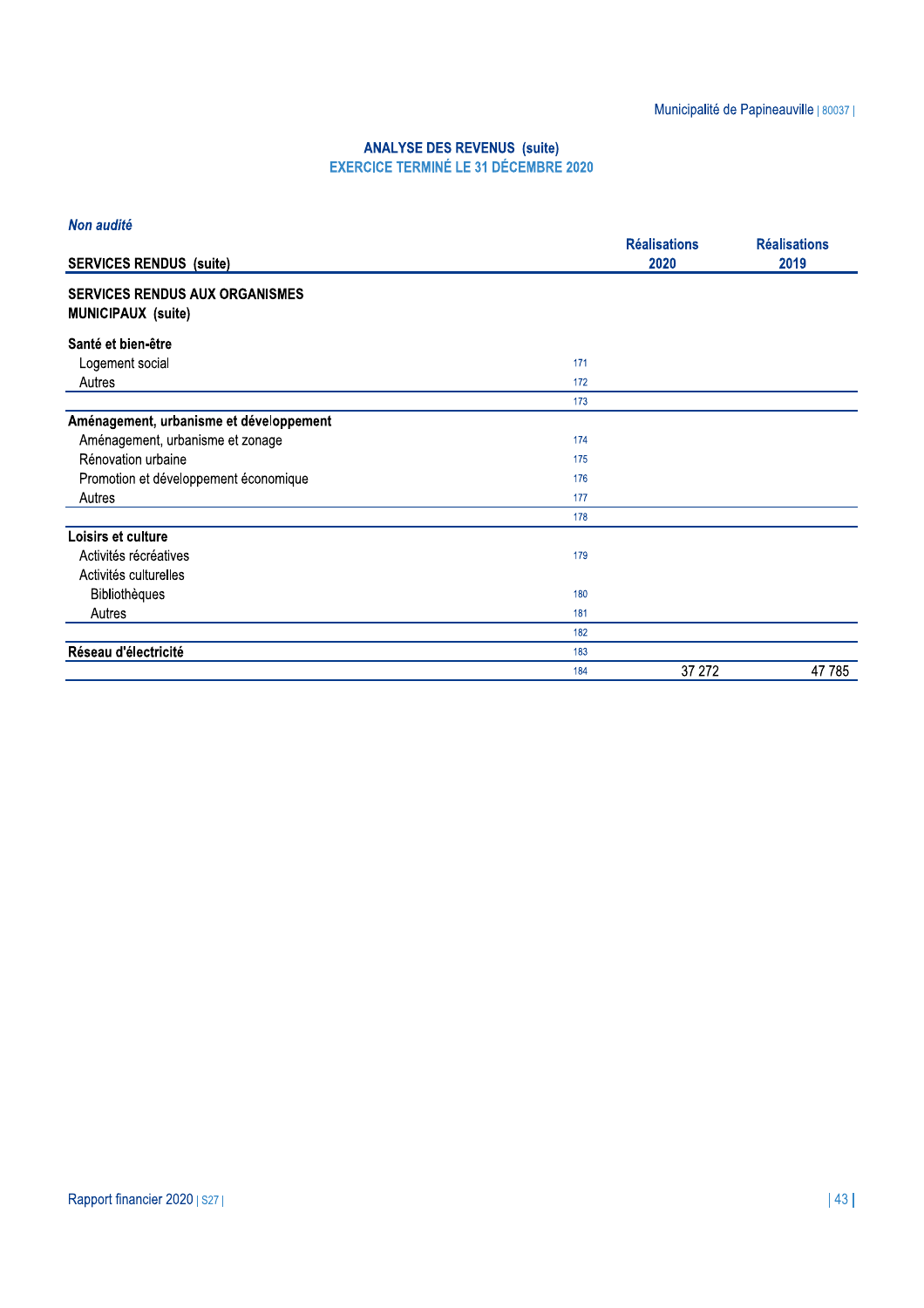## ANALYSE DES REVENUS (suite)

### EXERCICE TERMINÉ LE 31 DÉCEMBRE 2020

*Non audité*

| SERVICES RENDUS (suite) | | Réalisations 2020 | Réalisations 2019 |
|---|---|---|---|
| **SERVICES RENDUS AUX ORGANISMES MUNICIPAUX (suite)** | | | |
| **Santé et bien-être** | | | |
| Logement social | 171 | | |
| Autres | 172 | | |
| | 173 | | |
| **Aménagement, urbanisme et développement** | | | |
| Aménagement, urbanisme et zonage | 174 | | |
| Rénovation urbaine | 175 | | |
| Promotion et développement économique | 176 | | |
| Autres | 177 | | |
| | 178 | | |
| **Loisirs et culture** | | | |
| Activités récréatives | 179 | | |
| Activités culturelles | | | |
| Bibliothèques | 180 | | |
| Autres | 181 | | |
| | 182 | | |
| **Réseau d'électricité** | 183 | | |
| | 184 | 37 272 | 47 785 |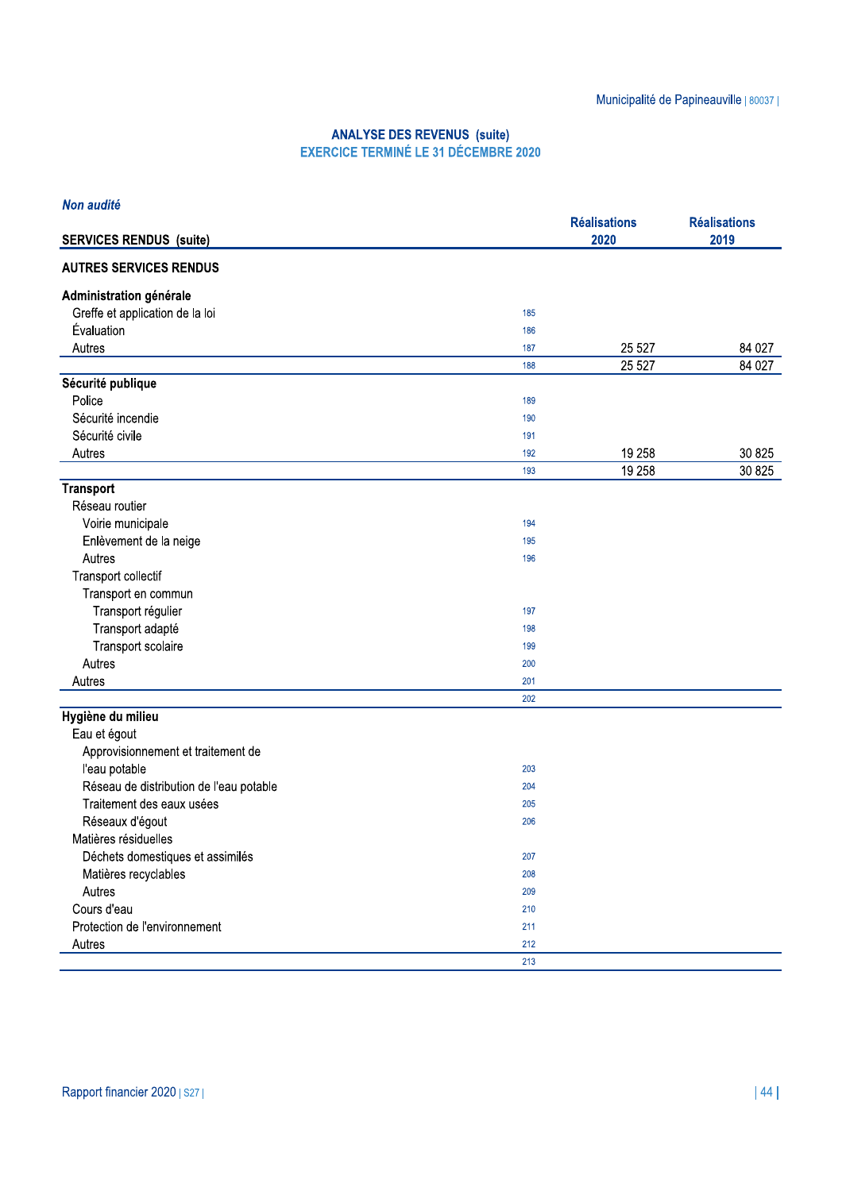## ANALYSE DES REVENUS (suite)
### EXERCICE TERMINÉ LE 31 DÉCEMBRE 2020

*Non audité*

| SERVICES RENDUS (suite) | | Réalisations 2020 | Réalisations 2019 |
|---|---|---|---|
| **AUTRES SERVICES RENDUS** | | | |
| **Administration générale** | | | |
| Greffe et application de la loi | 185 | | |
| Évaluation | 186 | | |
| Autres | 187 | 25 527 | 84 027 |
| | 188 | 25 527 | 84 027 |
| **Sécurité publique** | | | |
| Police | 189 | | |
| Sécurité incendie | 190 | | |
| Sécurité civile | 191 | | |
| Autres | 192 | 19 258 | 30 825 |
| | 193 | 19 258 | 30 825 |
| **Transport** | | | |
| Réseau routier | | | |
| Voirie municipale | 194 | | |
| Enlèvement de la neige | 195 | | |
| Autres | 196 | | |
| Transport collectif | | | |
| Transport en commun | | | |
| Transport régulier | 197 | | |
| Transport adapté | 198 | | |
| Transport scolaire | 199 | | |
| Autres | 200 | | |
| Autres | 201 | | |
| | 202 | | |
| **Hygiène du milieu** | | | |
| Eau et égout | | | |
| Approvisionnement et traitement de l'eau potable | 203 | | |
| Réseau de distribution de l'eau potable | 204 | | |
| Traitement des eaux usées | 205 | | |
| Réseaux d'égout | 206 | | |
| Matières résiduelles | | | |
| Déchets domestiques et assimilés | 207 | | |
| Matières recyclables | 208 | | |
| Autres | 209 | | |
| Cours d'eau | 210 | | |
| Protection de l'environnement | 211 | | |
| Autres | 212 | | |
| | 213 | | |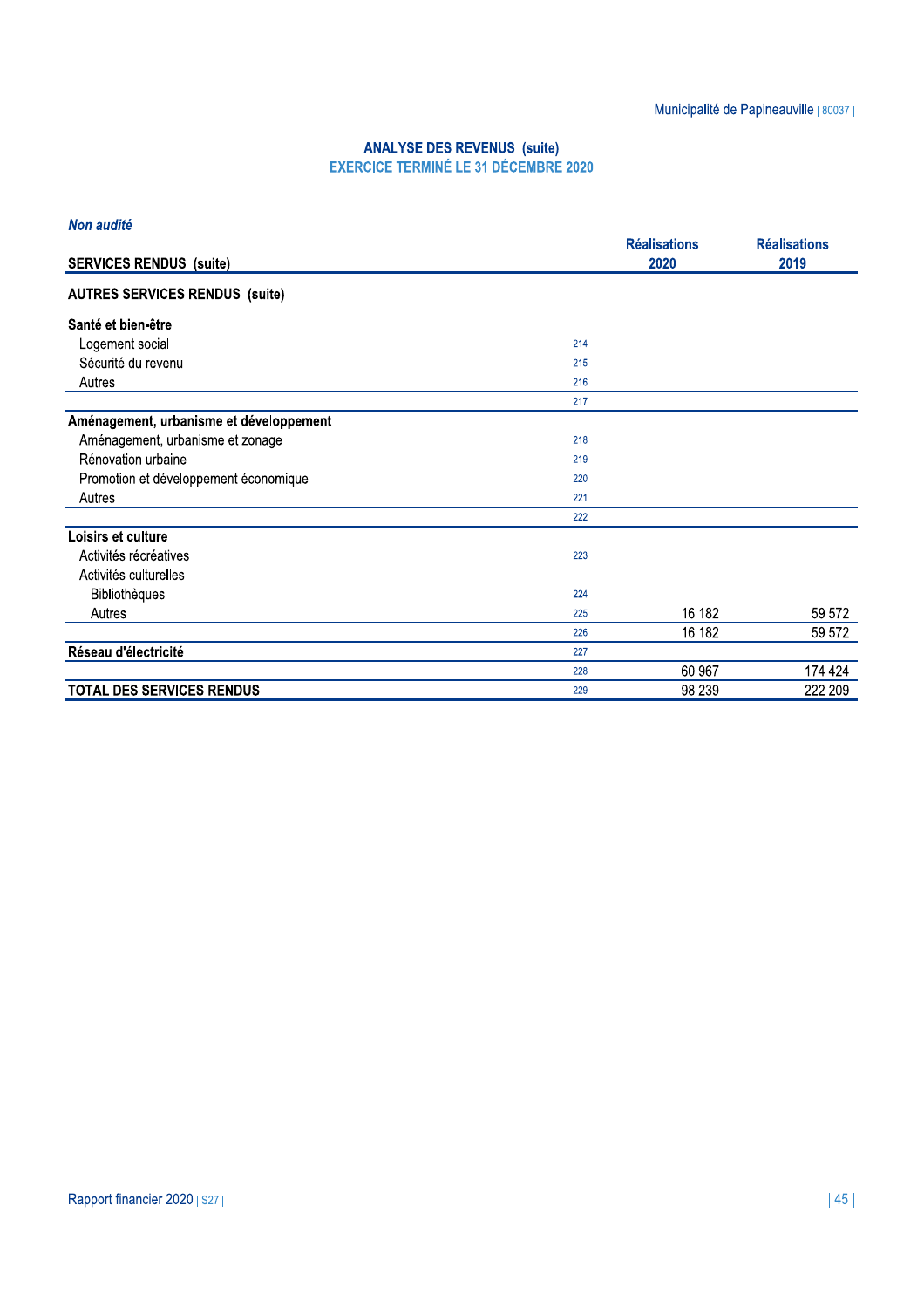## ANALYSE DES REVENUS (suite)
### EXERCICE TERMINÉ LE 31 DÉCEMBRE 2020

*Non audité*

| SERVICES RENDUS (suite) | | Réalisations 2020 | Réalisations 2019 |
|---|---|---|---|
| **AUTRES SERVICES RENDUS (suite)** | | | |
| **Santé et bien-être** | | | |
| Logement social | 214 | | |
| Sécurité du revenu | 215 | | |
| Autres | 216 | | |
| | 217 | | |
| **Aménagement, urbanisme et développement** | | | |
| Aménagement, urbanisme et zonage | 218 | | |
| Rénovation urbaine | 219 | | |
| Promotion et développement économique | 220 | | |
| Autres | 221 | | |
| | 222 | | |
| **Loisirs et culture** | | | |
| Activités récréatives | 223 | | |
| Activités culturelles | | | |
| Bibliothèques | 224 | | |
| Autres | 225 | 16 182 | 59 572 |
| | 226 | 16 182 | 59 572 |
| **Réseau d'électricité** | 227 | | |
| | 228 | 60 967 | 174 424 |
| **TOTAL DES SERVICES RENDUS** | 229 | 98 239 | 222 209 |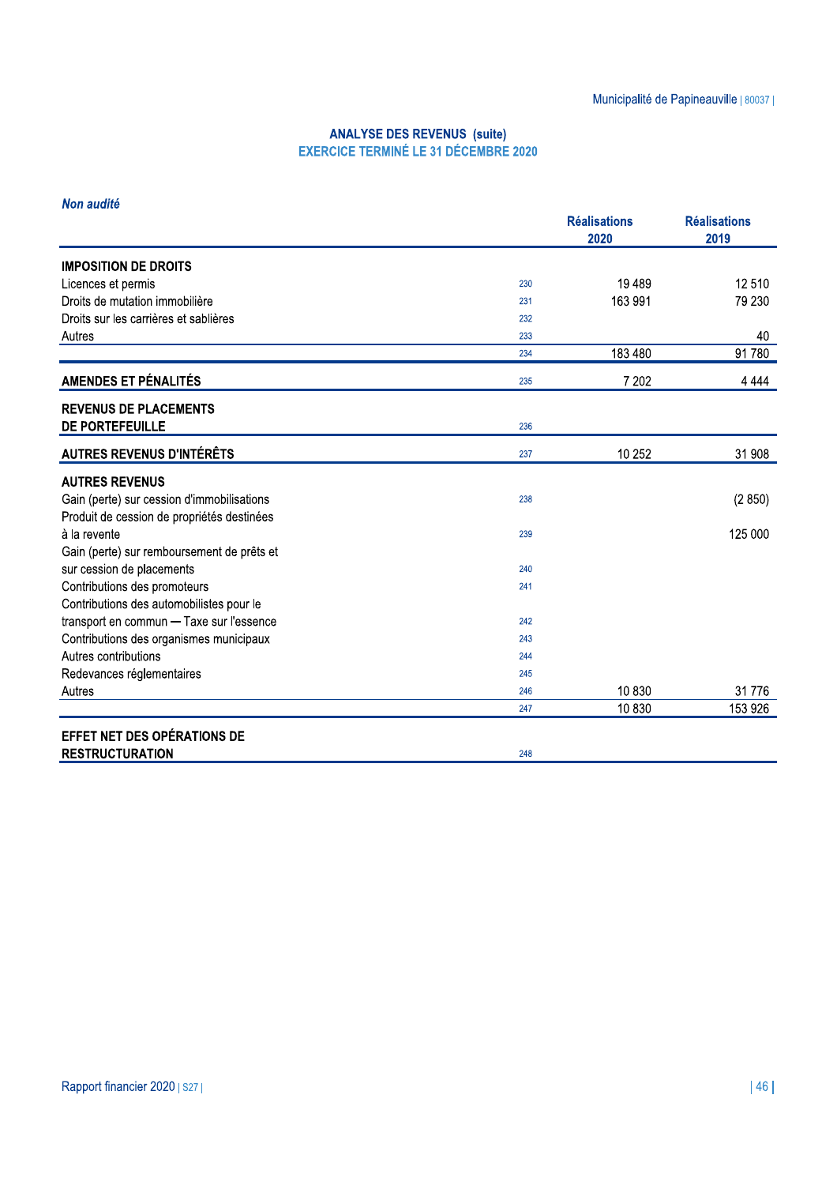## ANALYSE DES REVENUS (suite)
### EXERCICE TERMINÉ LE 31 DÉCEMBRE 2020

*Non audité*

| | | Réalisations 2020 | Réalisations 2019 |
|---|---|---|---|
| **IMPOSITION DE DROITS** | | | |
| Licences et permis | 230 | 19 489 | 12 510 |
| Droits de mutation immobilière | 231 | 163 991 | 79 230 |
| Droits sur les carrières et sablières | 232 | | |
| Autres | 233 | | 40 |
| | 234 | 183 480 | 91 780 |
| **AMENDES ET PÉNALITÉS** | 235 | 7 202 | 4 444 |
| **REVENUS DE PLACEMENTS DE PORTEFEUILLE** | 236 | | |
| **AUTRES REVENUS D'INTÉRÊTS** | 237 | 10 252 | 31 908 |
| **AUTRES REVENUS** | | | |
| Gain (perte) sur cession d'immobilisations | 238 | | (2 850) |
| Produit de cession de propriétés destinées à la revente | 239 | | 125 000 |
| Gain (perte) sur remboursement de prêts et sur cession de placements | 240 | | |
| Contributions des promoteurs | 241 | | |
| Contributions des automobilistes pour le transport en commun — Taxe sur l'essence | 242 | | |
| Contributions des organismes municipaux | 243 | | |
| Autres contributions | 244 | | |
| Redevances réglementaires | 245 | | |
| Autres | 246 | 10 830 | 31 776 |
| | 247 | 10 830 | 153 926 |
| **EFFET NET DES OPÉRATIONS DE RESTRUCTURATION** | 248 | | |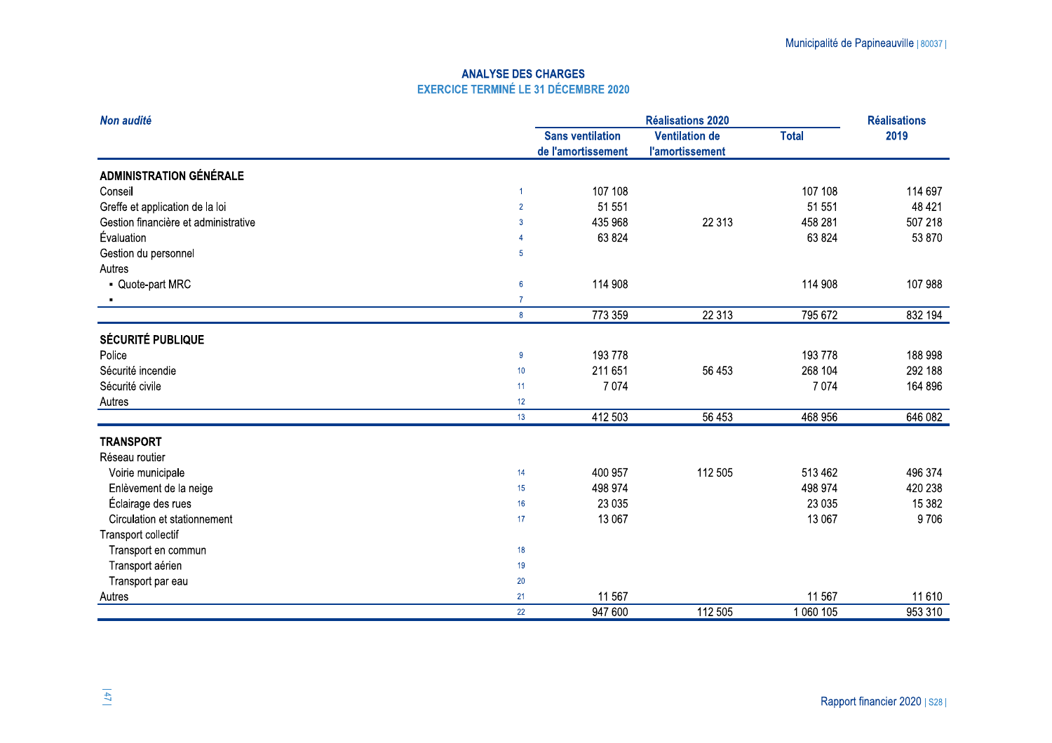## ANALYSE DES CHARGES

### EXERCICE TERMINÉ LE 31 DÉCEMBRE 2020

| *Non audité* | | Réalisations 2020 | | | Réalisations 2019 |
|---|---|---|---|---|---|
| | | Sans ventilation de l'amortissement | Ventilation de l'amortissement | Total | |
| **ADMINISTRATION GÉNÉRALE** | | | | | |
| Conseil | 1 | 107 108 | | 107 108 | 114 697 |
| Greffe et application de la loi | 2 | 51 551 | | 51 551 | 48 421 |
| Gestion financière et administrative | 3 | 435 968 | 22 313 | 458 281 | 507 218 |
| Évaluation | 4 | 63 824 | | 63 824 | 53 870 |
| Gestion du personnel | 5 | | | | |
| Autres | | | | | |
| ▪ Quote-part MRC | 6 | 114 908 | | 114 908 | 107 988 |
| ▪ | 7 | | | | |
| | 8 | 773 359 | 22 313 | 795 672 | 832 194 |
| **SÉCURITÉ PUBLIQUE** | | | | | |
| Police | 9 | 193 778 | | 193 778 | 188 998 |
| Sécurité incendie | 10 | 211 651 | 56 453 | 268 104 | 292 188 |
| Sécurité civile | 11 | 7 074 | | 7 074 | 164 896 |
| Autres | 12 | | | | |
| | 13 | 412 503 | 56 453 | 468 956 | 646 082 |
| **TRANSPORT** | | | | | |
| Réseau routier | | | | | |
| Voirie municipale | 14 | 400 957 | 112 505 | 513 462 | 496 374 |
| Enlèvement de la neige | 15 | 498 974 | | 498 974 | 420 238 |
| Éclairage des rues | 16 | 23 035 | | 23 035 | 15 382 |
| Circulation et stationnement | 17 | 13 067 | | 13 067 | 9 706 |
| Transport collectif | | | | | |
| Transport en commun | 18 | | | | |
| Transport aérien | 19 | | | | |
| Transport par eau | 20 | | | | |
| Autres | 21 | 11 567 | | 11 567 | 11 610 |
| | 22 | 947 600 | 112 505 | 1 060 105 | 953 310 |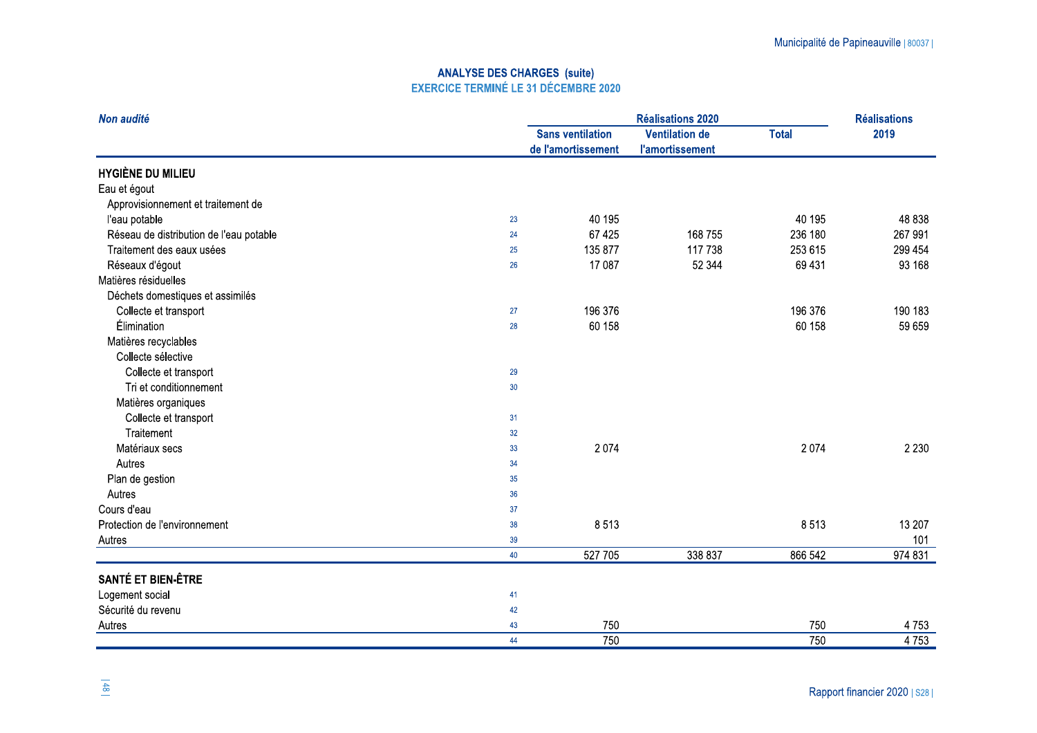## ANALYSE DES CHARGES (suite)
### EXERCICE TERMINÉ LE 31 DÉCEMBRE 2020

| *Non audité* | | Réalisations 2020 | | | Réalisations 2019 |
|---|---|---|---|---|---|
| | | Sans ventilation de l'amortissement | Ventilation de l'amortissement | Total | |
| **HYGIÈNE DU MILIEU** | | | | | |
| Eau et égout | | | | | |
| Approvisionnement et traitement de l'eau potable | 23 | 40 195 | | 40 195 | 48 838 |
| Réseau de distribution de l'eau potable | 24 | 67 425 | 168 755 | 236 180 | 267 991 |
| Traitement des eaux usées | 25 | 135 877 | 117 738 | 253 615 | 299 454 |
| Réseaux d'égout | 26 | 17 087 | 52 344 | 69 431 | 93 168 |
| Matières résiduelles | | | | | |
| Déchets domestiques et assimilés | | | | | |
| Collecte et transport | 27 | 196 376 | | 196 376 | 190 183 |
| Élimination | 28 | 60 158 | | 60 158 | 59 659 |
| Matières recyclables | | | | | |
| Collecte sélective | | | | | |
| Collecte et transport | 29 | | | | |
| Tri et conditionnement | 30 | | | | |
| Matières organiques | | | | | |
| Collecte et transport | 31 | | | | |
| Traitement | 32 | | | | |
| Matériaux secs | 33 | 2 074 | | 2 074 | 2 230 |
| Autres | 34 | | | | |
| Plan de gestion | 35 | | | | |
| Autres | 36 | | | | |
| Cours d'eau | 37 | | | | |
| Protection de l'environnement | 38 | 8 513 | | 8 513 | 13 207 |
| Autres | 39 | | | | 101 |
| | 40 | 527 705 | 338 837 | 866 542 | 974 831 |
| **SANTÉ ET BIEN-ÊTRE** | | | | | |
| Logement social | 41 | | | | |
| Sécurité du revenu | 42 | | | | |
| Autres | 43 | 750 | | 750 | 4 753 |
| | 44 | 750 | | 750 | 4 753 |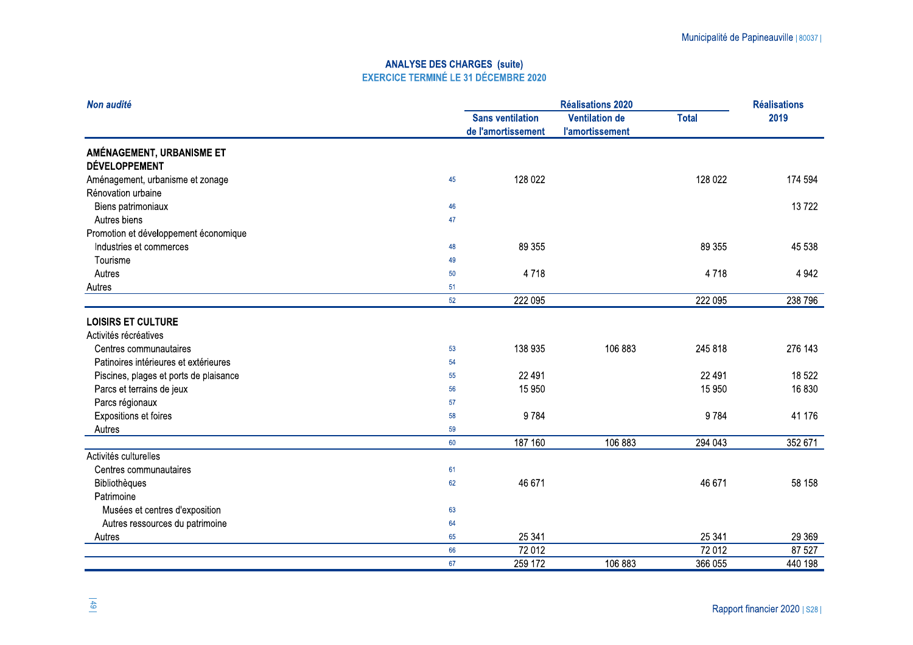## ANALYSE DES CHARGES (suite)
### EXERCICE TERMINÉ LE 31 DÉCEMBRE 2020

| *Non audité* | | Réalisations 2020 | | | Réalisations 2019 |
|---|---|---|---|---|---|
| | | Sans ventilation de l'amortissement | Ventilation de l'amortissement | Total | |
| **AMÉNAGEMENT, URBANISME ET DÉVELOPPEMENT** | | | | | |
| Aménagement, urbanisme et zonage | 45 | 128 022 | | 128 022 | 174 594 |
| Rénovation urbaine | | | | | |
| Biens patrimoniaux | 46 | | | | 13 722 |
| Autres biens | 47 | | | | |
| Promotion et développement économique | | | | | |
| Industries et commerces | 48 | 89 355 | | 89 355 | 45 538 |
| Tourisme | 49 | | | | |
| Autres | 50 | 4 718 | | 4 718 | 4 942 |
| Autres | 51 | | | | |
| | 52 | 222 095 | | 222 095 | 238 796 |
| **LOISIRS ET CULTURE** | | | | | |
| Activités récréatives | | | | | |
| Centres communautaires | 53 | 138 935 | 106 883 | 245 818 | 276 143 |
| Patinoires intérieures et extérieures | 54 | | | | |
| Piscines, plages et ports de plaisance | 55 | 22 491 | | 22 491 | 18 522 |
| Parcs et terrains de jeux | 56 | 15 950 | | 15 950 | 16 830 |
| Parcs régionaux | 57 | | | | |
| Expositions et foires | 58 | 9 784 | | 9 784 | 41 176 |
| Autres | 59 | | | | |
| | 60 | 187 160 | 106 883 | 294 043 | 352 671 |
| Activités culturelles | | | | | |
| Centres communautaires | 61 | | | | |
| Bibliothèques | 62 | 46 671 | | 46 671 | 58 158 |
| Patrimoine | | | | | |
| Musées et centres d'exposition | 63 | | | | |
| Autres ressources du patrimoine | 64 | | | | |
| Autres | 65 | 25 341 | | 25 341 | 29 369 |
| | 66 | 72 012 | | 72 012 | 87 527 |
| | 67 | 259 172 | 106 883 | 366 055 | 440 198 |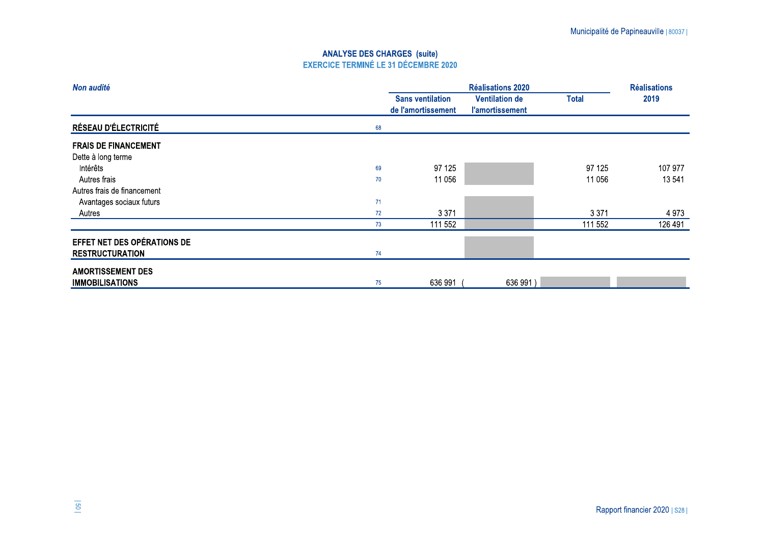## ANALYSE DES CHARGES (suite)
### EXERCICE TERMINÉ LE 31 DÉCEMBRE 2020

| *Non audité* | | Réalisations 2020 | | | Réalisations 2019 |
|---|---|---|---|---|---|
| | | Sans ventilation de l'amortissement | Ventilation de l'amortissement | Total | |
| **RÉSEAU D'ÉLECTRICITÉ** | 68 | | | | |
| **FRAIS DE FINANCEMENT** | | | | | |
| Dette à long terme | | | | | |
| Intérêts | 69 | 97 125 | | 97 125 | 107 977 |
| Autres frais | 70 | 11 056 | | 11 056 | 13 541 |
| Autres frais de financement | | | | | |
| Avantages sociaux futurs | 71 | | | | |
| Autres | 72 | 3 371 | | 3 371 | 4 973 |
| | 73 | 111 552 | | 111 552 | 126 491 |
| **EFFET NET DES OPÉRATIONS DE RESTRUCTURATION** | 74 | | | | |
| **AMORTISSEMENT DES IMMOBILISATIONS** | 75 | 636 991 | ( 636 991 ) | | |